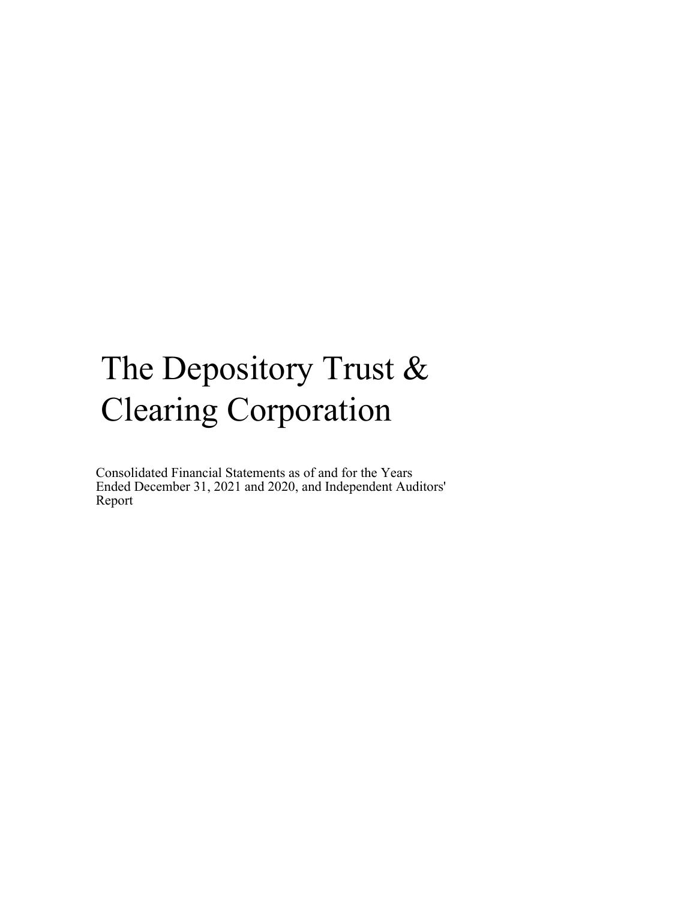# The Depository Trust & Clearing Corporation

Consolidated Financial Statements as of and for the Years Ended December 31, 2021 and 2020, and Independent Auditors' Report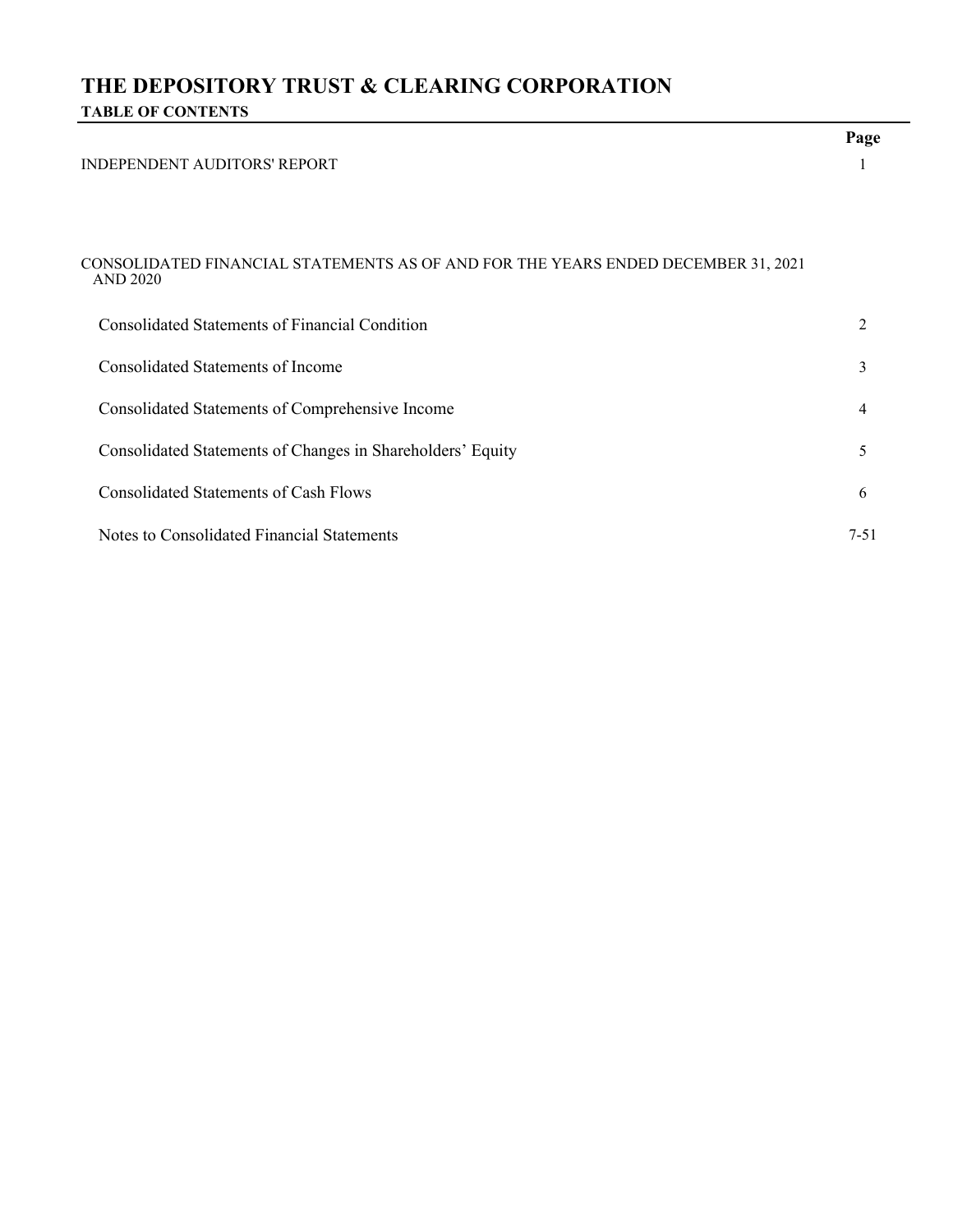# THE DEPOSITORY TRUST & CLEARING CORPORATION

## TABLE OF CONTENTS

| | Page |
|---|---|
| INDEPENDENT AUDITORS' REPORT | 1 |
| CONSOLIDATED FINANCIAL STATEMENTS AS OF AND FOR THE YEARS ENDED DECEMBER 31, 2021 AND 2020 | |
| Consolidated Statements of Financial Condition | 2 |
| Consolidated Statements of Income | 3 |
| Consolidated Statements of Comprehensive Income | 4 |
| Consolidated Statements of Changes in Shareholders' Equity | 5 |
| Consolidated Statements of Cash Flows | 6 |
| Notes to Consolidated Financial Statements | 7-51 |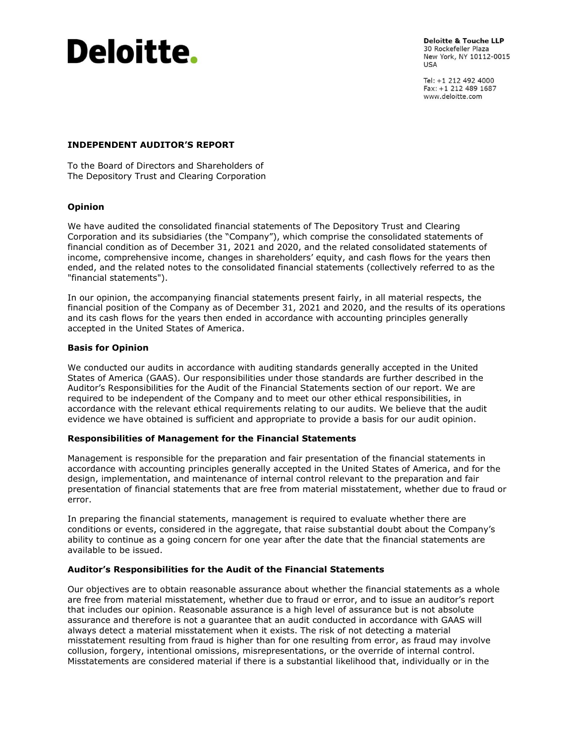**Deloitte.**

**Deloitte & Touche LLP**
30 Rockefeller Plaza
New York, NY 10112-0015
USA

Tel: +1 212 492 4000
Fax: +1 212 489 1687
www.deloitte.com

## INDEPENDENT AUDITOR'S REPORT

To the Board of Directors and Shareholders of
The Depository Trust and Clearing Corporation

### Opinion

We have audited the consolidated financial statements of The Depository Trust and Clearing Corporation and its subsidiaries (the "Company"), which comprise the consolidated statements of financial condition as of December 31, 2021 and 2020, and the related consolidated statements of income, comprehensive income, changes in shareholders' equity, and cash flows for the years then ended, and the related notes to the consolidated financial statements (collectively referred to as the "financial statements").

In our opinion, the accompanying financial statements present fairly, in all material respects, the financial position of the Company as of December 31, 2021 and 2020, and the results of its operations and its cash flows for the years then ended in accordance with accounting principles generally accepted in the United States of America.

### Basis for Opinion

We conducted our audits in accordance with auditing standards generally accepted in the United States of America (GAAS). Our responsibilities under those standards are further described in the Auditor's Responsibilities for the Audit of the Financial Statements section of our report. We are required to be independent of the Company and to meet our other ethical responsibilities, in accordance with the relevant ethical requirements relating to our audits. We believe that the audit evidence we have obtained is sufficient and appropriate to provide a basis for our audit opinion.

### Responsibilities of Management for the Financial Statements

Management is responsible for the preparation and fair presentation of the financial statements in accordance with accounting principles generally accepted in the United States of America, and for the design, implementation, and maintenance of internal control relevant to the preparation and fair presentation of financial statements that are free from material misstatement, whether due to fraud or error.

In preparing the financial statements, management is required to evaluate whether there are conditions or events, considered in the aggregate, that raise substantial doubt about the Company's ability to continue as a going concern for one year after the date that the financial statements are available to be issued.

### Auditor's Responsibilities for the Audit of the Financial Statements

Our objectives are to obtain reasonable assurance about whether the financial statements as a whole are free from material misstatement, whether due to fraud or error, and to issue an auditor's report that includes our opinion. Reasonable assurance is a high level of assurance but is not absolute assurance and therefore is not a guarantee that an audit conducted in accordance with GAAS will always detect a material misstatement when it exists. The risk of not detecting a material misstatement resulting from fraud is higher than for one resulting from error, as fraud may involve collusion, forgery, intentional omissions, misrepresentations, or the override of internal control. Misstatements are considered material if there is a substantial likelihood that, individually or in the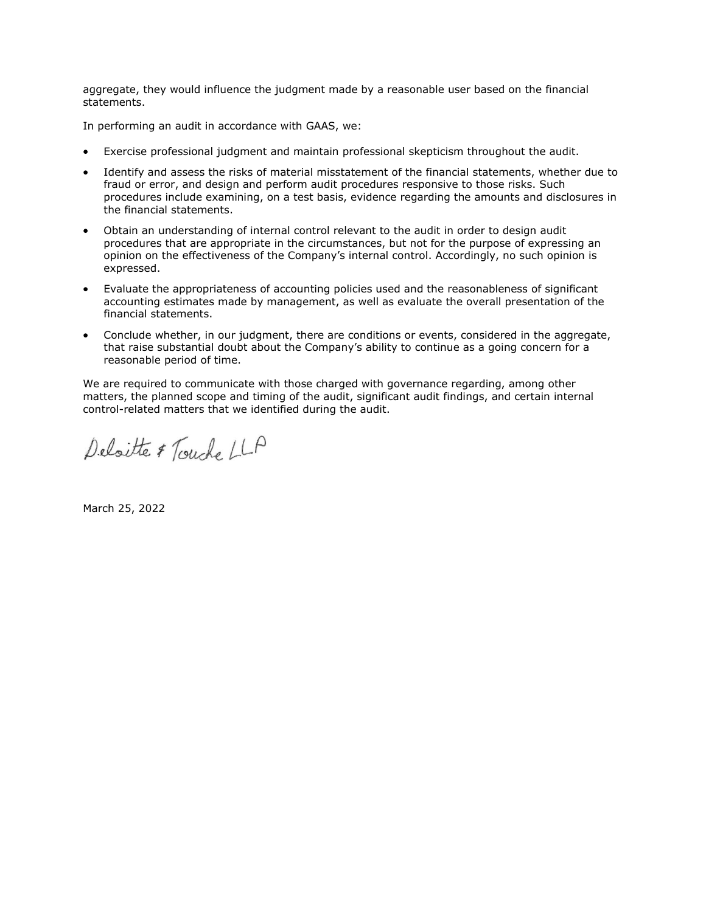aggregate, they would influence the judgment made by a reasonable user based on the financial statements.

In performing an audit in accordance with GAAS, we:

- Exercise professional judgment and maintain professional skepticism throughout the audit.
- Identify and assess the risks of material misstatement of the financial statements, whether due to fraud or error, and design and perform audit procedures responsive to those risks. Such procedures include examining, on a test basis, evidence regarding the amounts and disclosures in the financial statements.
- Obtain an understanding of internal control relevant to the audit in order to design audit procedures that are appropriate in the circumstances, but not for the purpose of expressing an opinion on the effectiveness of the Company's internal control. Accordingly, no such opinion is expressed.
- Evaluate the appropriateness of accounting policies used and the reasonableness of significant accounting estimates made by management, as well as evaluate the overall presentation of the financial statements.
- Conclude whether, in our judgment, there are conditions or events, considered in the aggregate, that raise substantial doubt about the Company's ability to continue as a going concern for a reasonable period of time.

We are required to communicate with those charged with governance regarding, among other matters, the planned scope and timing of the audit, significant audit findings, and certain internal control-related matters that we identified during the audit.

Deloitte & Touche LLP

March 25, 2022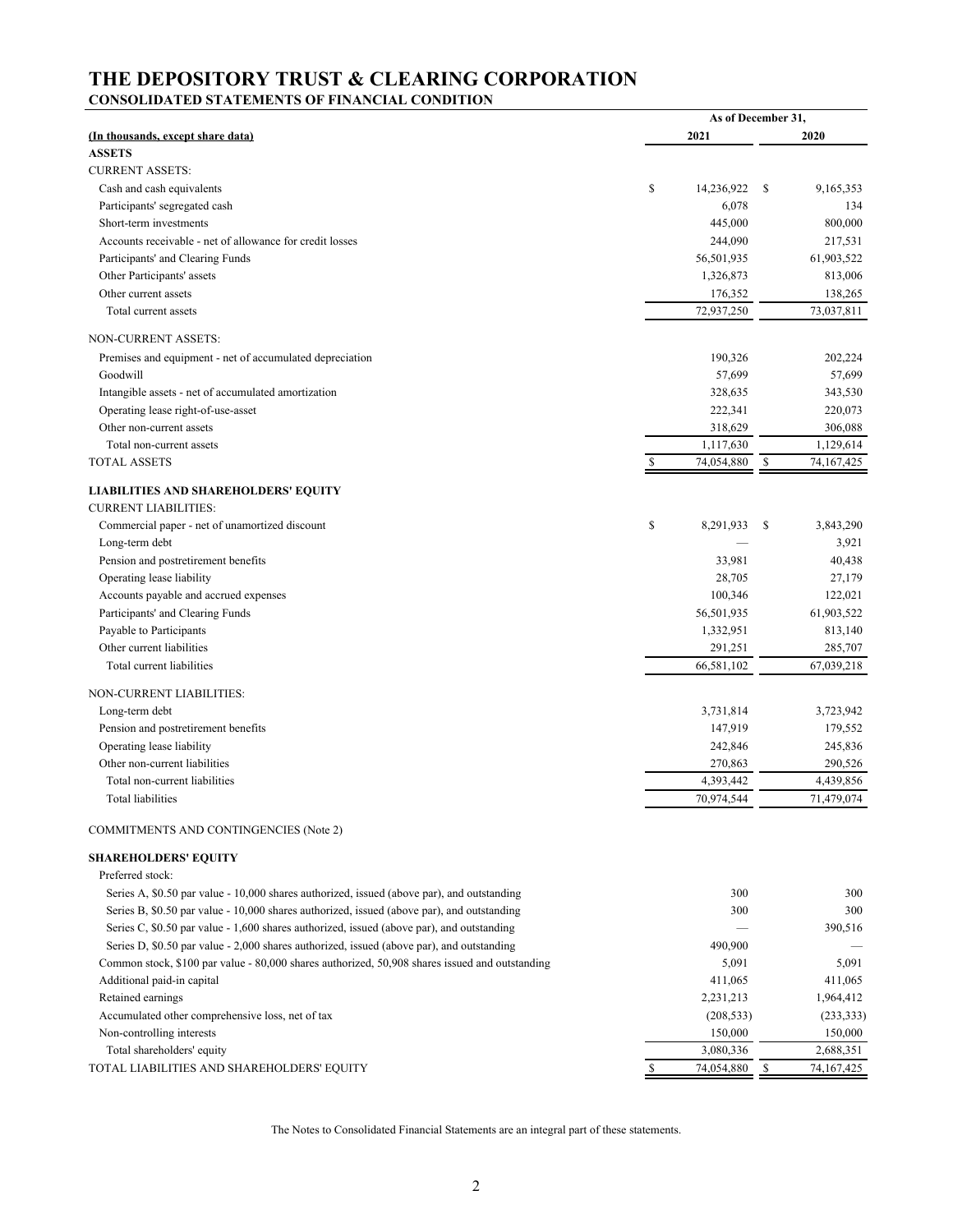# THE DEPOSITORY TRUST & CLEARING CORPORATION

## CONSOLIDATED STATEMENTS OF FINANCIAL CONDITION

| (In thousands, except share data) | As of December 31, 2021 | 2020 |
|---|---|---|
| **ASSETS** | | |
| CURRENT ASSETS: | | |
| Cash and cash equivalents | $ 14,236,922 | $ 9,165,353 |
| Participants' segregated cash | 6,078 | 134 |
| Short-term investments | 445,000 | 800,000 |
| Accounts receivable - net of allowance for credit losses | 244,090 | 217,531 |
| Participants' and Clearing Funds | 56,501,935 | 61,903,522 |
| Other Participants' assets | 1,326,873 | 813,006 |
| Other current assets | 176,352 | 138,265 |
| Total current assets | 72,937,250 | 73,037,811 |
| NON-CURRENT ASSETS: | | |
| Premises and equipment - net of accumulated depreciation | 190,326 | 202,224 |
| Goodwill | 57,699 | 57,699 |
| Intangible assets - net of accumulated amortization | 328,635 | 343,530 |
| Operating lease right-of-use-asset | 222,341 | 220,073 |
| Other non-current assets | 318,629 | 306,088 |
| Total non-current assets | 1,117,630 | 1,129,614 |
| TOTAL ASSETS | $ 74,054,880 | $ 74,167,425 |
| **LIABILITIES AND SHAREHOLDERS' EQUITY** | | |
| CURRENT LIABILITIES: | | |
| Commercial paper - net of unamortized discount | $ 8,291,933 | $ 3,843,290 |
| Long-term debt | — | 3,921 |
| Pension and postretirement benefits | 33,981 | 40,438 |
| Operating lease liability | 28,705 | 27,179 |
| Accounts payable and accrued expenses | 100,346 | 122,021 |
| Participants' and Clearing Funds | 56,501,935 | 61,903,522 |
| Payable to Participants | 1,332,951 | 813,140 |
| Other current liabilities | 291,251 | 285,707 |
| Total current liabilities | 66,581,102 | 67,039,218 |
| NON-CURRENT LIABILITIES: | | |
| Long-term debt | 3,731,814 | 3,723,942 |
| Pension and postretirement benefits | 147,919 | 179,552 |
| Operating lease liability | 242,846 | 245,836 |
| Other non-current liabilities | 270,863 | 290,526 |
| Total non-current liabilities | 4,393,442 | 4,439,856 |
| Total liabilities | 70,974,544 | 71,479,074 |
| COMMITMENTS AND CONTINGENCIES (Note 2) | | |
| **SHAREHOLDERS' EQUITY** | | |
| Preferred stock: | | |
| Series A, \$0.50 par value - 10,000 shares authorized, issued (above par), and outstanding | 300 | 300 |
| Series B, \$0.50 par value - 10,000 shares authorized, issued (above par), and outstanding | 300 | 300 |
| Series C, \$0.50 par value - 1,600 shares authorized, issued (above par), and outstanding | — | 390,516 |
| Series D, \$0.50 par value - 2,000 shares authorized, issued (above par), and outstanding | 490,900 | — |
| Common stock, \$100 par value - 80,000 shares authorized, 50,908 shares issued and outstanding | 5,091 | 5,091 |
| Additional paid-in capital | 411,065 | 411,065 |
| Retained earnings | 2,231,213 | 1,964,412 |
| Accumulated other comprehensive loss, net of tax | (208,533) | (233,333) |
| Non-controlling interests | 150,000 | 150,000 |
| Total shareholders' equity | 3,080,336 | 2,688,351 |
| TOTAL LIABILITIES AND SHAREHOLDERS' EQUITY | $ 74,054,880 | $ 74,167,425 |

The Notes to Consolidated Financial Statements are an integral part of these statements.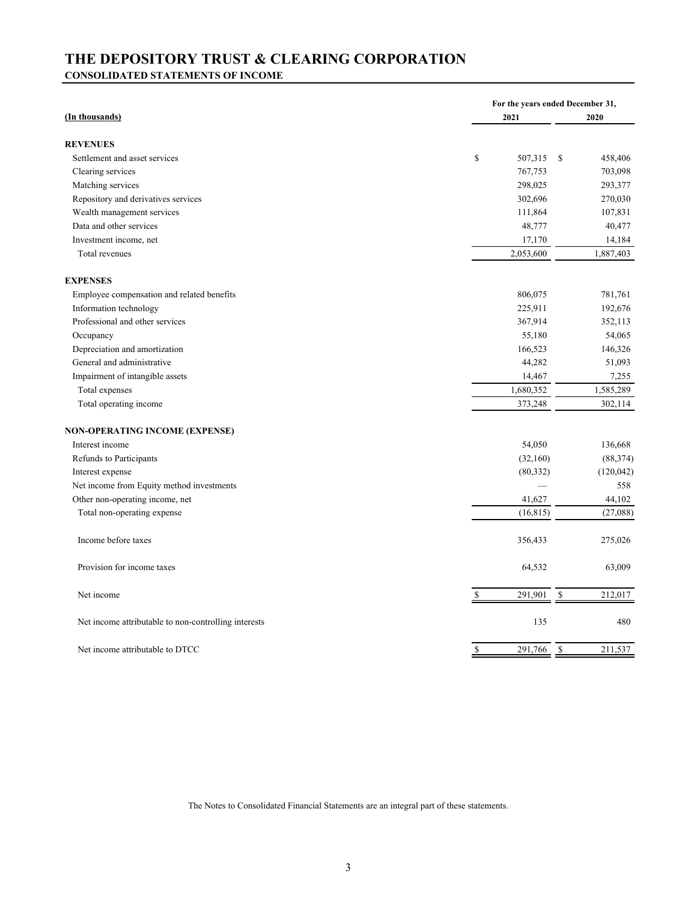# THE DEPOSITORY TRUST & CLEARING CORPORATION

**CONSOLIDATED STATEMENTS OF INCOME**

| (In thousands) | For the years ended December 31, 2021 | 2020 |
|---|---|---|
| **REVENUES** | | |
| Settlement and asset services | $ 507,315 | $ 458,406 |
| Clearing services | 767,753 | 703,098 |
| Matching services | 298,025 | 293,377 |
| Repository and derivatives services | 302,696 | 270,030 |
| Wealth management services | 111,864 | 107,831 |
| Data and other services | 48,777 | 40,477 |
| Investment income, net | 17,170 | 14,184 |
| Total revenues | 2,053,600 | 1,887,403 |
| **EXPENSES** | | |
| Employee compensation and related benefits | 806,075 | 781,761 |
| Information technology | 225,911 | 192,676 |
| Professional and other services | 367,914 | 352,113 |
| Occupancy | 55,180 | 54,065 |
| Depreciation and amortization | 166,523 | 146,326 |
| General and administrative | 44,282 | 51,093 |
| Impairment of intangible assets | 14,467 | 7,255 |
| Total expenses | 1,680,352 | 1,585,289 |
| Total operating income | 373,248 | 302,114 |
| **NON-OPERATING INCOME (EXPENSE)** | | |
| Interest income | 54,050 | 136,668 |
| Refunds to Participants | (32,160) | (88,374) |
| Interest expense | (80,332) | (120,042) |
| Net income from Equity method investments | — | 558 |
| Other non-operating income, net | 41,627 | 44,102 |
| Total non-operating expense | (16,815) | (27,088) |
| Income before taxes | 356,433 | 275,026 |
| Provision for income taxes | 64,532 | 63,009 |
| Net income | $ 291,901 | $ 212,017 |
| Net income attributable to non-controlling interests | 135 | 480 |
| Net income attributable to DTCC | $ 291,766 | $ 211,537 |

The Notes to Consolidated Financial Statements are an integral part of these statements.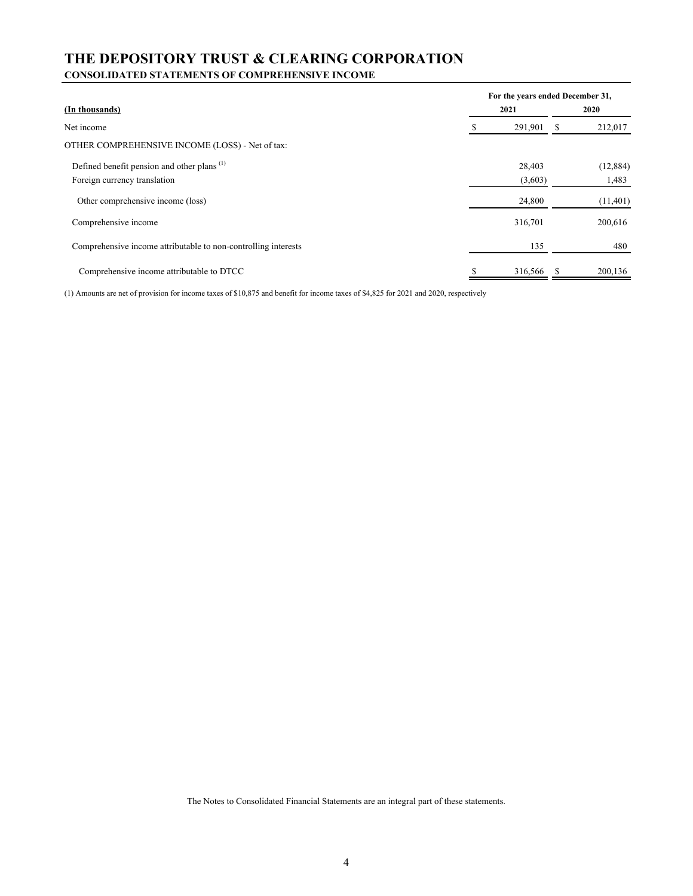# THE DEPOSITORY TRUST & CLEARING CORPORATION

## CONSOLIDATED STATEMENTS OF COMPREHENSIVE INCOME

| (In thousands) | For the years ended December 31, 2021 | 2020 |
|---|---|---|
| Net income | $ 291,901 | $ 212,017 |
| OTHER COMPREHENSIVE INCOME (LOSS) - Net of tax: | | |
| Defined benefit pension and other plans [(1)] | 28,403 | (12,884) |
| Foreign currency translation | (3,603) | 1,483 |
| Other comprehensive income (loss) | 24,800 | (11,401) |
| Comprehensive income | 316,701 | 200,616 |
| Comprehensive income attributable to non-controlling interests | 135 | 480 |
| Comprehensive income attributable to DTCC | $ 316,566 | $ 200,136 |

(1) Amounts are net of provision for income taxes of $10,875 and benefit for income taxes of $4,825 for 2021 and 2020, respectively

The Notes to Consolidated Financial Statements are an integral part of these statements.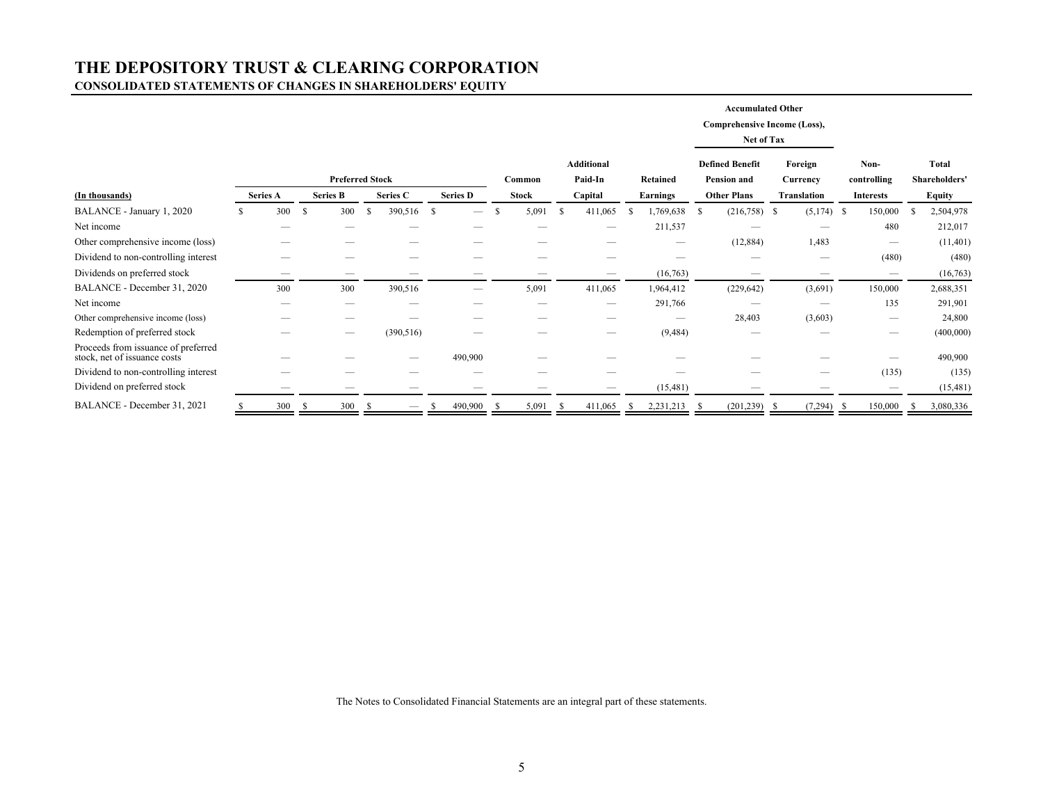# THE DEPOSITORY TRUST & CLEARING CORPORATION

**CONSOLIDATED STATEMENTS OF CHANGES IN SHAREHOLDERS' EQUITY**

| | Preferred Stock | | | | | | | Accumulated Other Comprehensive Income (Loss), Net of Tax | | | |
|---|---|---|---|---|---|---|---|---|---|---|---|
| **(In thousands)** | **Series A** | **Series B** | **Series C** | **Series D** | **Common Stock** | **Additional Paid-In Capital** | **Retained Earnings** | **Defined Benefit Pension and Other Plans** | **Foreign Currency Translation** | **Non-controlling Interests** | **Total Shareholders' Equity** |
| BALANCE - January 1, 2020 | $ 300 | $ 300 | $ 390,516 | $ — | $ 5,091 | $ 411,065 | $ 1,769,638 | $ (216,758) | $ (5,174) | $ 150,000 | $ 2,504,978 |
| Net income | — | — | — | — | — | — | 211,537 | — | — | 480 | 212,017 |
| Other comprehensive income (loss) | — | — | — | — | — | — | — | (12,884) | 1,483 | — | (11,401) |
| Dividend to non-controlling interest | — | — | — | — | — | — | — | — | — | (480) | (480) |
| Dividends on preferred stock | — | — | — | — | — | — | (16,763) | — | — | — | (16,763) |
| BALANCE - December 31, 2020 | 300 | 300 | 390,516 | — | 5,091 | 411,065 | 1,964,412 | (229,642) | (3,691) | 150,000 | 2,688,351 |
| Net income | — | — | — | — | — | — | 291,766 | — | — | 135 | 291,901 |
| Other comprehensive income (loss) | — | — | — | — | — | — | — | 28,403 | (3,603) | — | 24,800 |
| Redemption of preferred stock | — | — | (390,516) | — | — | — | (9,484) | — | — | — | (400,000) |
| Proceeds from issuance of preferred stock, net of issuance costs | — | — | — | 490,900 | — | — | — | — | — | — | 490,900 |
| Dividend to non-controlling interest | — | — | — | — | — | — | — | — | — | (135) | (135) |
| Dividend on preferred stock | — | — | — | — | — | — | (15,481) | — | — | — | (15,481) |
| BALANCE - December 31, 2021 | $ 300 | $ 300 | $ — | $ 490,900 | $ 5,091 | $ 411,065 | $ 2,231,213 | $ (201,239) | $ (7,294) | $ 150,000 | $ 3,080,336 |

The Notes to Consolidated Financial Statements are an integral part of these statements.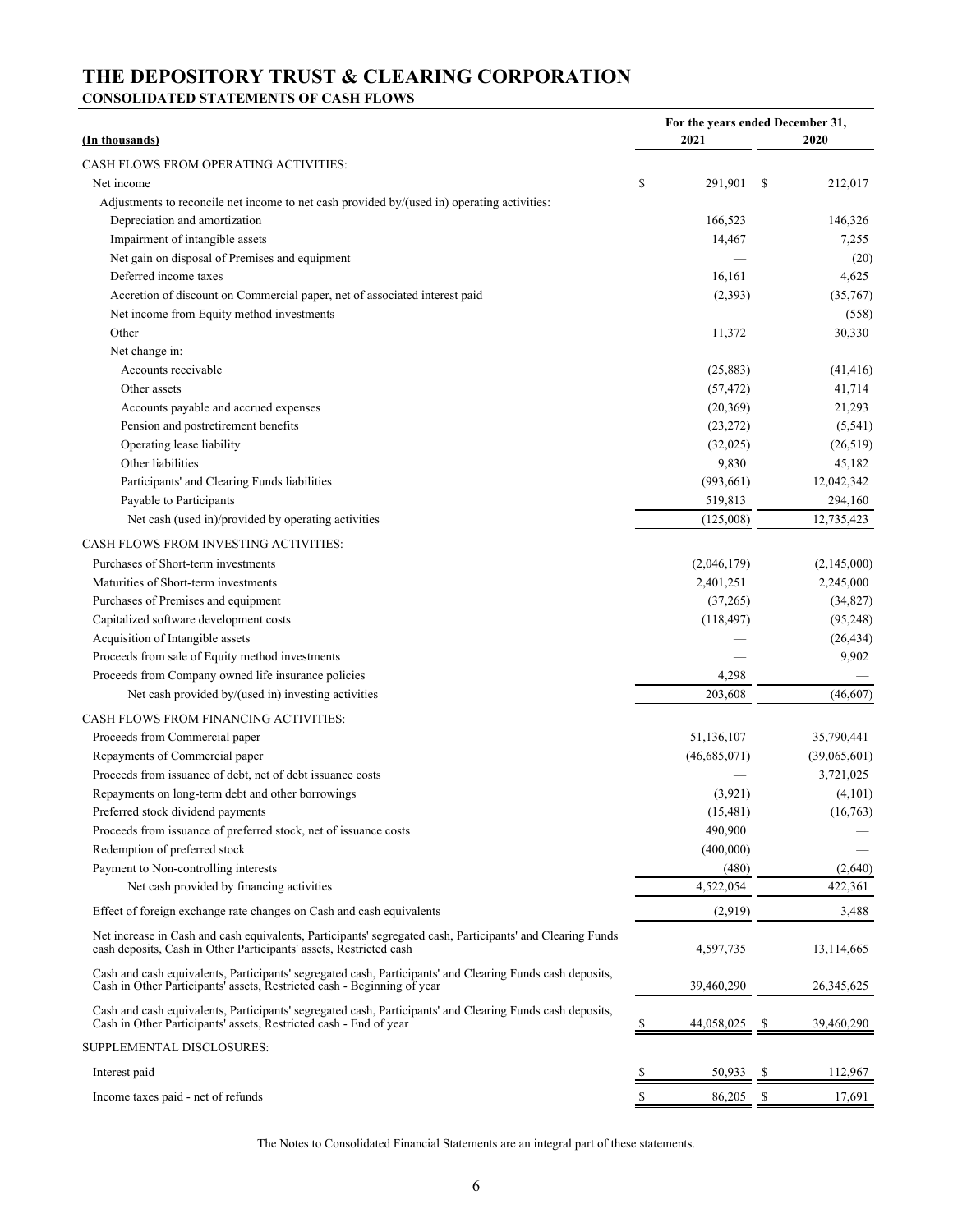# THE DEPOSITORY TRUST & CLEARING CORPORATION

## CONSOLIDATED STATEMENTS OF CASH FLOWS

| (In thousands) | For the years ended December 31, 2021 | 2020 |
|---|---|---|
| CASH FLOWS FROM OPERATING ACTIVITIES: | | |
| Net income | $ 291,901 | $ 212,017 |
| Adjustments to reconcile net income to net cash provided by/(used in) operating activities: | | |
| Depreciation and amortization | 166,523 | 146,326 |
| Impairment of intangible assets | 14,467 | 7,255 |
| Net gain on disposal of Premises and equipment | — | (20) |
| Deferred income taxes | 16,161 | 4,625 |
| Accretion of discount on Commercial paper, net of associated interest paid | (2,393) | (35,767) |
| Net income from Equity method investments | — | (558) |
| Other | 11,372 | 30,330 |
| Net change in: | | |
| Accounts receivable | (25,883) | (41,416) |
| Other assets | (57,472) | 41,714 |
| Accounts payable and accrued expenses | (20,369) | 21,293 |
| Pension and postretirement benefits | (23,272) | (5,541) |
| Operating lease liability | (32,025) | (26,519) |
| Other liabilities | 9,830 | 45,182 |
| Participants' and Clearing Funds liabilities | (993,661) | 12,042,342 |
| Payable to Participants | 519,813 | 294,160 |
| Net cash (used in)/provided by operating activities | (125,008) | 12,735,423 |
| CASH FLOWS FROM INVESTING ACTIVITIES: | | |
| Purchases of Short-term investments | (2,046,179) | (2,145,000) |
| Maturities of Short-term investments | 2,401,251 | 2,245,000 |
| Purchases of Premises and equipment | (37,265) | (34,827) |
| Capitalized software development costs | (118,497) | (95,248) |
| Acquisition of Intangible assets | — | (26,434) |
| Proceeds from sale of Equity method investments | — | 9,902 |
| Proceeds from Company owned life insurance policies | 4,298 | — |
| Net cash provided by/(used in) investing activities | 203,608 | (46,607) |
| CASH FLOWS FROM FINANCING ACTIVITIES: | | |
| Proceeds from Commercial paper | 51,136,107 | 35,790,441 |
| Repayments of Commercial paper | (46,685,071) | (39,065,601) |
| Proceeds from issuance of debt, net of debt issuance costs | — | 3,721,025 |
| Repayments on long-term debt and other borrowings | (3,921) | (4,101) |
| Preferred stock dividend payments | (15,481) | (16,763) |
| Proceeds from issuance of preferred stock, net of issuance costs | 490,900 | — |
| Redemption of preferred stock | (400,000) | — |
| Payment to Non-controlling interests | (480) | (2,640) |
| Net cash provided by financing activities | 4,522,054 | 422,361 |
| Effect of foreign exchange rate changes on Cash and cash equivalents | (2,919) | 3,488 |
| Net increase in Cash and cash equivalents, Participants' segregated cash, Participants' and Clearing Funds cash deposits, Cash in Other Participants' assets, Restricted cash | 4,597,735 | 13,114,665 |
| Cash and cash equivalents, Participants' segregated cash, Participants' and Clearing Funds cash deposits, Cash in Other Participants' assets, Restricted cash - Beginning of year | 39,460,290 | 26,345,625 |
| Cash and cash equivalents, Participants' segregated cash, Participants' and Clearing Funds cash deposits, Cash in Other Participants' assets, Restricted cash - End of year | $ 44,058,025 | $ 39,460,290 |
| SUPPLEMENTAL DISCLOSURES: | | |
| Interest paid | $ 50,933 | $ 112,967 |
| Income taxes paid - net of refunds | $ 86,205 | $ 17,691 |

The Notes to Consolidated Financial Statements are an integral part of these statements.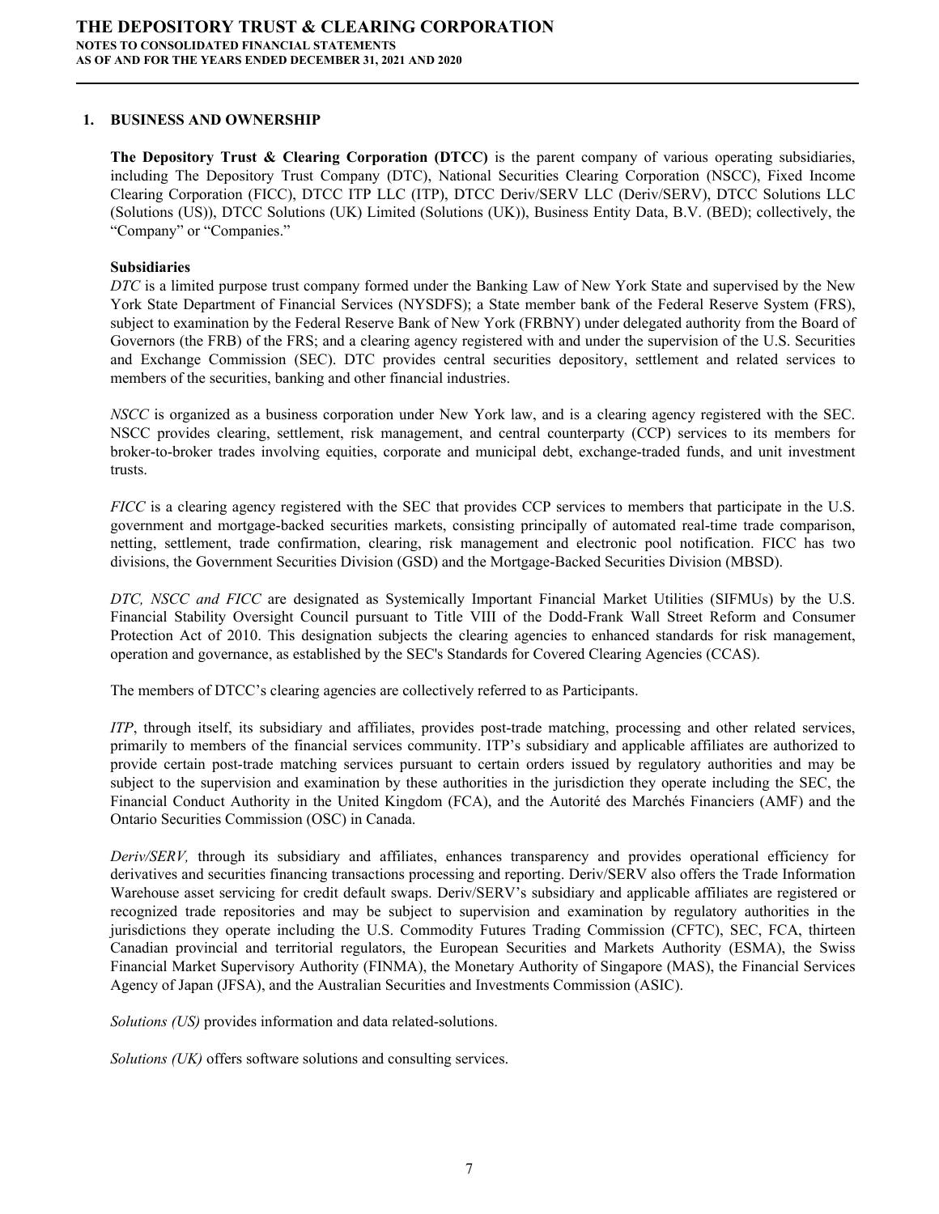## 1. BUSINESS AND OWNERSHIP

**The Depository Trust & Clearing Corporation (DTCC)** is the parent company of various operating subsidiaries, including The Depository Trust Company (DTC), National Securities Clearing Corporation (NSCC), Fixed Income Clearing Corporation (FICC), DTCC ITP LLC (ITP), DTCC Deriv/SERV LLC (Deriv/SERV), DTCC Solutions LLC (Solutions (US)), DTCC Solutions (UK) Limited (Solutions (UK)), Business Entity Data, B.V. (BED); collectively, the "Company" or "Companies."

### Subsidiaries

*DTC* is a limited purpose trust company formed under the Banking Law of New York State and supervised by the New York State Department of Financial Services (NYSDFS); a State member bank of the Federal Reserve System (FRS), subject to examination by the Federal Reserve Bank of New York (FRBNY) under delegated authority from the Board of Governors (the FRB) of the FRS; and a clearing agency registered with and under the supervision of the U.S. Securities and Exchange Commission (SEC). DTC provides central securities depository, settlement and related services to members of the securities, banking and other financial industries.

*NSCC* is organized as a business corporation under New York law, and is a clearing agency registered with the SEC. NSCC provides clearing, settlement, risk management, and central counterparty (CCP) services to its members for broker-to-broker trades involving equities, corporate and municipal debt, exchange-traded funds, and unit investment trusts.

*FICC* is a clearing agency registered with the SEC that provides CCP services to members that participate in the U.S. government and mortgage-backed securities markets, consisting principally of automated real-time trade comparison, netting, settlement, trade confirmation, clearing, risk management and electronic pool notification. FICC has two divisions, the Government Securities Division (GSD) and the Mortgage-Backed Securities Division (MBSD).

*DTC, NSCC and FICC* are designated as Systemically Important Financial Market Utilities (SIFMUs) by the U.S. Financial Stability Oversight Council pursuant to Title VIII of the Dodd-Frank Wall Street Reform and Consumer Protection Act of 2010. This designation subjects the clearing agencies to enhanced standards for risk management, operation and governance, as established by the SEC's Standards for Covered Clearing Agencies (CCAS).

The members of DTCC's clearing agencies are collectively referred to as Participants.

*ITP*, through itself, its subsidiary and affiliates, provides post-trade matching, processing and other related services, primarily to members of the financial services community. ITP's subsidiary and applicable affiliates are authorized to provide certain post-trade matching services pursuant to certain orders issued by regulatory authorities and may be subject to the supervision and examination by these authorities in the jurisdiction they operate including the SEC, the Financial Conduct Authority in the United Kingdom (FCA), and the Autorité des Marchés Financiers (AMF) and the Ontario Securities Commission (OSC) in Canada.

*Deriv/SERV,* through its subsidiary and affiliates, enhances transparency and provides operational efficiency for derivatives and securities financing transactions processing and reporting. Deriv/SERV also offers the Trade Information Warehouse asset servicing for credit default swaps. Deriv/SERV's subsidiary and applicable affiliates are registered or recognized trade repositories and may be subject to supervision and examination by regulatory authorities in the jurisdictions they operate including the U.S. Commodity Futures Trading Commission (CFTC), SEC, FCA, thirteen Canadian provincial and territorial regulators, the European Securities and Markets Authority (ESMA), the Swiss Financial Market Supervisory Authority (FINMA), the Monetary Authority of Singapore (MAS), the Financial Services Agency of Japan (JFSA), and the Australian Securities and Investments Commission (ASIC).

*Solutions (US)* provides information and data related-solutions.

*Solutions (UK)* offers software solutions and consulting services.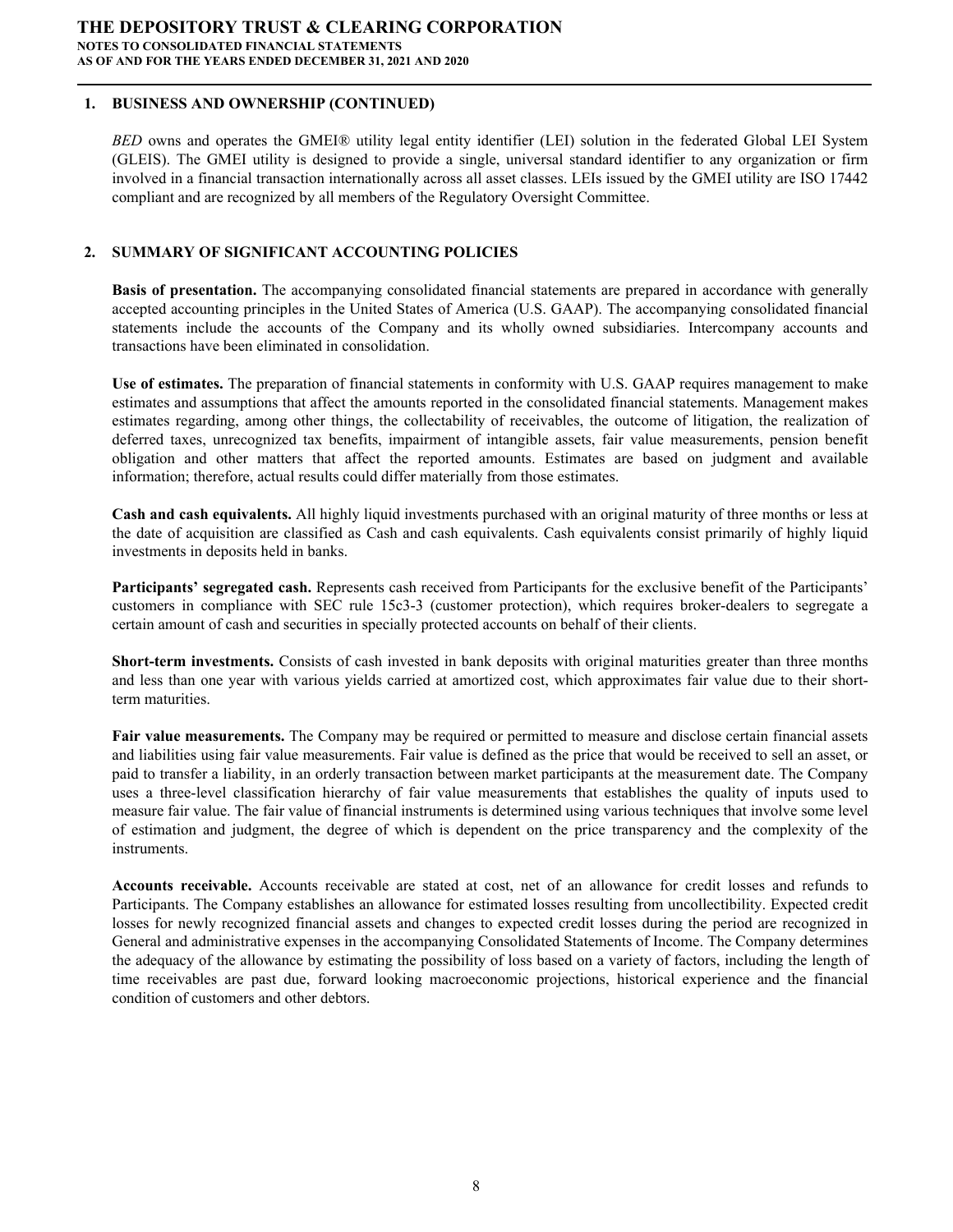## 1. BUSINESS AND OWNERSHIP (CONTINUED)

*BED* owns and operates the GMEI® utility legal entity identifier (LEI) solution in the federated Global LEI System (GLEIS). The GMEI utility is designed to provide a single, universal standard identifier to any organization or firm involved in a financial transaction internationally across all asset classes. LEIs issued by the GMEI utility are ISO 17442 compliant and are recognized by all members of the Regulatory Oversight Committee.

## 2. SUMMARY OF SIGNIFICANT ACCOUNTING POLICIES

**Basis of presentation.** The accompanying consolidated financial statements are prepared in accordance with generally accepted accounting principles in the United States of America (U.S. GAAP). The accompanying consolidated financial statements include the accounts of the Company and its wholly owned subsidiaries. Intercompany accounts and transactions have been eliminated in consolidation.

**Use of estimates.** The preparation of financial statements in conformity with U.S. GAAP requires management to make estimates and assumptions that affect the amounts reported in the consolidated financial statements. Management makes estimates regarding, among other things, the collectability of receivables, the outcome of litigation, the realization of deferred taxes, unrecognized tax benefits, impairment of intangible assets, fair value measurements, pension benefit obligation and other matters that affect the reported amounts. Estimates are based on judgment and available information; therefore, actual results could differ materially from those estimates.

**Cash and cash equivalents.** All highly liquid investments purchased with an original maturity of three months or less at the date of acquisition are classified as Cash and cash equivalents. Cash equivalents consist primarily of highly liquid investments in deposits held in banks.

**Participants' segregated cash.** Represents cash received from Participants for the exclusive benefit of the Participants' customers in compliance with SEC rule 15c3-3 (customer protection), which requires broker-dealers to segregate a certain amount of cash and securities in specially protected accounts on behalf of their clients.

**Short-term investments.** Consists of cash invested in bank deposits with original maturities greater than three months and less than one year with various yields carried at amortized cost, which approximates fair value due to their short-term maturities.

**Fair value measurements.** The Company may be required or permitted to measure and disclose certain financial assets and liabilities using fair value measurements. Fair value is defined as the price that would be received to sell an asset, or paid to transfer a liability, in an orderly transaction between market participants at the measurement date. The Company uses a three-level classification hierarchy of fair value measurements that establishes the quality of inputs used to measure fair value. The fair value of financial instruments is determined using various techniques that involve some level of estimation and judgment, the degree of which is dependent on the price transparency and the complexity of the instruments.

**Accounts receivable.** Accounts receivable are stated at cost, net of an allowance for credit losses and refunds to Participants. The Company establishes an allowance for estimated losses resulting from uncollectibility. Expected credit losses for newly recognized financial assets and changes to expected credit losses during the period are recognized in General and administrative expenses in the accompanying Consolidated Statements of Income. The Company determines the adequacy of the allowance by estimating the possibility of loss based on a variety of factors, including the length of time receivables are past due, forward looking macroeconomic projections, historical experience and the financial condition of customers and other debtors.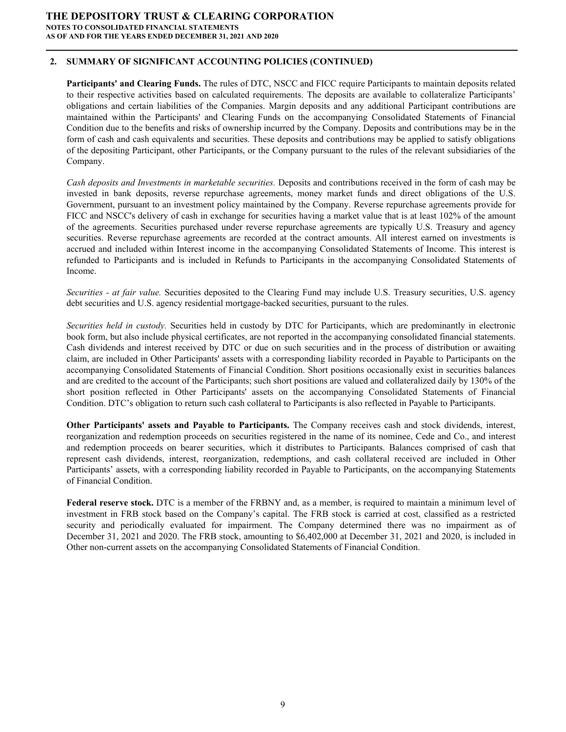## 2. SUMMARY OF SIGNIFICANT ACCOUNTING POLICIES (CONTINUED)

**Participants' and Clearing Funds.** The rules of DTC, NSCC and FICC require Participants to maintain deposits related to their respective activities based on calculated requirements. The deposits are available to collateralize Participants' obligations and certain liabilities of the Companies. Margin deposits and any additional Participant contributions are maintained within the Participants' and Clearing Funds on the accompanying Consolidated Statements of Financial Condition due to the benefits and risks of ownership incurred by the Company. Deposits and contributions may be in the form of cash and cash equivalents and securities. These deposits and contributions may be applied to satisfy obligations of the depositing Participant, other Participants, or the Company pursuant to the rules of the relevant subsidiaries of the Company.

*Cash deposits and Investments in marketable securities.* Deposits and contributions received in the form of cash may be invested in bank deposits, reverse repurchase agreements, money market funds and direct obligations of the U.S. Government, pursuant to an investment policy maintained by the Company. Reverse repurchase agreements provide for FICC and NSCC's delivery of cash in exchange for securities having a market value that is at least 102% of the amount of the agreements. Securities purchased under reverse repurchase agreements are typically U.S. Treasury and agency securities. Reverse repurchase agreements are recorded at the contract amounts. All interest earned on investments is accrued and included within Interest income in the accompanying Consolidated Statements of Income. This interest is refunded to Participants and is included in Refunds to Participants in the accompanying Consolidated Statements of Income.

*Securities - at fair value.* Securities deposited to the Clearing Fund may include U.S. Treasury securities, U.S. agency debt securities and U.S. agency residential mortgage-backed securities, pursuant to the rules.

*Securities held in custody.* Securities held in custody by DTC for Participants, which are predominantly in electronic book form, but also include physical certificates, are not reported in the accompanying consolidated financial statements. Cash dividends and interest received by DTC or due on such securities and in the process of distribution or awaiting claim, are included in Other Participants' assets with a corresponding liability recorded in Payable to Participants on the accompanying Consolidated Statements of Financial Condition. Short positions occasionally exist in securities balances and are credited to the account of the Participants; such short positions are valued and collateralized daily by 130% of the short position reflected in Other Participants' assets on the accompanying Consolidated Statements of Financial Condition. DTC's obligation to return such cash collateral to Participants is also reflected in Payable to Participants.

**Other Participants' assets and Payable to Participants.** The Company receives cash and stock dividends, interest, reorganization and redemption proceeds on securities registered in the name of its nominee, Cede and Co., and interest and redemption proceeds on bearer securities, which it distributes to Participants. Balances comprised of cash that represent cash dividends, interest, reorganization, redemptions, and cash collateral received are included in Other Participants' assets, with a corresponding liability recorded in Payable to Participants, on the accompanying Statements of Financial Condition.

**Federal reserve stock.** DTC is a member of the FRBNY and, as a member, is required to maintain a minimum level of investment in FRB stock based on the Company's capital. The FRB stock is carried at cost, classified as a restricted security and periodically evaluated for impairment. The Company determined there was no impairment as of December 31, 2021 and 2020. The FRB stock, amounting to $6,402,000 at December 31, 2021 and 2020, is included in Other non-current assets on the accompanying Consolidated Statements of Financial Condition.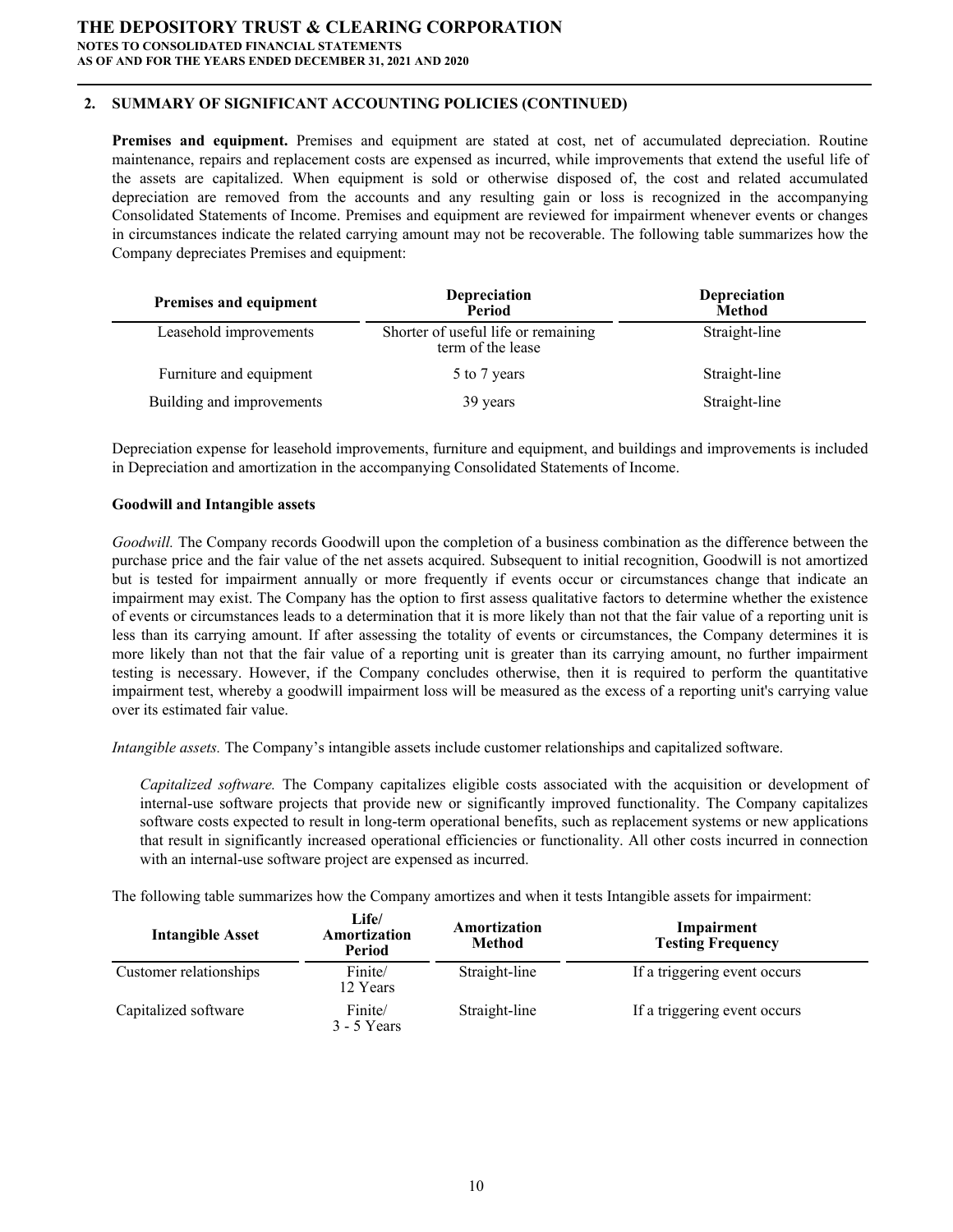## 2. SUMMARY OF SIGNIFICANT ACCOUNTING POLICIES (CONTINUED)

**Premises and equipment.** Premises and equipment are stated at cost, net of accumulated depreciation. Routine maintenance, repairs and replacement costs are expensed as incurred, while improvements that extend the useful life of the assets are capitalized. When equipment is sold or otherwise disposed of, the cost and related accumulated depreciation are removed from the accounts and any resulting gain or loss is recognized in the accompanying Consolidated Statements of Income. Premises and equipment are reviewed for impairment whenever events or changes in circumstances indicate the related carrying amount may not be recoverable. The following table summarizes how the Company depreciates Premises and equipment:

| Premises and equipment | Depreciation Period | Depreciation Method |
|---|---|---|
| Leasehold improvements | Shorter of useful life or remaining term of the lease | Straight-line |
| Furniture and equipment | 5 to 7 years | Straight-line |
| Building and improvements | 39 years | Straight-line |

Depreciation expense for leasehold improvements, furniture and equipment, and buildings and improvements is included in Depreciation and amortization in the accompanying Consolidated Statements of Income.

**Goodwill and Intangible assets**

*Goodwill.* The Company records Goodwill upon the completion of a business combination as the difference between the purchase price and the fair value of the net assets acquired. Subsequent to initial recognition, Goodwill is not amortized but is tested for impairment annually or more frequently if events occur or circumstances change that indicate an impairment may exist. The Company has the option to first assess qualitative factors to determine whether the existence of events or circumstances leads to a determination that it is more likely than not that the fair value of a reporting unit is less than its carrying amount. If after assessing the totality of events or circumstances, the Company determines it is more likely than not that the fair value of a reporting unit is greater than its carrying amount, no further impairment testing is necessary. However, if the Company concludes otherwise, then it is required to perform the quantitative impairment test, whereby a goodwill impairment loss will be measured as the excess of a reporting unit's carrying value over its estimated fair value.

*Intangible assets.* The Company's intangible assets include customer relationships and capitalized software.

*Capitalized software.* The Company capitalizes eligible costs associated with the acquisition or development of internal-use software projects that provide new or significantly improved functionality. The Company capitalizes software costs expected to result in long-term operational benefits, such as replacement systems or new applications that result in significantly increased operational efficiencies or functionality. All other costs incurred in connection with an internal-use software project are expensed as incurred.

The following table summarizes how the Company amortizes and when it tests Intangible assets for impairment:

| Intangible Asset | Life/ Amortization Period | Amortization Method | Impairment Testing Frequency |
|---|---|---|---|
| Customer relationships | Finite/ 12 Years | Straight-line | If a triggering event occurs |
| Capitalized software | Finite/ 3 - 5 Years | Straight-line | If a triggering event occurs |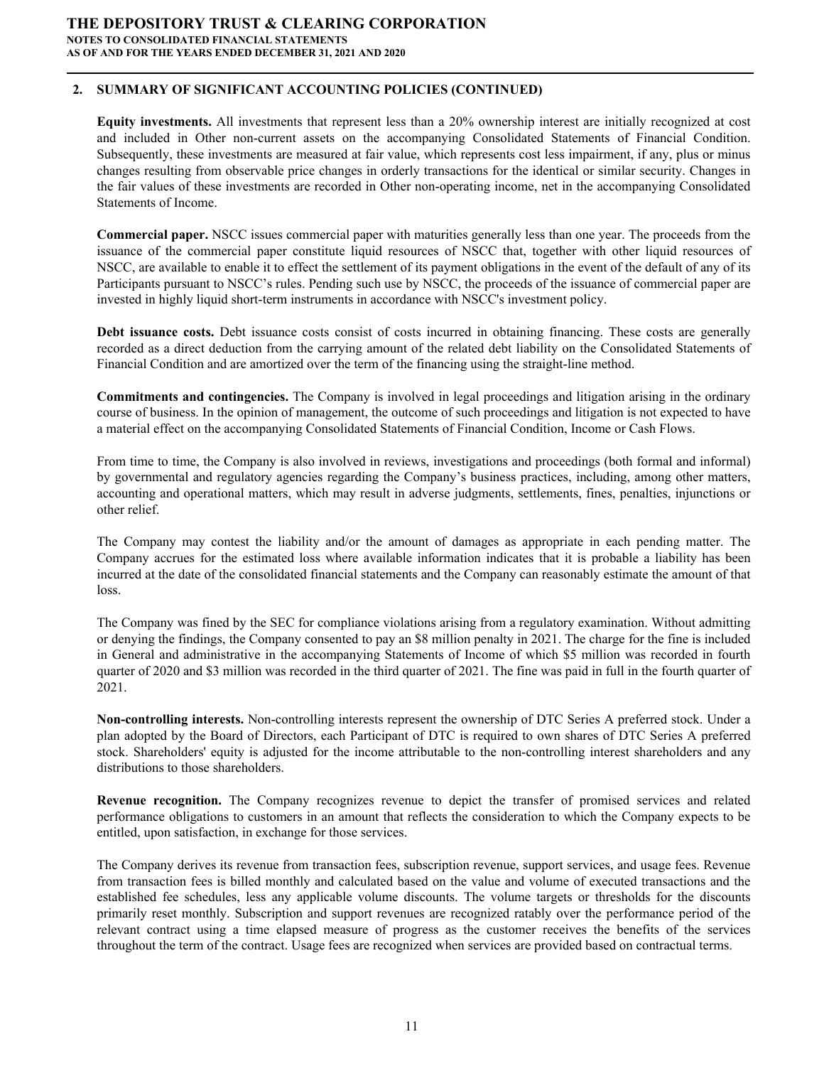## 2. SUMMARY OF SIGNIFICANT ACCOUNTING POLICIES (CONTINUED)

**Equity investments.** All investments that represent less than a 20% ownership interest are initially recognized at cost and included in Other non-current assets on the accompanying Consolidated Statements of Financial Condition. Subsequently, these investments are measured at fair value, which represents cost less impairment, if any, plus or minus changes resulting from observable price changes in orderly transactions for the identical or similar security. Changes in the fair values of these investments are recorded in Other non-operating income, net in the accompanying Consolidated Statements of Income.

**Commercial paper.** NSCC issues commercial paper with maturities generally less than one year. The proceeds from the issuance of the commercial paper constitute liquid resources of NSCC that, together with other liquid resources of NSCC, are available to enable it to effect the settlement of its payment obligations in the event of the default of any of its Participants pursuant to NSCC's rules. Pending such use by NSCC, the proceeds of the issuance of commercial paper are invested in highly liquid short-term instruments in accordance with NSCC's investment policy.

**Debt issuance costs.** Debt issuance costs consist of costs incurred in obtaining financing. These costs are generally recorded as a direct deduction from the carrying amount of the related debt liability on the Consolidated Statements of Financial Condition and are amortized over the term of the financing using the straight-line method.

**Commitments and contingencies.** The Company is involved in legal proceedings and litigation arising in the ordinary course of business. In the opinion of management, the outcome of such proceedings and litigation is not expected to have a material effect on the accompanying Consolidated Statements of Financial Condition, Income or Cash Flows.

From time to time, the Company is also involved in reviews, investigations and proceedings (both formal and informal) by governmental and regulatory agencies regarding the Company's business practices, including, among other matters, accounting and operational matters, which may result in adverse judgments, settlements, fines, penalties, injunctions or other relief.

The Company may contest the liability and/or the amount of damages as appropriate in each pending matter. The Company accrues for the estimated loss where available information indicates that it is probable a liability has been incurred at the date of the consolidated financial statements and the Company can reasonably estimate the amount of that loss.

The Company was fined by the SEC for compliance violations arising from a regulatory examination. Without admitting or denying the findings, the Company consented to pay an $8 million penalty in 2021. The charge for the fine is included in General and administrative in the accompanying Statements of Income of which $5 million was recorded in fourth quarter of 2020 and $3 million was recorded in the third quarter of 2021. The fine was paid in full in the fourth quarter of 2021.

**Non-controlling interests.** Non-controlling interests represent the ownership of DTC Series A preferred stock. Under a plan adopted by the Board of Directors, each Participant of DTC is required to own shares of DTC Series A preferred stock. Shareholders' equity is adjusted for the income attributable to the non-controlling interest shareholders and any distributions to those shareholders.

**Revenue recognition.** The Company recognizes revenue to depict the transfer of promised services and related performance obligations to customers in an amount that reflects the consideration to which the Company expects to be entitled, upon satisfaction, in exchange for those services.

The Company derives its revenue from transaction fees, subscription revenue, support services, and usage fees. Revenue from transaction fees is billed monthly and calculated based on the value and volume of executed transactions and the established fee schedules, less any applicable volume discounts. The volume targets or thresholds for the discounts primarily reset monthly. Subscription and support revenues are recognized ratably over the performance period of the relevant contract using a time elapsed measure of progress as the customer receives the benefits of the services throughout the term of the contract. Usage fees are recognized when services are provided based on contractual terms.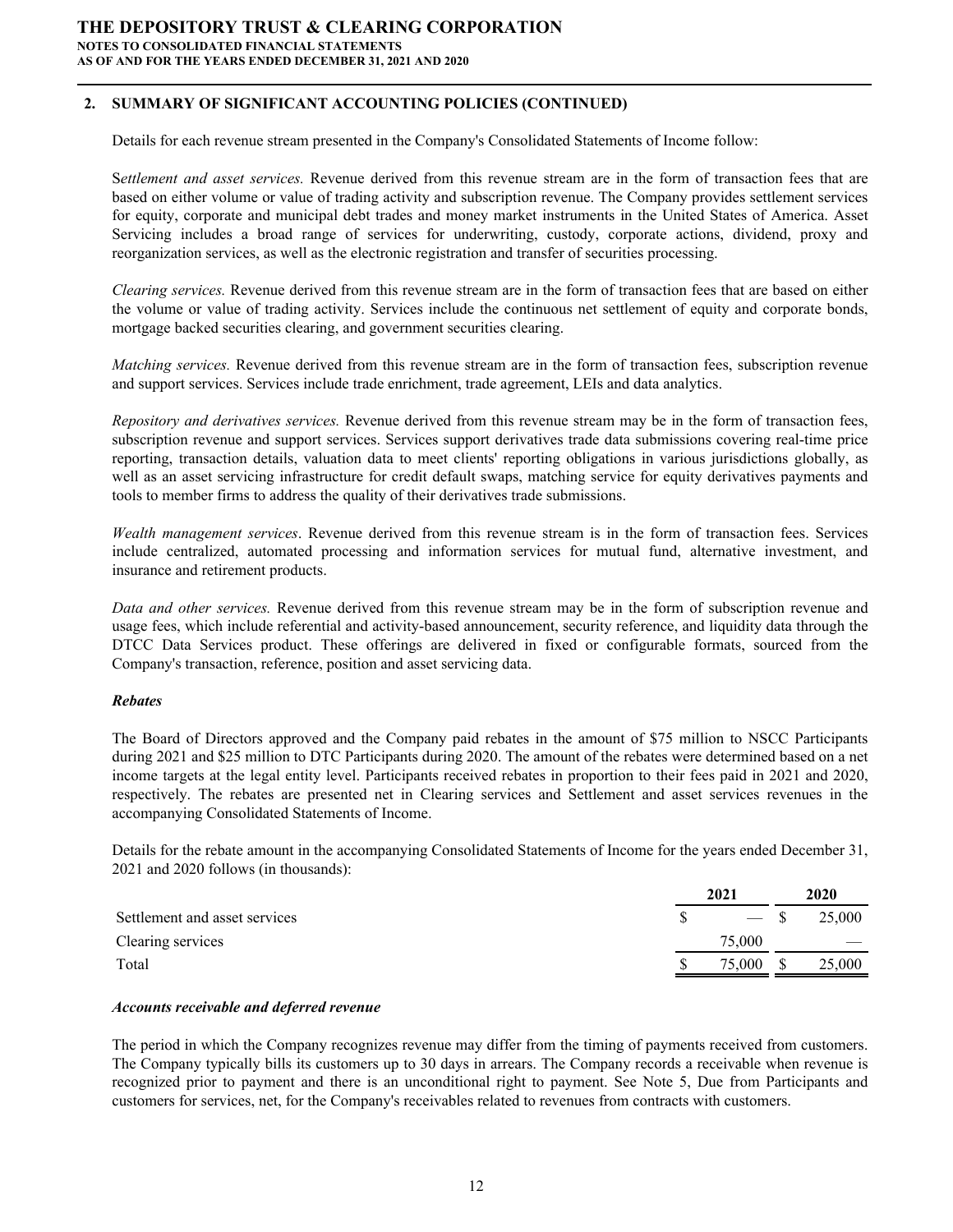## 2. SUMMARY OF SIGNIFICANT ACCOUNTING POLICIES (CONTINUED)

Details for each revenue stream presented in the Company's Consolidated Statements of Income follow:

*Settlement and asset services.* Revenue derived from this revenue stream are in the form of transaction fees that are based on either volume or value of trading activity and subscription revenue. The Company provides settlement services for equity, corporate and municipal debt trades and money market instruments in the United States of America. Asset Servicing includes a broad range of services for underwriting, custody, corporate actions, dividend, proxy and reorganization services, as well as the electronic registration and transfer of securities processing.

*Clearing services.* Revenue derived from this revenue stream are in the form of transaction fees that are based on either the volume or value of trading activity. Services include the continuous net settlement of equity and corporate bonds, mortgage backed securities clearing, and government securities clearing.

*Matching services.* Revenue derived from this revenue stream are in the form of transaction fees, subscription revenue and support services. Services include trade enrichment, trade agreement, LEIs and data analytics.

*Repository and derivatives services.* Revenue derived from this revenue stream may be in the form of transaction fees, subscription revenue and support services. Services support derivatives trade data submissions covering real-time price reporting, transaction details, valuation data to meet clients' reporting obligations in various jurisdictions globally, as well as an asset servicing infrastructure for credit default swaps, matching service for equity derivatives payments and tools to member firms to address the quality of their derivatives trade submissions.

*Wealth management services*. Revenue derived from this revenue stream is in the form of transaction fees. Services include centralized, automated processing and information services for mutual fund, alternative investment, and insurance and retirement products.

*Data and other services.* Revenue derived from this revenue stream may be in the form of subscription revenue and usage fees, which include referential and activity-based announcement, security reference, and liquidity data through the DTCC Data Services product. These offerings are delivered in fixed or configurable formats, sourced from the Company's transaction, reference, position and asset servicing data.

### *Rebates*

The Board of Directors approved and the Company paid rebates in the amount of $75 million to NSCC Participants during 2021 and $25 million to DTC Participants during 2020. The amount of the rebates were determined based on a net income targets at the legal entity level. Participants received rebates in proportion to their fees paid in 2021 and 2020, respectively. The rebates are presented net in Clearing services and Settlement and asset services revenues in the accompanying Consolidated Statements of Income.

Details for the rebate amount in the accompanying Consolidated Statements of Income for the years ended December 31, 2021 and 2020 follows (in thousands):

| | 2021 | 2020 |
|---|---|---|
| Settlement and asset services | $ — | $ 25,000 |
| Clearing services | 75,000 | — |
| Total | $ 75,000 | $ 25,000 |

### *Accounts receivable and deferred revenue*

The period in which the Company recognizes revenue may differ from the timing of payments received from customers. The Company typically bills its customers up to 30 days in arrears. The Company records a receivable when revenue is recognized prior to payment and there is an unconditional right to payment. See Note 5, Due from Participants and customers for services, net, for the Company's receivables related to revenues from contracts with customers.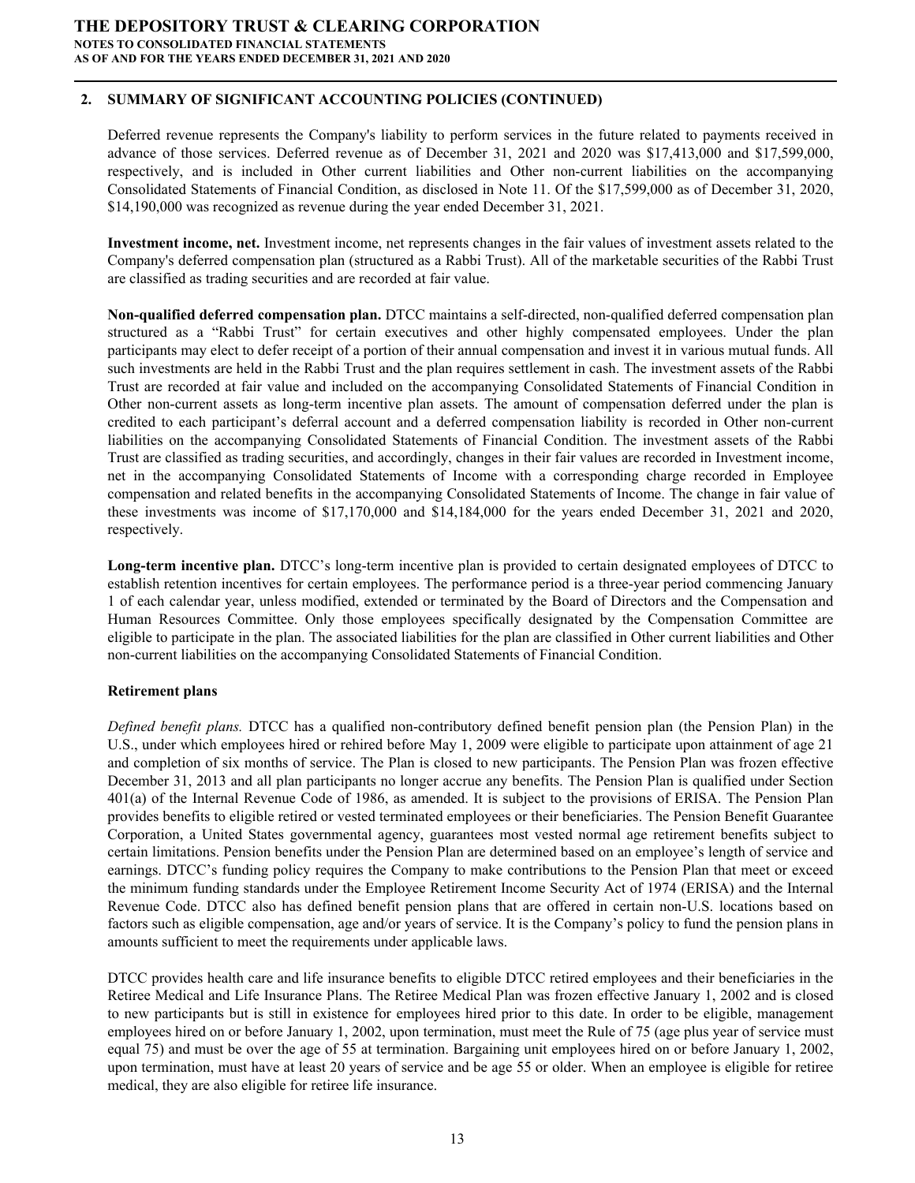## 2. SUMMARY OF SIGNIFICANT ACCOUNTING POLICIES (CONTINUED)

Deferred revenue represents the Company's liability to perform services in the future related to payments received in advance of those services. Deferred revenue as of December 31, 2021 and 2020 was $17,413,000 and $17,599,000, respectively, and is included in Other current liabilities and Other non-current liabilities on the accompanying Consolidated Statements of Financial Condition, as disclosed in Note 11. Of the $17,599,000 as of December 31, 2020, $14,190,000 was recognized as revenue during the year ended December 31, 2021.

**Investment income, net.** Investment income, net represents changes in the fair values of investment assets related to the Company's deferred compensation plan (structured as a Rabbi Trust). All of the marketable securities of the Rabbi Trust are classified as trading securities and are recorded at fair value.

**Non-qualified deferred compensation plan.** DTCC maintains a self-directed, non-qualified deferred compensation plan structured as a "Rabbi Trust" for certain executives and other highly compensated employees. Under the plan participants may elect to defer receipt of a portion of their annual compensation and invest it in various mutual funds. All such investments are held in the Rabbi Trust and the plan requires settlement in cash. The investment assets of the Rabbi Trust are recorded at fair value and included on the accompanying Consolidated Statements of Financial Condition in Other non-current assets as long-term incentive plan assets. The amount of compensation deferred under the plan is credited to each participant's deferral account and a deferred compensation liability is recorded in Other non-current liabilities on the accompanying Consolidated Statements of Financial Condition. The investment assets of the Rabbi Trust are classified as trading securities, and accordingly, changes in their fair values are recorded in Investment income, net in the accompanying Consolidated Statements of Income with a corresponding charge recorded in Employee compensation and related benefits in the accompanying Consolidated Statements of Income. The change in fair value of these investments was income of $17,170,000 and $14,184,000 for the years ended December 31, 2021 and 2020, respectively.

**Long-term incentive plan.** DTCC's long-term incentive plan is provided to certain designated employees of DTCC to establish retention incentives for certain employees. The performance period is a three-year period commencing January 1 of each calendar year, unless modified, extended or terminated by the Board of Directors and the Compensation and Human Resources Committee. Only those employees specifically designated by the Compensation Committee are eligible to participate in the plan. The associated liabilities for the plan are classified in Other current liabilities and Other non-current liabilities on the accompanying Consolidated Statements of Financial Condition.

### Retirement plans

*Defined benefit plans.* DTCC has a qualified non-contributory defined benefit pension plan (the Pension Plan) in the U.S., under which employees hired or rehired before May 1, 2009 were eligible to participate upon attainment of age 21 and completion of six months of service. The Plan is closed to new participants. The Pension Plan was frozen effective December 31, 2013 and all plan participants no longer accrue any benefits. The Pension Plan is qualified under Section 401(a) of the Internal Revenue Code of 1986, as amended. It is subject to the provisions of ERISA. The Pension Plan provides benefits to eligible retired or vested terminated employees or their beneficiaries. The Pension Benefit Guarantee Corporation, a United States governmental agency, guarantees most vested normal age retirement benefits subject to certain limitations. Pension benefits under the Pension Plan are determined based on an employee's length of service and earnings. DTCC's funding policy requires the Company to make contributions to the Pension Plan that meet or exceed the minimum funding standards under the Employee Retirement Income Security Act of 1974 (ERISA) and the Internal Revenue Code. DTCC also has defined benefit pension plans that are offered in certain non-U.S. locations based on factors such as eligible compensation, age and/or years of service. It is the Company's policy to fund the pension plans in amounts sufficient to meet the requirements under applicable laws.

DTCC provides health care and life insurance benefits to eligible DTCC retired employees and their beneficiaries in the Retiree Medical and Life Insurance Plans. The Retiree Medical Plan was frozen effective January 1, 2002 and is closed to new participants but is still in existence for employees hired prior to this date. In order to be eligible, management employees hired on or before January 1, 2002, upon termination, must meet the Rule of 75 (age plus year of service must equal 75) and must be over the age of 55 at termination. Bargaining unit employees hired on or before January 1, 2002, upon termination, must have at least 20 years of service and be age 55 or older. When an employee is eligible for retiree medical, they are also eligible for retiree life insurance.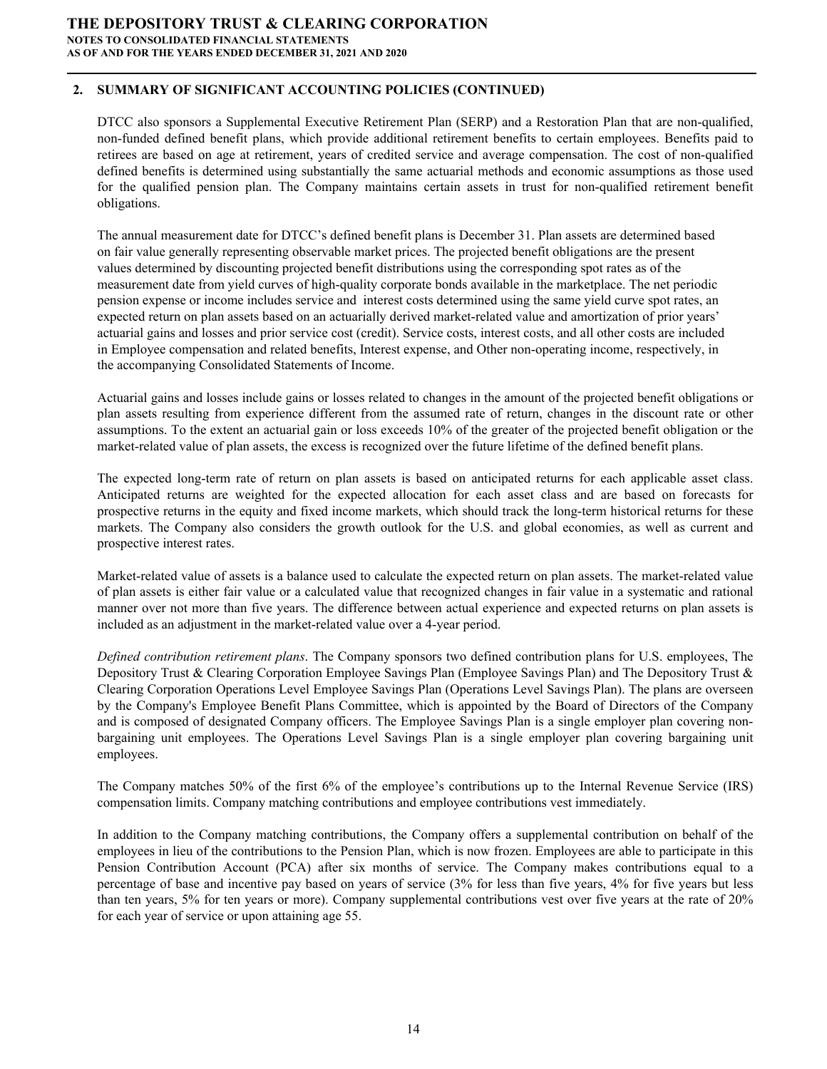## 2. SUMMARY OF SIGNIFICANT ACCOUNTING POLICIES (CONTINUED)

DTCC also sponsors a Supplemental Executive Retirement Plan (SERP) and a Restoration Plan that are non-qualified, non-funded defined benefit plans, which provide additional retirement benefits to certain employees. Benefits paid to retirees are based on age at retirement, years of credited service and average compensation. The cost of non-qualified defined benefits is determined using substantially the same actuarial methods and economic assumptions as those used for the qualified pension plan. The Company maintains certain assets in trust for non-qualified retirement benefit obligations.

The annual measurement date for DTCC's defined benefit plans is December 31. Plan assets are determined based on fair value generally representing observable market prices. The projected benefit obligations are the present values determined by discounting projected benefit distributions using the corresponding spot rates as of the measurement date from yield curves of high-quality corporate bonds available in the marketplace. The net periodic pension expense or income includes service and interest costs determined using the same yield curve spot rates, an expected return on plan assets based on an actuarially derived market-related value and amortization of prior years' actuarial gains and losses and prior service cost (credit). Service costs, interest costs, and all other costs are included in Employee compensation and related benefits, Interest expense, and Other non-operating income, respectively, in the accompanying Consolidated Statements of Income.

Actuarial gains and losses include gains or losses related to changes in the amount of the projected benefit obligations or plan assets resulting from experience different from the assumed rate of return, changes in the discount rate or other assumptions. To the extent an actuarial gain or loss exceeds 10% of the greater of the projected benefit obligation or the market-related value of plan assets, the excess is recognized over the future lifetime of the defined benefit plans.

The expected long-term rate of return on plan assets is based on anticipated returns for each applicable asset class. Anticipated returns are weighted for the expected allocation for each asset class and are based on forecasts for prospective returns in the equity and fixed income markets, which should track the long-term historical returns for these markets. The Company also considers the growth outlook for the U.S. and global economies, as well as current and prospective interest rates.

Market-related value of assets is a balance used to calculate the expected return on plan assets. The market-related value of plan assets is either fair value or a calculated value that recognized changes in fair value in a systematic and rational manner over not more than five years. The difference between actual experience and expected returns on plan assets is included as an adjustment in the market-related value over a 4-year period.

*Defined contribution retirement plans*. The Company sponsors two defined contribution plans for U.S. employees, The Depository Trust & Clearing Corporation Employee Savings Plan (Employee Savings Plan) and The Depository Trust & Clearing Corporation Operations Level Employee Savings Plan (Operations Level Savings Plan). The plans are overseen by the Company's Employee Benefit Plans Committee, which is appointed by the Board of Directors of the Company and is composed of designated Company officers. The Employee Savings Plan is a single employer plan covering non-bargaining unit employees. The Operations Level Savings Plan is a single employer plan covering bargaining unit employees.

The Company matches 50% of the first 6% of the employee's contributions up to the Internal Revenue Service (IRS) compensation limits. Company matching contributions and employee contributions vest immediately.

In addition to the Company matching contributions, the Company offers a supplemental contribution on behalf of the employees in lieu of the contributions to the Pension Plan, which is now frozen. Employees are able to participate in this Pension Contribution Account (PCA) after six months of service. The Company makes contributions equal to a percentage of base and incentive pay based on years of service (3% for less than five years, 4% for five years but less than ten years, 5% for ten years or more). Company supplemental contributions vest over five years at the rate of 20% for each year of service or upon attaining age 55.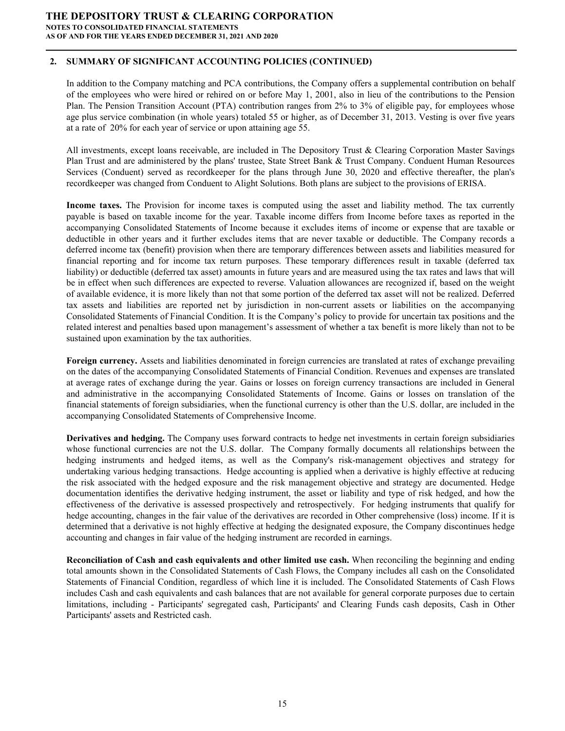## 2. SUMMARY OF SIGNIFICANT ACCOUNTING POLICIES (CONTINUED)

In addition to the Company matching and PCA contributions, the Company offers a supplemental contribution on behalf of the employees who were hired or rehired on or before May 1, 2001, also in lieu of the contributions to the Pension Plan. The Pension Transition Account (PTA) contribution ranges from 2% to 3% of eligible pay, for employees whose age plus service combination (in whole years) totaled 55 or higher, as of December 31, 2013. Vesting is over five years at a rate of 20% for each year of service or upon attaining age 55.

All investments, except loans receivable, are included in The Depository Trust & Clearing Corporation Master Savings Plan Trust and are administered by the plans' trustee, State Street Bank & Trust Company. Conduent Human Resources Services (Conduent) served as recordkeeper for the plans through June 30, 2020 and effective thereafter, the plan's recordkeeper was changed from Conduent to Alight Solutions. Both plans are subject to the provisions of ERISA.

**Income taxes.** The Provision for income taxes is computed using the asset and liability method. The tax currently payable is based on taxable income for the year. Taxable income differs from Income before taxes as reported in the accompanying Consolidated Statements of Income because it excludes items of income or expense that are taxable or deductible in other years and it further excludes items that are never taxable or deductible. The Company records a deferred income tax (benefit) provision when there are temporary differences between assets and liabilities measured for financial reporting and for income tax return purposes. These temporary differences result in taxable (deferred tax liability) or deductible (deferred tax asset) amounts in future years and are measured using the tax rates and laws that will be in effect when such differences are expected to reverse. Valuation allowances are recognized if, based on the weight of available evidence, it is more likely than not that some portion of the deferred tax asset will not be realized. Deferred tax assets and liabilities are reported net by jurisdiction in non-current assets or liabilities on the accompanying Consolidated Statements of Financial Condition. It is the Company's policy to provide for uncertain tax positions and the related interest and penalties based upon management's assessment of whether a tax benefit is more likely than not to be sustained upon examination by the tax authorities.

**Foreign currency.** Assets and liabilities denominated in foreign currencies are translated at rates of exchange prevailing on the dates of the accompanying Consolidated Statements of Financial Condition. Revenues and expenses are translated at average rates of exchange during the year. Gains or losses on foreign currency transactions are included in General and administrative in the accompanying Consolidated Statements of Income. Gains or losses on translation of the financial statements of foreign subsidiaries, when the functional currency is other than the U.S. dollar, are included in the accompanying Consolidated Statements of Comprehensive Income.

**Derivatives and hedging.** The Company uses forward contracts to hedge net investments in certain foreign subsidiaries whose functional currencies are not the U.S. dollar. The Company formally documents all relationships between the hedging instruments and hedged items, as well as the Company's risk-management objectives and strategy for undertaking various hedging transactions. Hedge accounting is applied when a derivative is highly effective at reducing the risk associated with the hedged exposure and the risk management objective and strategy are documented. Hedge documentation identifies the derivative hedging instrument, the asset or liability and type of risk hedged, and how the effectiveness of the derivative is assessed prospectively and retrospectively. For hedging instruments that qualify for hedge accounting, changes in the fair value of the derivatives are recorded in Other comprehensive (loss) income. If it is determined that a derivative is not highly effective at hedging the designated exposure, the Company discontinues hedge accounting and changes in fair value of the hedging instrument are recorded in earnings.

**Reconciliation of Cash and cash equivalents and other limited use cash.** When reconciling the beginning and ending total amounts shown in the Consolidated Statements of Cash Flows, the Company includes all cash on the Consolidated Statements of Financial Condition, regardless of which line it is included. The Consolidated Statements of Cash Flows includes Cash and cash equivalents and cash balances that are not available for general corporate purposes due to certain limitations, including - Participants' segregated cash, Participants' and Clearing Funds cash deposits, Cash in Other Participants' assets and Restricted cash.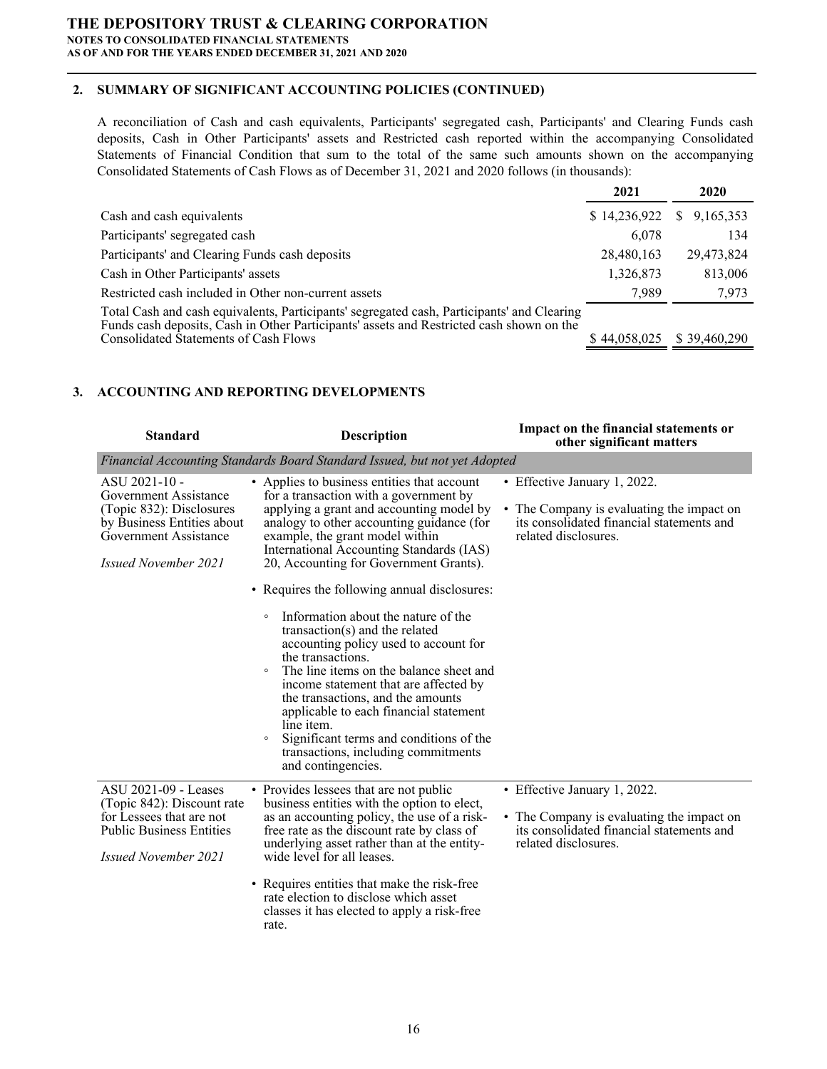## 2. SUMMARY OF SIGNIFICANT ACCOUNTING POLICIES (CONTINUED)

A reconciliation of Cash and cash equivalents, Participants' segregated cash, Participants' and Clearing Funds cash deposits, Cash in Other Participants' assets and Restricted cash reported within the accompanying Consolidated Statements of Financial Condition that sum to the total of the same such amounts shown on the accompanying Consolidated Statements of Cash Flows as of December 31, 2021 and 2020 follows (in thousands):

| | 2021 | 2020 |
|---|---|---|
| Cash and cash equivalents | $ 14,236,922 | $ 9,165,353 |
| Participants' segregated cash | 6,078 | 134 |
| Participants' and Clearing Funds cash deposits | 28,480,163 | 29,473,824 |
| Cash in Other Participants' assets | 1,326,873 | 813,006 |
| Restricted cash included in Other non-current assets | 7,989 | 7,973 |
| Total Cash and cash equivalents, Participants' segregated cash, Participants' and Clearing Funds cash deposits, Cash in Other Participants' assets and Restricted cash shown on the Consolidated Statements of Cash Flows | $ 44,058,025 | $ 39,460,290 |

## 3. ACCOUNTING AND REPORTING DEVELOPMENTS

| Standard | Description | Impact on the financial statements or other significant matters |
|---|---|---|
| *Financial Accounting Standards Board Standard Issued, but not yet Adopted* | | |
| ASU 2021-10 - Government Assistance (Topic 832): Disclosures by Business Entities about Government Assistance<br><br>*Issued November 2021* | • Applies to business entities that account for a transaction with a government by applying a grant and accounting model by analogy to other accounting guidance (for example, the grant model within International Accounting Standards (IAS) 20, Accounting for Government Grants).<br><br>• Requires the following annual disclosures:<br>◦ Information about the nature of the transaction(s) and the related accounting policy used to account for the transactions.<br>◦ The line items on the balance sheet and income statement that are affected by the transactions, and the amounts applicable to each financial statement line item.<br>◦ Significant terms and conditions of the transactions, including commitments and contingencies. | • Effective January 1, 2022.<br><br>• The Company is evaluating the impact on its consolidated financial statements and related disclosures. |
| ASU 2021-09 - Leases (Topic 842): Discount rate for Lessees that are not Public Business Entities<br><br>*Issued November 2021* | • Provides lessees that are not public business entities with the option to elect, as an accounting policy, the use of a risk-free rate as the discount rate by class of underlying asset rather than at the entity-wide level for all leases.<br><br>• Requires entities that make the risk-free rate election to disclose which asset classes it has elected to apply a risk-free rate. | • Effective January 1, 2022.<br><br>• The Company is evaluating the impact on its consolidated financial statements and related disclosures. |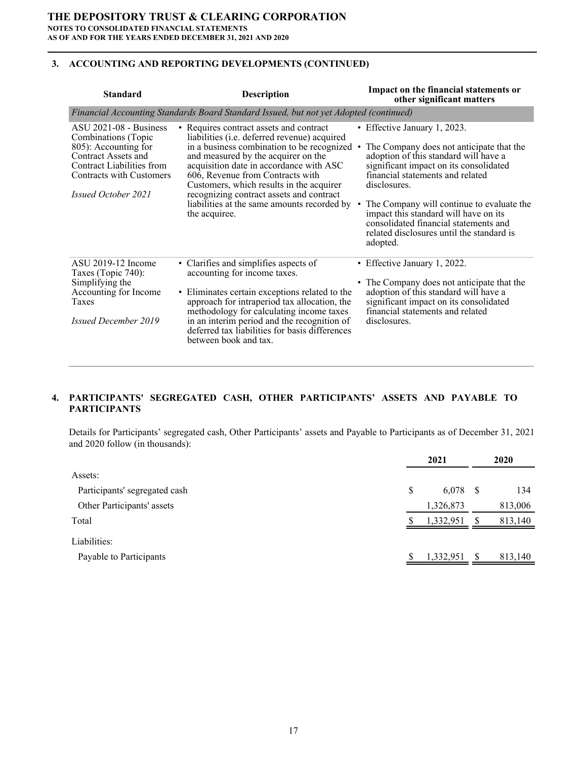## 3. ACCOUNTING AND REPORTING DEVELOPMENTS (CONTINUED)

| Standard | Description | Impact on the financial statements or other significant matters |
|---|---|---|
| *Financial Accounting Standards Board Standard Issued, but not yet Adopted (continued)* | | |
| ASU 2021-08 - Business Combinations (Topic 805): Accounting for Contract Assets and Contract Liabilities from Contracts with Customers<br><br>*Issued October 2021* | • Requires contract assets and contract liabilities (i.e. deferred revenue) acquired in a business combination to be recognized and measured by the acquirer on the acquisition date in accordance with ASC 606, Revenue from Contracts with Customers, which results in the acquirer recognizing contract assets and contract liabilities at the same amounts recorded by the acquiree. | • Effective January 1, 2023.<br><br>• The Company does not anticipate that the adoption of this standard will have a significant impact on its consolidated financial statements and related disclosures.<br><br>• The Company will continue to evaluate the impact this standard will have on its consolidated financial statements and related disclosures until the standard is adopted. |
| ASU 2019-12 Income Taxes (Topic 740): Simplifying the Accounting for Income Taxes<br><br>*Issued December 2019* | • Clarifies and simplifies aspects of accounting for income taxes.<br><br>• Eliminates certain exceptions related to the approach for intraperiod tax allocation, the methodology for calculating income taxes in an interim period and the recognition of deferred tax liabilities for basis differences between book and tax. | • Effective January 1, 2022.<br><br>• The Company does not anticipate that the adoption of this standard will have a significant impact on its consolidated financial statements and related disclosures. |

## 4. PARTICIPANTS' SEGREGATED CASH, OTHER PARTICIPANTS' ASSETS AND PAYABLE TO PARTICIPANTS

Details for Participants' segregated cash, Other Participants' assets and Payable to Participants as of December 31, 2021 and 2020 follow (in thousands):

| | 2021 | 2020 |
|---|---|---|
| Assets: | | |
| Participants' segregated cash | $ 6,078 | $ 134 |
| Other Participants' assets | 1,326,873 | 813,006 |
| Total | $ 1,332,951 | $ 813,140 |
| Liabilities: | | |
| Payable to Participants | $ 1,332,951 | $ 813,140 |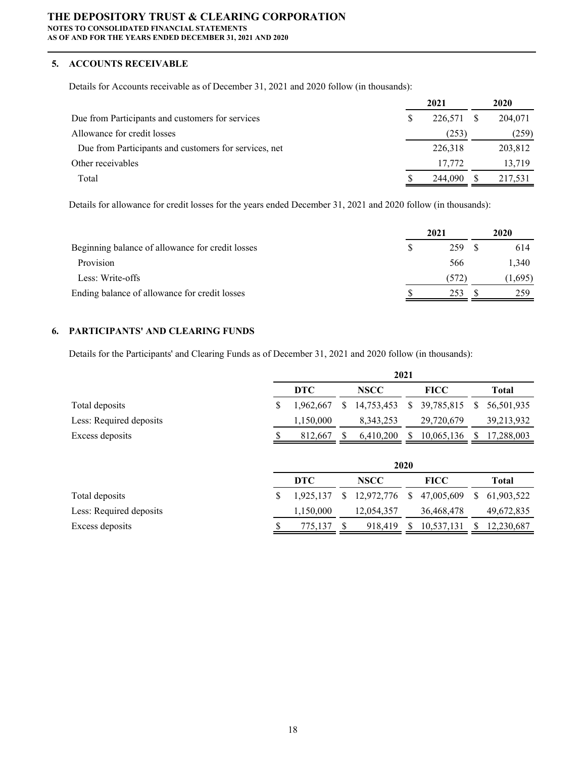## 5. ACCOUNTS RECEIVABLE

Details for Accounts receivable as of December 31, 2021 and 2020 follow (in thousands):

| | 2021 | 2020 |
|---|---|---|
| Due from Participants and customers for services | $ 226,571 | $ 204,071 |
| Allowance for credit losses | (253) | (259) |
| Due from Participants and customers for services, net | 226,318 | 203,812 |
| Other receivables | 17,772 | 13,719 |
| Total | $ 244,090 | $ 217,531 |

Details for allowance for credit losses for the years ended December 31, 2021 and 2020 follow (in thousands):

| | 2021 | 2020 |
|---|---|---|
| Beginning balance of allowance for credit losses | $ 259 | $ 614 |
| Provision | 566 | 1,340 |
| Less: Write-offs | (572) | (1,695) |
| Ending balance of allowance for credit losses | $ 253 | $ 259 |

## 6. PARTICIPANTS' AND CLEARING FUNDS

Details for the Participants' and Clearing Funds as of December 31, 2021 and 2020 follow (in thousands):

| | 2021 | | | |
|---|---|---|---|---|
| | DTC | NSCC | FICC | Total |
| Total deposits | $ 1,962,667 | $ 14,753,453 | $ 39,785,815 | $ 56,501,935 |
| Less: Required deposits | 1,150,000 | 8,343,253 | 29,720,679 | 39,213,932 |
| Excess deposits | $ 812,667 | $ 6,410,200 | $ 10,065,136 | $ 17,288,003 |

| | 2020 | | | |
|---|---|---|---|---|
| | DTC | NSCC | FICC | Total |
| Total deposits | $ 1,925,137 | $ 12,972,776 | $ 47,005,609 | $ 61,903,522 |
| Less: Required deposits | 1,150,000 | 12,054,357 | 36,468,478 | 49,672,835 |
| Excess deposits | $ 775,137 | $ 918,419 | $ 10,537,131 | $ 12,230,687 |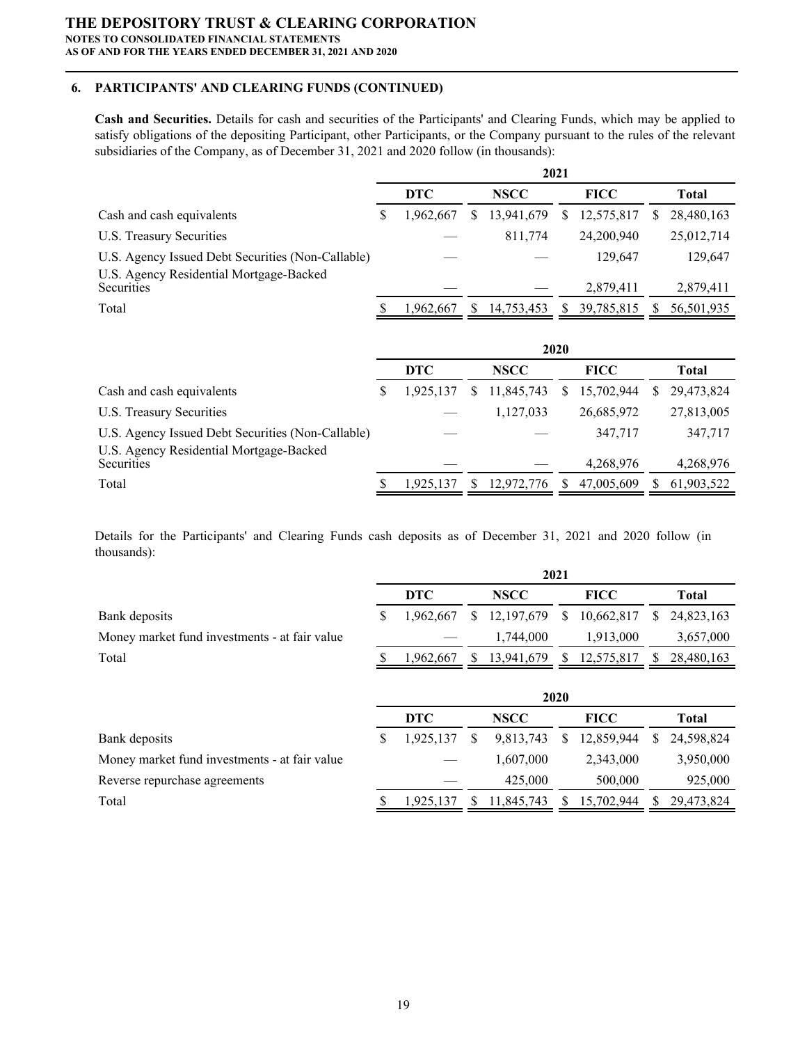## 6. PARTICIPANTS' AND CLEARING FUNDS (CONTINUED)

**Cash and Securities.** Details for cash and securities of the Participants' and Clearing Funds, which may be applied to satisfy obligations of the depositing Participant, other Participants, or the Company pursuant to the rules of the relevant subsidiaries of the Company, as of December 31, 2021 and 2020 follow (in thousands):

| | 2021 | | | |
|---|---|---|---|---|
| | DTC | NSCC | FICC | Total |
| Cash and cash equivalents | $ 1,962,667 | $ 13,941,679 | $ 12,575,817 | $ 28,480,163 |
| U.S. Treasury Securities | — | 811,774 | 24,200,940 | 25,012,714 |
| U.S. Agency Issued Debt Securities (Non-Callable) | — | — | 129,647 | 129,647 |
| U.S. Agency Residential Mortgage-Backed Securities | — | — | 2,879,411 | 2,879,411 |
| Total | $ 1,962,667 | $ 14,753,453 | $ 39,785,815 | $ 56,501,935 |

| | 2020 | | | |
|---|---|---|---|---|
| | DTC | NSCC | FICC | Total |
| Cash and cash equivalents | $ 1,925,137 | $ 11,845,743 | $ 15,702,944 | $ 29,473,824 |
| U.S. Treasury Securities | — | 1,127,033 | 26,685,972 | 27,813,005 |
| U.S. Agency Issued Debt Securities (Non-Callable) | — | — | 347,717 | 347,717 |
| U.S. Agency Residential Mortgage-Backed Securities | — | — | 4,268,976 | 4,268,976 |
| Total | $ 1,925,137 | $ 12,972,776 | $ 47,005,609 | $ 61,903,522 |

Details for the Participants' and Clearing Funds cash deposits as of December 31, 2021 and 2020 follow (in thousands):

| | 2021 | | | |
|---|---|---|---|---|
| | DTC | NSCC | FICC | Total |
| Bank deposits | $ 1,962,667 | $ 12,197,679 | $ 10,662,817 | $ 24,823,163 |
| Money market fund investments - at fair value | — | 1,744,000 | 1,913,000 | 3,657,000 |
| Total | $ 1,962,667 | $ 13,941,679 | $ 12,575,817 | $ 28,480,163 |

| | 2020 | | | |
|---|---|---|---|---|
| | DTC | NSCC | FICC | Total |
| Bank deposits | $ 1,925,137 | $ 9,813,743 | $ 12,859,944 | $ 24,598,824 |
| Money market fund investments - at fair value | — | 1,607,000 | 2,343,000 | 3,950,000 |
| Reverse repurchase agreements | — | 425,000 | 500,000 | 925,000 |
| Total | $ 1,925,137 | $ 11,845,743 | $ 15,702,944 | $ 29,473,824 |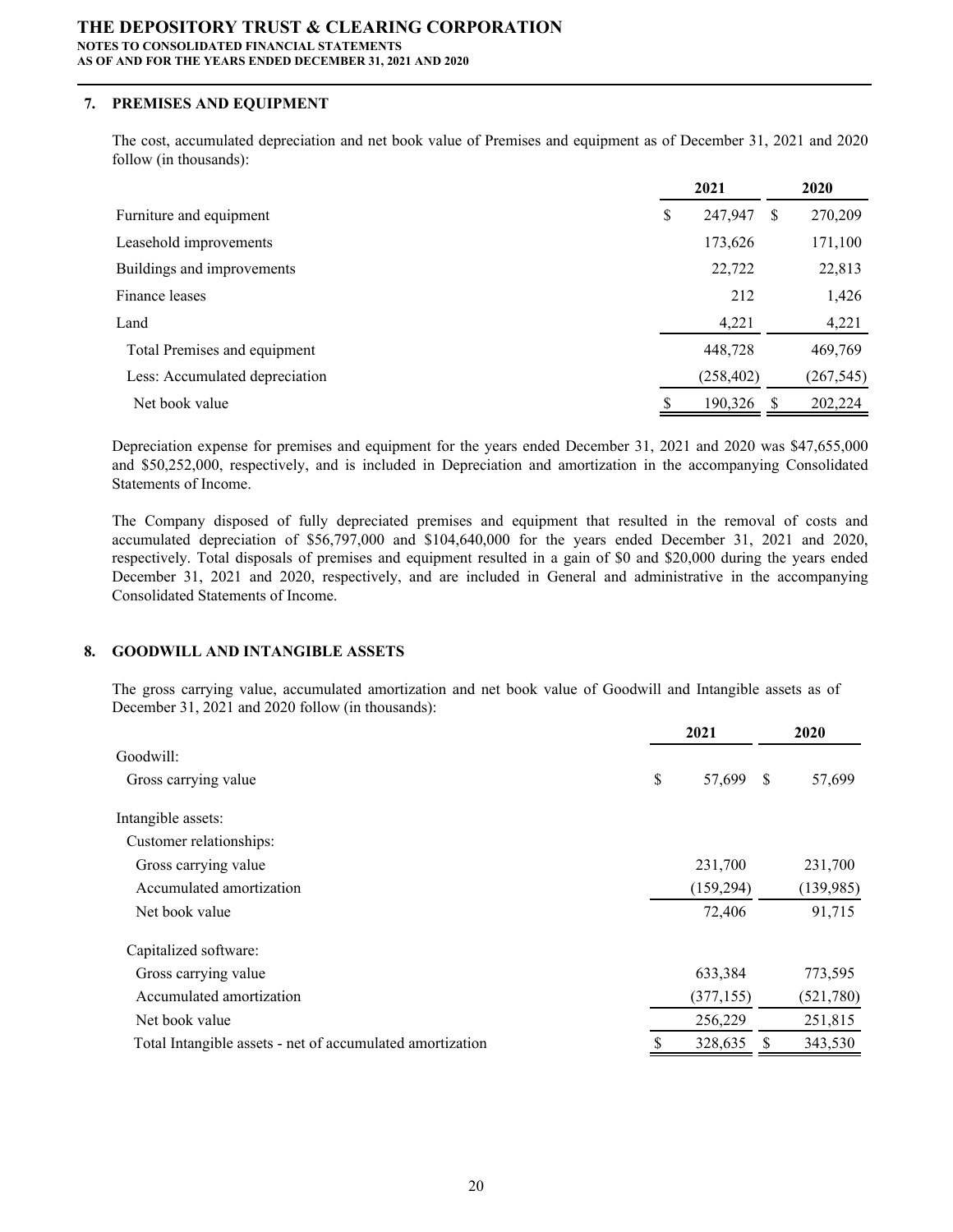## 7. PREMISES AND EQUIPMENT

The cost, accumulated depreciation and net book value of Premises and equipment as of December 31, 2021 and 2020 follow (in thousands):

| | 2021 | 2020 |
|---|---|---|
| Furniture and equipment | $ 247,947 | $ 270,209 |
| Leasehold improvements | 173,626 | 171,100 |
| Buildings and improvements | 22,722 | 22,813 |
| Finance leases | 212 | 1,426 |
| Land | 4,221 | 4,221 |
| Total Premises and equipment | 448,728 | 469,769 |
| Less: Accumulated depreciation | (258,402) | (267,545) |
| Net book value | $ 190,326 | $ 202,224 |

Depreciation expense for premises and equipment for the years ended December 31, 2021 and 2020 was $47,655,000 and $50,252,000, respectively, and is included in Depreciation and amortization in the accompanying Consolidated Statements of Income.

The Company disposed of fully depreciated premises and equipment that resulted in the removal of costs and accumulated depreciation of $56,797,000 and $104,640,000 for the years ended December 31, 2021 and 2020, respectively. Total disposals of premises and equipment resulted in a gain of $0 and $20,000 during the years ended December 31, 2021 and 2020, respectively, and are included in General and administrative in the accompanying Consolidated Statements of Income.

## 8. GOODWILL AND INTANGIBLE ASSETS

The gross carrying value, accumulated amortization and net book value of Goodwill and Intangible assets as of December 31, 2021 and 2020 follow (in thousands):

| | 2021 | 2020 |
|---|---|---|
| Goodwill: | | |
| Gross carrying value | $ 57,699 | $ 57,699 |
| Intangible assets: | | |
| Customer relationships: | | |
| Gross carrying value | 231,700 | 231,700 |
| Accumulated amortization | (159,294) | (139,985) |
| Net book value | 72,406 | 91,715 |
| Capitalized software: | | |
| Gross carrying value | 633,384 | 773,595 |
| Accumulated amortization | (377,155) | (521,780) |
| Net book value | 256,229 | 251,815 |
| Total Intangible assets - net of accumulated amortization | $ 328,635 | $ 343,530 |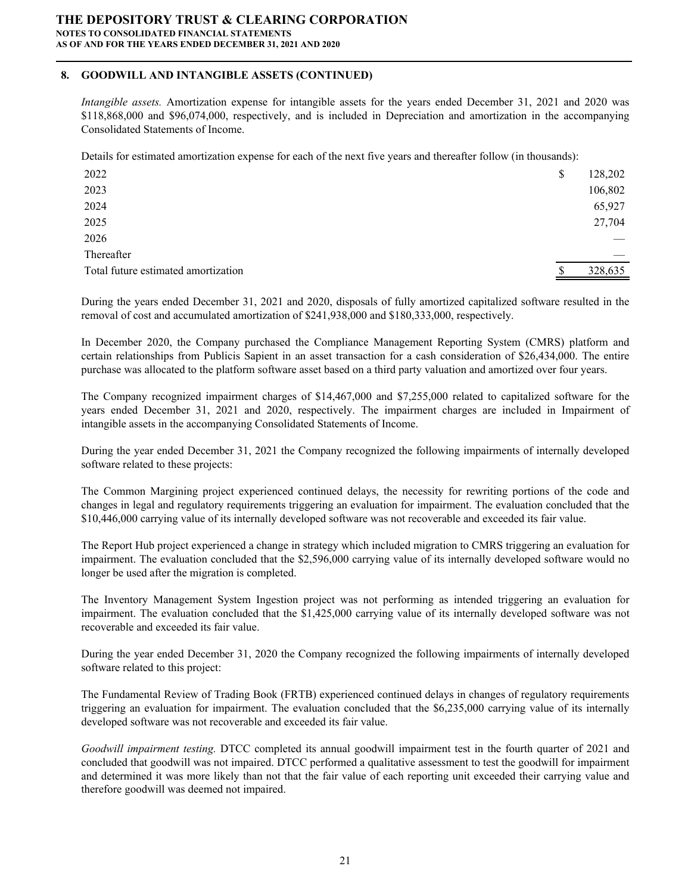## 8. GOODWILL AND INTANGIBLE ASSETS (CONTINUED)

*Intangible assets.* Amortization expense for intangible assets for the years ended December 31, 2021 and 2020 was $118,868,000 and $96,074,000, respectively, and is included in Depreciation and amortization in the accompanying Consolidated Statements of Income.

Details for estimated amortization expense for each of the next five years and thereafter follow (in thousands):

| | |
|---|---|
| 2022 | $ 128,202 |
| 2023 | 106,802 |
| 2024 | 65,927 |
| 2025 | 27,704 |
| 2026 | — |
| Thereafter | — |
| Total future estimated amortization | $ 328,635 |

During the years ended December 31, 2021 and 2020, disposals of fully amortized capitalized software resulted in the removal of cost and accumulated amortization of $241,938,000 and $180,333,000, respectively.

In December 2020, the Company purchased the Compliance Management Reporting System (CMRS) platform and certain relationships from Publicis Sapient in an asset transaction for a cash consideration of $26,434,000. The entire purchase was allocated to the platform software asset based on a third party valuation and amortized over four years.

The Company recognized impairment charges of $14,467,000 and $7,255,000 related to capitalized software for the years ended December 31, 2021 and 2020, respectively. The impairment charges are included in Impairment of intangible assets in the accompanying Consolidated Statements of Income.

During the year ended December 31, 2021 the Company recognized the following impairments of internally developed software related to these projects:

The Common Margining project experienced continued delays, the necessity for rewriting portions of the code and changes in legal and regulatory requirements triggering an evaluation for impairment. The evaluation concluded that the $10,446,000 carrying value of its internally developed software was not recoverable and exceeded its fair value.

The Report Hub project experienced a change in strategy which included migration to CMRS triggering an evaluation for impairment. The evaluation concluded that the $2,596,000 carrying value of its internally developed software would no longer be used after the migration is completed.

The Inventory Management System Ingestion project was not performing as intended triggering an evaluation for impairment. The evaluation concluded that the $1,425,000 carrying value of its internally developed software was not recoverable and exceeded its fair value.

During the year ended December 31, 2020 the Company recognized the following impairments of internally developed software related to this project:

The Fundamental Review of Trading Book (FRTB) experienced continued delays in changes of regulatory requirements triggering an evaluation for impairment. The evaluation concluded that the $6,235,000 carrying value of its internally developed software was not recoverable and exceeded its fair value.

*Goodwill impairment testing.* DTCC completed its annual goodwill impairment test in the fourth quarter of 2021 and concluded that goodwill was not impaired. DTCC performed a qualitative assessment to test the goodwill for impairment and determined it was more likely than not that the fair value of each reporting unit exceeded their carrying value and therefore goodwill was deemed not impaired.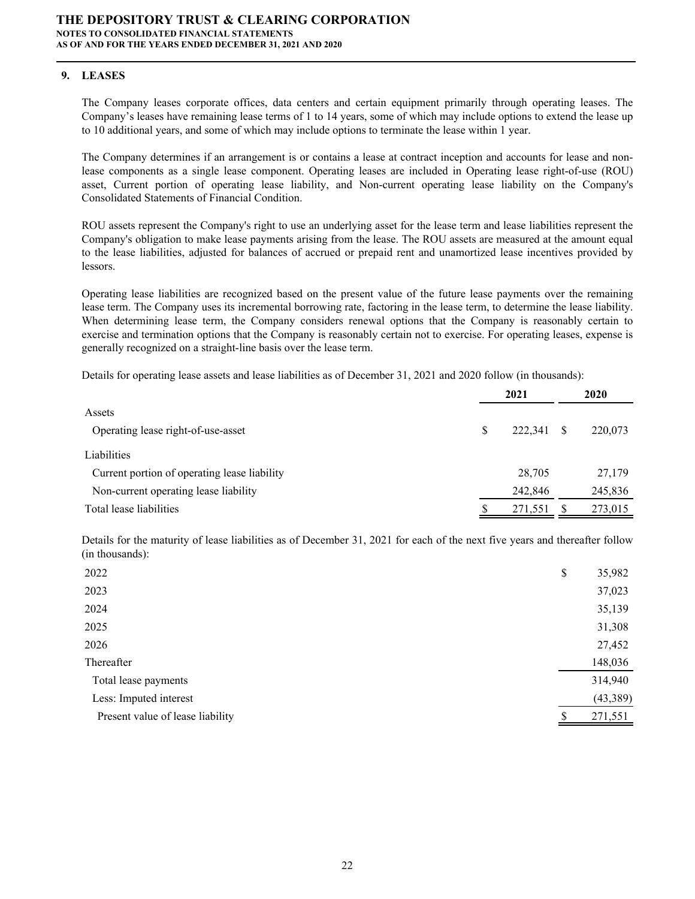## 9. LEASES

The Company leases corporate offices, data centers and certain equipment primarily through operating leases. The Company's leases have remaining lease terms of 1 to 14 years, some of which may include options to extend the lease up to 10 additional years, and some of which may include options to terminate the lease within 1 year.

The Company determines if an arrangement is or contains a lease at contract inception and accounts for lease and non-lease components as a single lease component. Operating leases are included in Operating lease right-of-use (ROU) asset, Current portion of operating lease liability, and Non-current operating lease liability on the Company's Consolidated Statements of Financial Condition.

ROU assets represent the Company's right to use an underlying asset for the lease term and lease liabilities represent the Company's obligation to make lease payments arising from the lease. The ROU assets are measured at the amount equal to the lease liabilities, adjusted for balances of accrued or prepaid rent and unamortized lease incentives provided by lessors.

Operating lease liabilities are recognized based on the present value of the future lease payments over the remaining lease term. The Company uses its incremental borrowing rate, factoring in the lease term, to determine the lease liability. When determining lease term, the Company considers renewal options that the Company is reasonably certain to exercise and termination options that the Company is reasonably certain not to exercise. For operating leases, expense is generally recognized on a straight-line basis over the lease term.

Details for operating lease assets and lease liabilities as of December 31, 2021 and 2020 follow (in thousands):

| | 2021 | 2020 |
|---|---|---|
| Assets | | |
| Operating lease right-of-use-asset | $ 222,341 | $ 220,073 |
| Liabilities | | |
| Current portion of operating lease liability | 28,705 | 27,179 |
| Non-current operating lease liability | 242,846 | 245,836 |
| Total lease liabilities | $ 271,551 | $ 273,015 |

Details for the maturity of lease liabilities as of December 31, 2021 for each of the next five years and thereafter follow (in thousands):

| | |
|---|---|
| 2022 | $ 35,982 |
| 2023 | 37,023 |
| 2024 | 35,139 |
| 2025 | 31,308 |
| 2026 | 27,452 |
| Thereafter | 148,036 |
| Total lease payments | 314,940 |
| Less: Imputed interest | (43,389) |
| Present value of lease liability | $ 271,551 |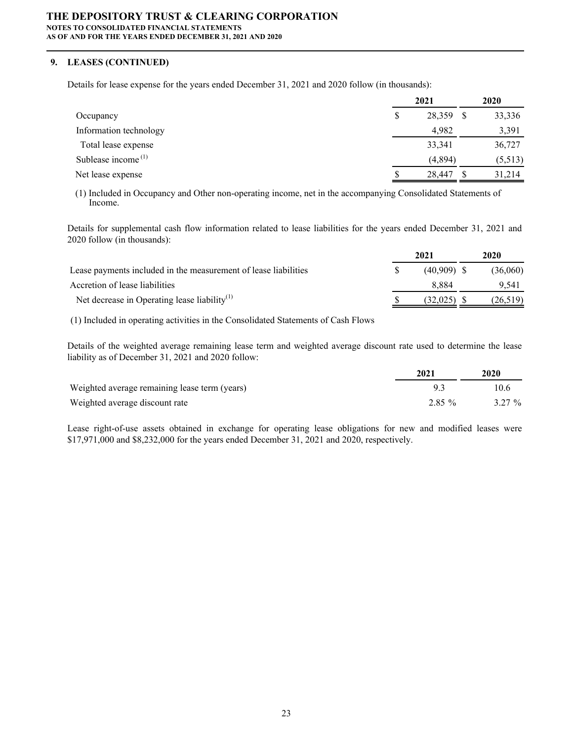## 9. LEASES (CONTINUED)

Details for lease expense for the years ended December 31, 2021 and 2020 follow (in thousands):

| | 2021 | 2020 |
|---|---|---|
| Occupancy | $ 28,359 | $ 33,336 |
| Information technology | 4,982 | 3,391 |
| Total lease expense | 33,341 | 36,727 |
| Sublease income [(1)] | (4,894) | (5,513) |
| Net lease expense | $ 28,447 | $ 31,214 |

(1) Included in Occupancy and Other non-operating income, net in the accompanying Consolidated Statements of Income.

Details for supplemental cash flow information related to lease liabilities for the years ended December 31, 2021 and 2020 follow (in thousands):

| | 2021 | 2020 |
|---|---|---|
| Lease payments included in the measurement of lease liabilities | $ (40,909) | $ (36,060) |
| Accretion of lease liabilities | 8,884 | 9,541 |
| Net decrease in Operating lease liability[(1)] | $ (32,025) | $ (26,519) |

(1) Included in operating activities in the Consolidated Statements of Cash Flows

Details of the weighted average remaining lease term and weighted average discount rate used to determine the lease liability as of December 31, 2021 and 2020 follow:

| | 2021 | 2020 |
|---|---|---|
| Weighted average remaining lease term (years) | 9.3 | 10.6 |
| Weighted average discount rate | 2.85 % | 3.27 % |

Lease right-of-use assets obtained in exchange for operating lease obligations for new and modified leases were $17,971,000 and $8,232,000 for the years ended December 31, 2021 and 2020, respectively.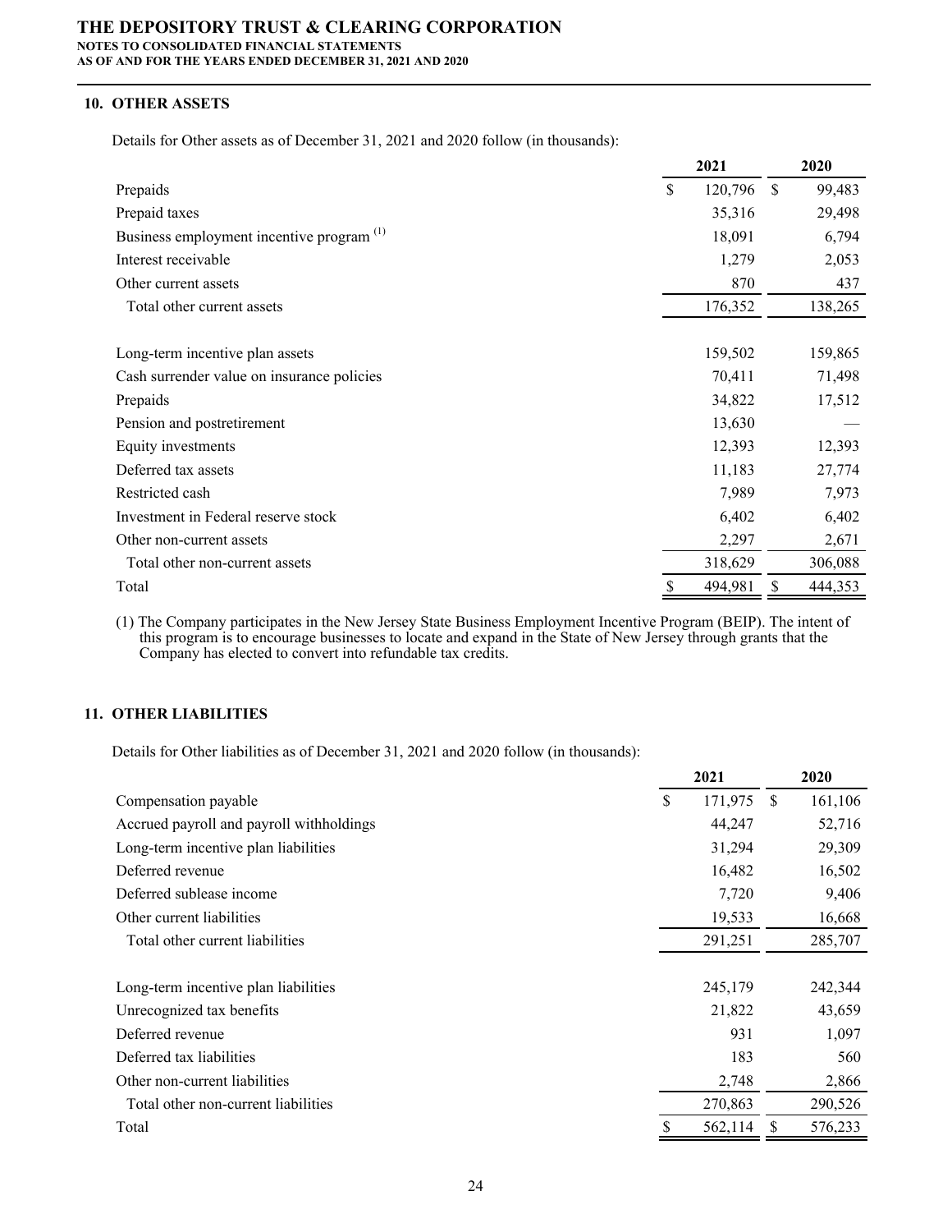## 10. OTHER ASSETS

Details for Other assets as of December 31, 2021 and 2020 follow (in thousands):

| | 2021 | 2020 |
|---|---|---|
| Prepaids | $ 120,796 | $ 99,483 |
| Prepaid taxes | 35,316 | 29,498 |
| Business employment incentive program [1] | 18,091 | 6,794 |
| Interest receivable | 1,279 | 2,053 |
| Other current assets | 870 | 437 |
| Total other current assets | 176,352 | 138,265 |
| | | |
| Long-term incentive plan assets | 159,502 | 159,865 |
| Cash surrender value on insurance policies | 70,411 | 71,498 |
| Prepaids | 34,822 | 17,512 |
| Pension and postretirement | 13,630 | — |
| Equity investments | 12,393 | 12,393 |
| Deferred tax assets | 11,183 | 27,774 |
| Restricted cash | 7,989 | 7,973 |
| Investment in Federal reserve stock | 6,402 | 6,402 |
| Other non-current assets | 2,297 | 2,671 |
| Total other non-current assets | 318,629 | 306,088 |
| Total | $ 494,981 | $ 444,353 |

(1) The Company participates in the New Jersey State Business Employment Incentive Program (BEIP). The intent of this program is to encourage businesses to locate and expand in the State of New Jersey through grants that the Company has elected to convert into refundable tax credits.

## 11. OTHER LIABILITIES

Details for Other liabilities as of December 31, 2021 and 2020 follow (in thousands):

| | 2021 | 2020 |
|---|---|---|
| Compensation payable | $ 171,975 | $ 161,106 |
| Accrued payroll and payroll withholdings | 44,247 | 52,716 |
| Long-term incentive plan liabilities | 31,294 | 29,309 |
| Deferred revenue | 16,482 | 16,502 |
| Deferred sublease income | 7,720 | 9,406 |
| Other current liabilities | 19,533 | 16,668 |
| Total other current liabilities | 291,251 | 285,707 |
| | | |
| Long-term incentive plan liabilities | 245,179 | 242,344 |
| Unrecognized tax benefits | 21,822 | 43,659 |
| Deferred revenue | 931 | 1,097 |
| Deferred tax liabilities | 183 | 560 |
| Other non-current liabilities | 2,748 | 2,866 |
| Total other non-current liabilities | 270,863 | 290,526 |
| Total | $ 562,114 | $ 576,233 |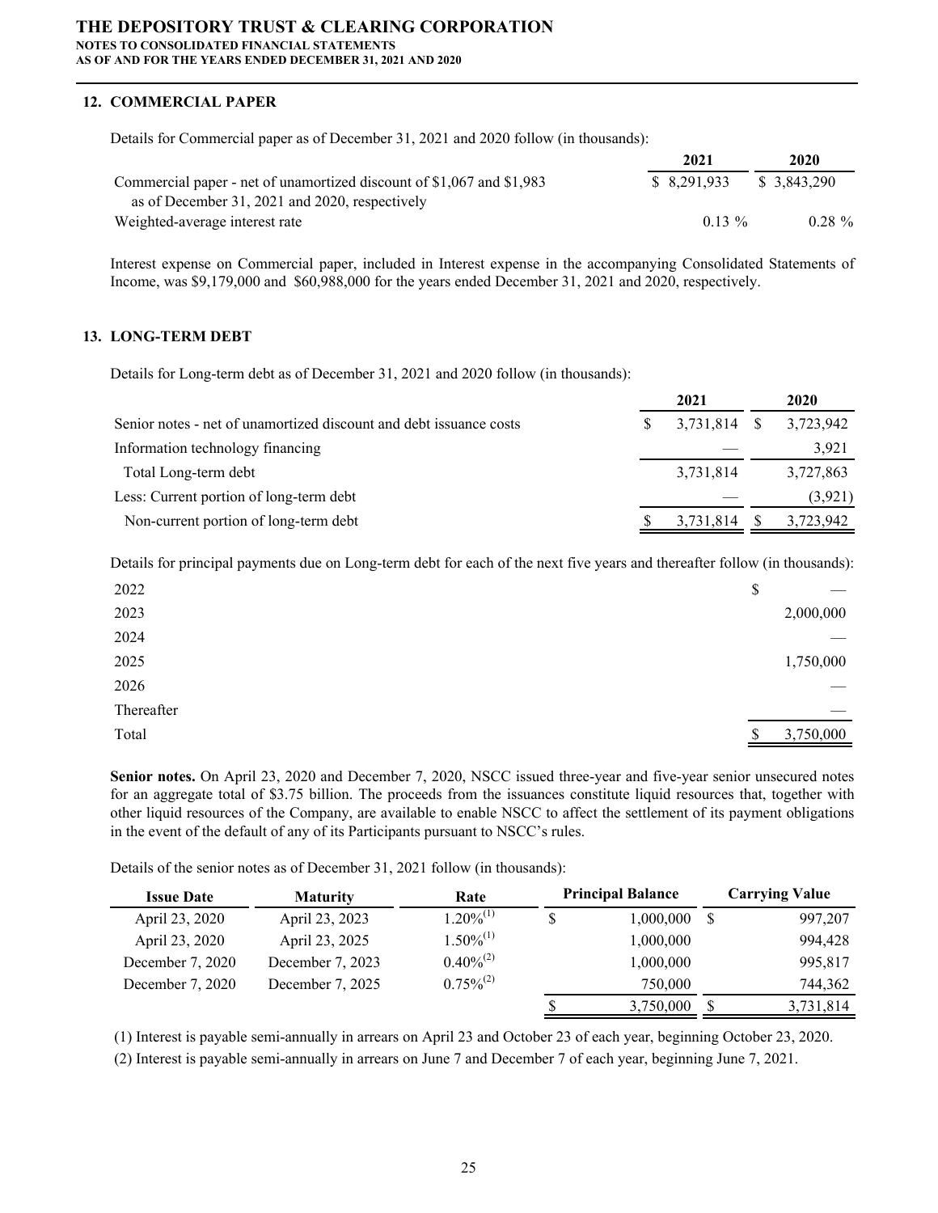## 12. COMMERCIAL PAPER

Details for Commercial paper as of December 31, 2021 and 2020 follow (in thousands):

| | 2021 | 2020 |
|---|---|---|
| Commercial paper - net of unamortized discount of $1,067 and $1,983 as of December 31, 2021 and 2020, respectively | $ 8,291,933 | $ 3,843,290 |
| Weighted-average interest rate | 0.13 % | 0.28 % |

Interest expense on Commercial paper, included in Interest expense in the accompanying Consolidated Statements of Income, was $9,179,000 and $60,988,000 for the years ended December 31, 2021 and 2020, respectively.

## 13. LONG-TERM DEBT

Details for Long-term debt as of December 31, 2021 and 2020 follow (in thousands):

| | 2021 | 2020 |
|---|---|---|
| Senior notes - net of unamortized discount and debt issuance costs | $ 3,731,814 | $ 3,723,942 |
| Information technology financing | — | 3,921 |
| Total Long-term debt | 3,731,814 | 3,727,863 |
| Less: Current portion of long-term debt | — | (3,921) |
| Non-current portion of long-term debt | $ 3,731,814 | $ 3,723,942 |

Details for principal payments due on Long-term debt for each of the next five years and thereafter follow (in thousands):

| | |
|---|---|
| 2022 | $ — |
| 2023 | 2,000,000 |
| 2024 | — |
| 2025 | 1,750,000 |
| 2026 | — |
| Thereafter | — |
| Total | $ 3,750,000 |

**Senior notes.** On April 23, 2020 and December 7, 2020, NSCC issued three-year and five-year senior unsecured notes for an aggregate total of $3.75 billion. The proceeds from the issuances constitute liquid resources that, together with other liquid resources of the Company, are available to enable NSCC to affect the settlement of its payment obligations in the event of the default of any of its Participants pursuant to NSCC's rules.

Details of the senior notes as of December 31, 2021 follow (in thousands):

| Issue Date | Maturity | Rate | Principal Balance | Carrying Value |
|---|---|---|---|---|
| April 23, 2020 | April 23, 2023 | 1.20%(1) | $ 1,000,000 | $ 997,207 |
| April 23, 2020 | April 23, 2025 | 1.50%(1) | 1,000,000 | 994,428 |
| December 7, 2020 | December 7, 2023 | 0.40%(2) | 1,000,000 | 995,817 |
| December 7, 2020 | December 7, 2025 | 0.75%(2) | 750,000 | 744,362 |
| | | | $ 3,750,000 | $ 3,731,814 |

(1) Interest is payable semi-annually in arrears on April 23 and October 23 of each year, beginning October 23, 2020.

(2) Interest is payable semi-annually in arrears on June 7 and December 7 of each year, beginning June 7, 2021.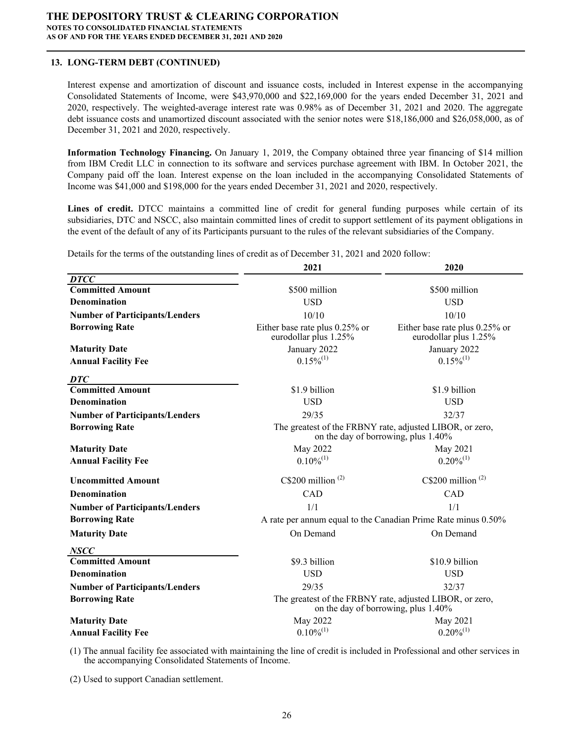## 13. LONG-TERM DEBT (CONTINUED)

Interest expense and amortization of discount and issuance costs, included in Interest expense in the accompanying Consolidated Statements of Income, were $43,970,000 and $22,169,000 for the years ended December 31, 2021 and 2020, respectively. The weighted-average interest rate was 0.98% as of December 31, 2021 and 2020. The aggregate debt issuance costs and unamortized discount associated with the senior notes were $18,186,000 and $26,058,000, as of December 31, 2021 and 2020, respectively.

**Information Technology Financing.** On January 1, 2019, the Company obtained three year financing of $14 million from IBM Credit LLC in connection to its software and services purchase agreement with IBM. In October 2021, the Company paid off the loan. Interest expense on the loan included in the accompanying Consolidated Statements of Income was $41,000 and $198,000 for the years ended December 31, 2021 and 2020, respectively.

**Lines of credit.** DTCC maintains a committed line of credit for general funding purposes while certain of its subsidiaries, DTC and NSCC, also maintain committed lines of credit to support settlement of its payment obligations in the event of the default of any of its Participants pursuant to the rules of the relevant subsidiaries of the Company.

Details for the terms of the outstanding lines of credit as of December 31, 2021 and 2020 follow:

| | 2021 | 2020 |
|---|---|---|
| ***DTCC*** | | |
| **Committed Amount** | $500 million | $500 million |
| **Denomination** | USD | USD |
| **Number of Participants/Lenders** | 10/10 | 10/10 |
| **Borrowing Rate** | Either base rate plus 0.25% or eurodollar plus 1.25% | Either base rate plus 0.25% or eurodollar plus 1.25% |
| **Maturity Date** | January 2022 | January 2022 |
| **Annual Facility Fee** | 0.15%[(1)] | 0.15%[(1)] |
| ***DTC*** | | |
| **Committed Amount** | $1.9 billion | $1.9 billion |
| **Denomination** | USD | USD |
| **Number of Participants/Lenders** | 29/35 | 32/37 |
| **Borrowing Rate** | The greatest of the FRBNY rate, adjusted LIBOR, or zero, on the day of borrowing, plus 1.40% | |
| **Maturity Date** | May 2022 | May 2021 |
| **Annual Facility Fee** | 0.10%[(1)] | 0.20%[(1)] |
| **Uncommitted Amount** | C$200 million [(2)] | C$200 million [(2)] |
| **Denomination** | CAD | CAD |
| **Number of Participants/Lenders** | 1/1 | 1/1 |
| **Borrowing Rate** | A rate per annum equal to the Canadian Prime Rate minus 0.50% | |
| **Maturity Date** | On Demand | On Demand |
| ***NSCC*** | | |
| **Committed Amount** | $9.3 billion | $10.9 billion |
| **Denomination** | USD | USD |
| **Number of Participants/Lenders** | 29/35 | 32/37 |
| **Borrowing Rate** | The greatest of the FRBNY rate, adjusted LIBOR, or zero, on the day of borrowing, plus 1.40% | |
| **Maturity Date** | May 2022 | May 2021 |
| **Annual Facility Fee** | 0.10%[(1)] | 0.20%[(1)] |

(1) The annual facility fee associated with maintaining the line of credit is included in Professional and other services in the accompanying Consolidated Statements of Income.

(2) Used to support Canadian settlement.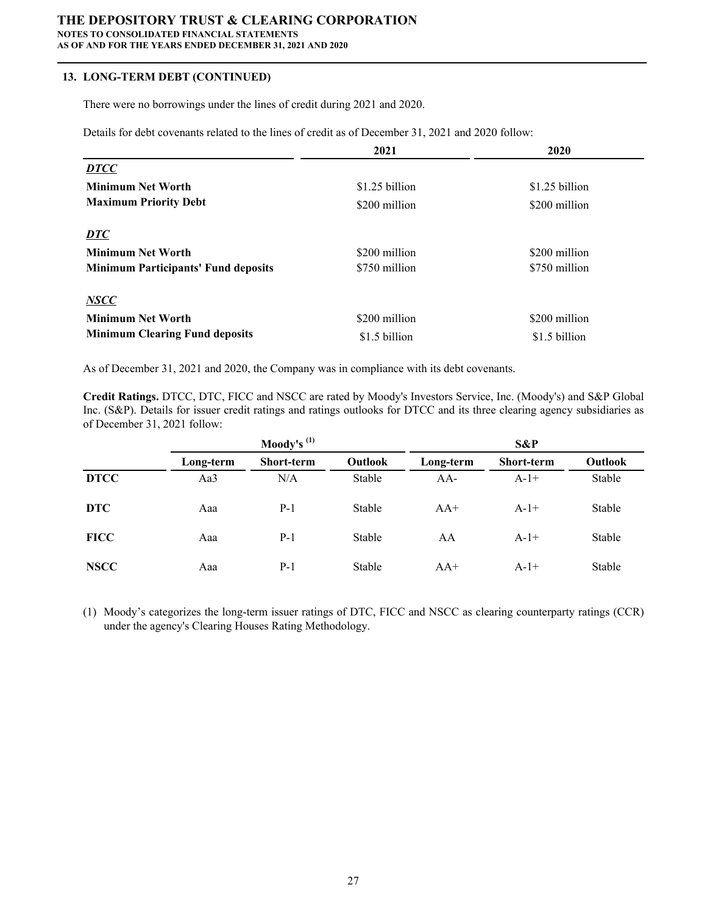## 13. LONG-TERM DEBT (CONTINUED)

There were no borrowings under the lines of credit during 2021 and 2020.

Details for debt covenants related to the lines of credit as of December 31, 2021 and 2020 follow:

| | 2021 | 2020 |
|---|---|---|
| ***DTCC*** | | |
| **Minimum Net Worth** | $1.25 billion | $1.25 billion |
| **Maximum Priority Debt** | $200 million | $200 million |
| ***DTC*** | | |
| **Minimum Net Worth** | $200 million | $200 million |
| **Minimum Participants' Fund deposits** | $750 million | $750 million |
| ***NSCC*** | | |
| **Minimum Net Worth** | $200 million | $200 million |
| **Minimum Clearing Fund deposits** | $1.5 billion | $1.5 billion |

As of December 31, 2021 and 2020, the Company was in compliance with its debt covenants.

**Credit Ratings.** DTCC, DTC, FICC and NSCC are rated by Moody's Investors Service, Inc. (Moody's) and S&P Global Inc. (S&P). Details for issuer credit ratings and ratings outlooks for DTCC and its three clearing agency subsidiaries as of December 31, 2021 follow:

| | Moody's (1) | | | S&P | | |
|---|---|---|---|---|---|---|
| | **Long-term** | **Short-term** | **Outlook** | **Long-term** | **Short-term** | **Outlook** |
| **DTCC** | Aa3 | N/A | Stable | AA- | A-1+ | Stable |
| **DTC** | Aaa | P-1 | Stable | AA+ | A-1+ | Stable |
| **FICC** | Aaa | P-1 | Stable | AA | A-1+ | Stable |
| **NSCC** | Aaa | P-1 | Stable | AA+ | A-1+ | Stable |

(1) Moody's categorizes the long-term issuer ratings of DTC, FICC and NSCC as clearing counterparty ratings (CCR) under the agency's Clearing Houses Rating Methodology.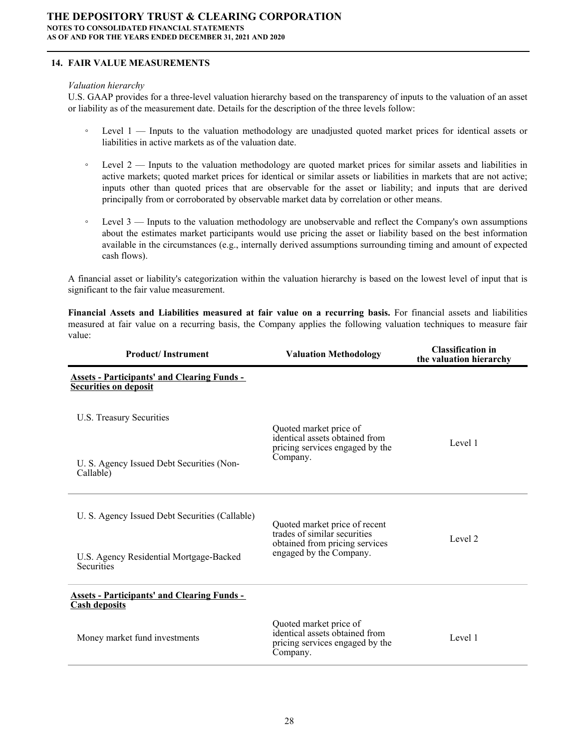## 14. FAIR VALUE MEASUREMENTS

*Valuation hierarchy*

U.S. GAAP provides for a three-level valuation hierarchy based on the transparency of inputs to the valuation of an asset or liability as of the measurement date. Details for the description of the three levels follow:

- Level 1 — Inputs to the valuation methodology are unadjusted quoted market prices for identical assets or liabilities in active markets as of the valuation date.
- Level 2 — Inputs to the valuation methodology are quoted market prices for similar assets and liabilities in active markets; quoted market prices for identical or similar assets or liabilities in markets that are not active; inputs other than quoted prices that are observable for the asset or liability; and inputs that are derived principally from or corroborated by observable market data by correlation or other means.
- Level 3 — Inputs to the valuation methodology are unobservable and reflect the Company's own assumptions about the estimates market participants would use pricing the asset or liability based on the best information available in the circumstances (e.g., internally derived assumptions surrounding timing and amount of expected cash flows).

A financial asset or liability's categorization within the valuation hierarchy is based on the lowest level of input that is significant to the fair value measurement.

**Financial Assets and Liabilities measured at fair value on a recurring basis.** For financial assets and liabilities measured at fair value on a recurring basis, the Company applies the following valuation techniques to measure fair value:

| Product/ Instrument | Valuation Methodology | Classification in the valuation hierarchy |
|---|---|---|
| **Assets - Participants' and Clearing Funds - Securities on deposit** | | |
| U.S. Treasury Securities<br>U. S. Agency Issued Debt Securities (Non-Callable) | Quoted market price of identical assets obtained from pricing services engaged by the Company. | Level 1 |
| U. S. Agency Issued Debt Securities (Callable)<br>U.S. Agency Residential Mortgage-Backed Securities | Quoted market price of recent trades of similar securities obtained from pricing services engaged by the Company. | Level 2 |
| **Assets - Participants' and Clearing Funds - Cash deposits** | | |
| Money market fund investments | Quoted market price of identical assets obtained from pricing services engaged by the Company. | Level 1 |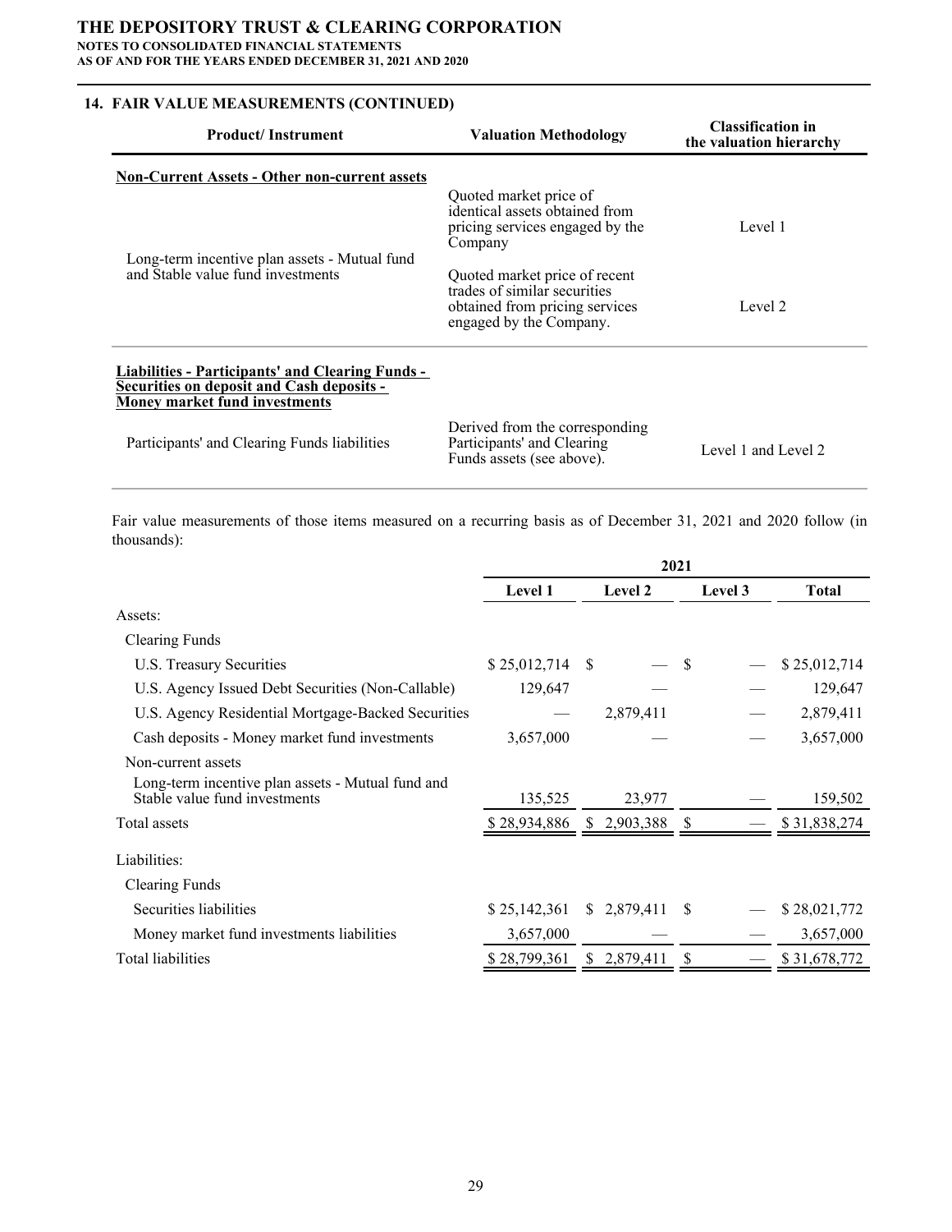## 14. FAIR VALUE MEASUREMENTS (CONTINUED)

| Product/ Instrument | Valuation Methodology | Classification in the valuation hierarchy |
|---|---|---|
| **Non-Current Assets - Other non-current assets** | | |
| Long-term incentive plan assets - Mutual fund and Stable value fund investments | Quoted market price of identical assets obtained from pricing services engaged by the Company | Level 1 |
| | Quoted market price of recent trades of similar securities obtained from pricing services engaged by the Company. | Level 2 |
| **Liabilities - Participants' and Clearing Funds - Securities on deposit and Cash deposits - Money market fund investments** | | |
| Participants' and Clearing Funds liabilities | Derived from the corresponding Participants' and Clearing Funds assets (see above). | Level 1 and Level 2 |

Fair value measurements of those items measured on a recurring basis as of December 31, 2021 and 2020 follow (in thousands):

| | 2021 | | | |
|---|---|---|---|---|
| | Level 1 | Level 2 | Level 3 | Total |
| Assets: | | | | |
| Clearing Funds | | | | |
| U.S. Treasury Securities | $ 25,012,714 | $ — | $ — | $ 25,012,714 |
| U.S. Agency Issued Debt Securities (Non-Callable) | 129,647 | — | — | 129,647 |
| U.S. Agency Residential Mortgage-Backed Securities | — | 2,879,411 | — | 2,879,411 |
| Cash deposits - Money market fund investments | 3,657,000 | — | — | 3,657,000 |
| Non-current assets | | | | |
| Long-term incentive plan assets - Mutual fund and Stable value fund investments | 135,525 | 23,977 | — | 159,502 |
| Total assets | $ 28,934,886 | $ 2,903,388 | $ — | $ 31,838,274 |
| Liabilities: | | | | |
| Clearing Funds | | | | |
| Securities liabilities | $ 25,142,361 | $ 2,879,411 | $ — | $ 28,021,772 |
| Money market fund investments liabilities | 3,657,000 | — | — | 3,657,000 |
| Total liabilities | $ 28,799,361 | $ 2,879,411 | $ — | $ 31,678,772 |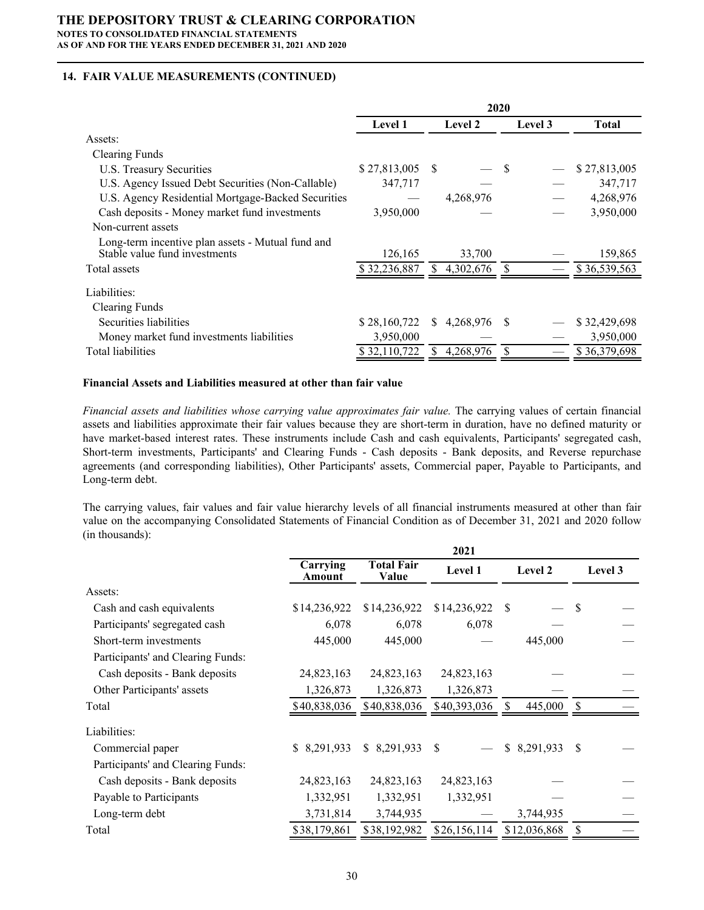## 14. FAIR VALUE MEASUREMENTS (CONTINUED)

| | 2020 | | | |
|---|---|---|---|---|
| | Level 1 | Level 2 | Level 3 | Total |
| Assets: | | | | |
| Clearing Funds | | | | |
| U.S. Treasury Securities | $ 27,813,005 | $ — | $ — | $ 27,813,005 |
| U.S. Agency Issued Debt Securities (Non-Callable) | 347,717 | — | — | 347,717 |
| U.S. Agency Residential Mortgage-Backed Securities | — | 4,268,976 | — | 4,268,976 |
| Cash deposits - Money market fund investments | 3,950,000 | — | — | 3,950,000 |
| Non-current assets | | | | |
| Long-term incentive plan assets - Mutual fund and Stable value fund investments | 126,165 | 33,700 | — | 159,865 |
| Total assets | $ 32,236,887 | $ 4,302,676 | $ — | $ 36,539,563 |
| Liabilities: | | | | |
| Clearing Funds | | | | |
| Securities liabilities | $ 28,160,722 | $ 4,268,976 | $ — | $ 32,429,698 |
| Money market fund investments liabilities | 3,950,000 | — | — | 3,950,000 |
| Total liabilities | $ 32,110,722 | $ 4,268,976 | $ — | $ 36,379,698 |

**Financial Assets and Liabilities measured at other than fair value**

*Financial assets and liabilities whose carrying value approximates fair value.* The carrying values of certain financial assets and liabilities approximate their fair values because they are short-term in duration, have no defined maturity or have market-based interest rates. These instruments include Cash and cash equivalents, Participants' segregated cash, Short-term investments, Participants' and Clearing Funds - Cash deposits - Bank deposits, and Reverse repurchase agreements (and corresponding liabilities), Other Participants' assets, Commercial paper, Payable to Participants, and Long-term debt.

The carrying values, fair values and fair value hierarchy levels of all financial instruments measured at other than fair value on the accompanying Consolidated Statements of Financial Condition as of December 31, 2021 and 2020 follow (in thousands):

| | 2021 | | | | |
|---|---|---|---|---|---|
| | Carrying Amount | Total Fair Value | Level 1 | Level 2 | Level 3 |
| Assets: | | | | | |
| Cash and cash equivalents | $14,236,922 | $14,236,922 | $14,236,922 | $ — | $ — |
| Participants' segregated cash | 6,078 | 6,078 | 6,078 | — | — |
| Short-term investments | 445,000 | 445,000 | — | 445,000 | — |
| Participants' and Clearing Funds: | | | | | |
| Cash deposits - Bank deposits | 24,823,163 | 24,823,163 | 24,823,163 | — | — |
| Other Participants' assets | 1,326,873 | 1,326,873 | 1,326,873 | — | — |
| Total | $40,838,036 | $40,838,036 | $40,393,036 | $ 445,000 | $ — |
| Liabilities: | | | | | |
| Commercial paper | $ 8,291,933 | $ 8,291,933 | $ — | $ 8,291,933 | $ — |
| Participants' and Clearing Funds: | | | | | |
| Cash deposits - Bank deposits | 24,823,163 | 24,823,163 | 24,823,163 | — | — |
| Payable to Participants | 1,332,951 | 1,332,951 | 1,332,951 | — | — |
| Long-term debt | 3,731,814 | 3,744,935 | — | 3,744,935 | — |
| Total | $38,179,861 | $38,192,982 | $26,156,114 | $12,036,868 | $ — |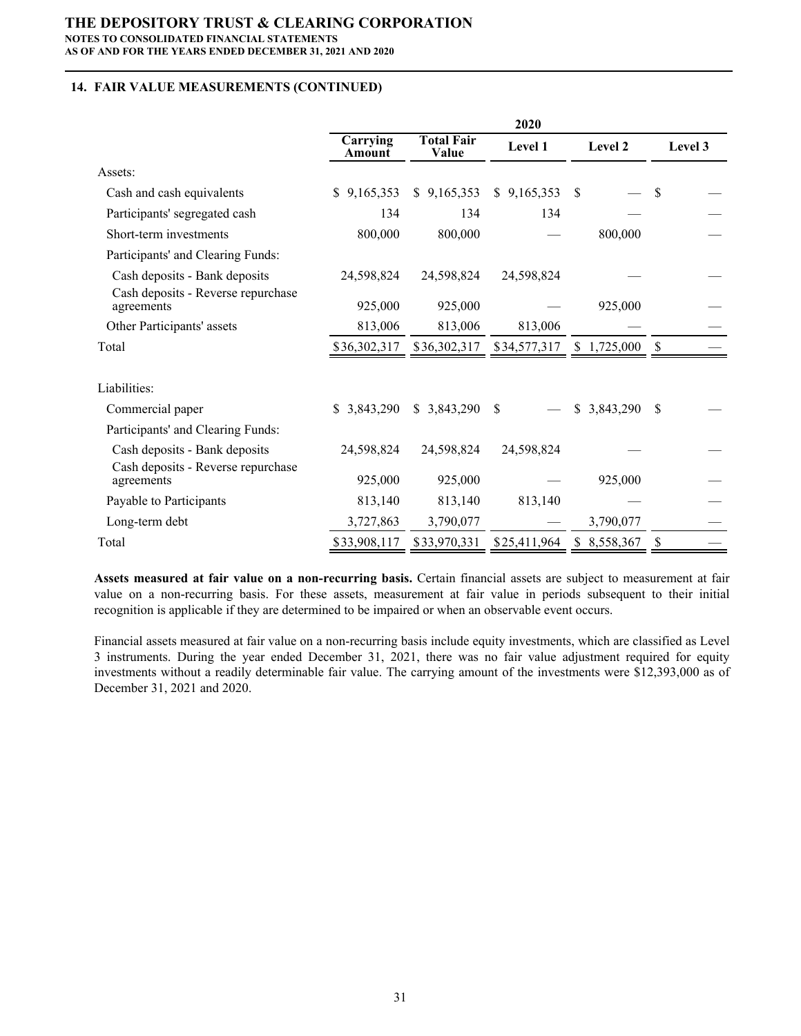## 14. FAIR VALUE MEASUREMENTS (CONTINUED)

| | 2020 | | | | |
|---|---|---|---|---|---|
| | Carrying Amount | Total Fair Value | Level 1 | Level 2 | Level 3 |
| Assets: | | | | | |
| Cash and cash equivalents | $ 9,165,353 | $ 9,165,353 | $ 9,165,353 | $ — | $ — |
| Participants' segregated cash | 134 | 134 | 134 | — | — |
| Short-term investments | 800,000 | 800,000 | — | 800,000 | — |
| Participants' and Clearing Funds: | | | | | |
| Cash deposits - Bank deposits | 24,598,824 | 24,598,824 | 24,598,824 | — | — |
| Cash deposits - Reverse repurchase agreements | 925,000 | 925,000 | — | 925,000 | — |
| Other Participants' assets | 813,006 | 813,006 | 813,006 | — | — |
| Total | $36,302,317 | $36,302,317 | $34,577,317 | $ 1,725,000 | $ — |
| Liabilities: | | | | | |
| Commercial paper | $ 3,843,290 | $ 3,843,290 | $ — | $ 3,843,290 | $ — |
| Participants' and Clearing Funds: | | | | | |
| Cash deposits - Bank deposits | 24,598,824 | 24,598,824 | 24,598,824 | — | — |
| Cash deposits - Reverse repurchase agreements | 925,000 | 925,000 | — | 925,000 | — |
| Payable to Participants | 813,140 | 813,140 | 813,140 | — | — |
| Long-term debt | 3,727,863 | 3,790,077 | — | 3,790,077 | — |
| Total | $33,908,117 | $33,970,331 | $25,411,964 | $ 8,558,367 | $ — |

**Assets measured at fair value on a non-recurring basis.** Certain financial assets are subject to measurement at fair value on a non-recurring basis. For these assets, measurement at fair value in periods subsequent to their initial recognition is applicable if they are determined to be impaired or when an observable event occurs.

Financial assets measured at fair value on a non-recurring basis include equity investments, which are classified as Level 3 instruments. During the year ended December 31, 2021, there was no fair value adjustment required for equity investments without a readily determinable fair value. The carrying amount of the investments were $12,393,000 as of December 31, 2021 and 2020.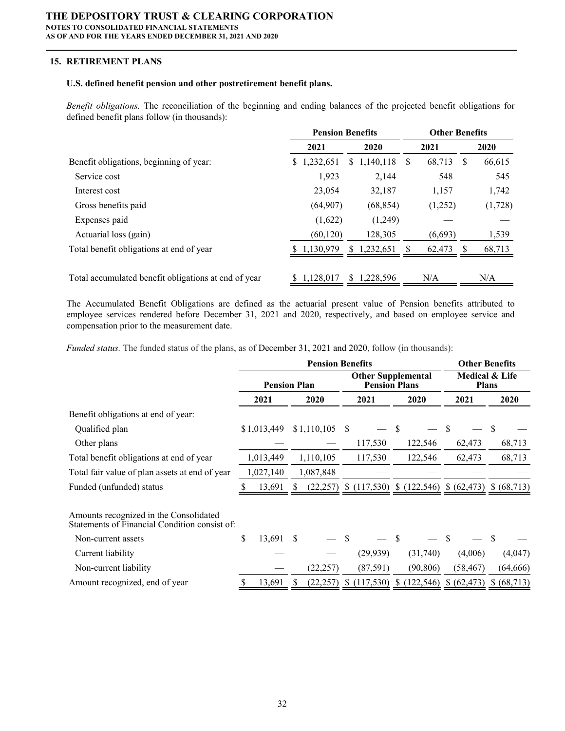## 15. RETIREMENT PLANS

### U.S. defined benefit pension and other postretirement benefit plans.

*Benefit obligations.* The reconciliation of the beginning and ending balances of the projected benefit obligations for defined benefit plans follow (in thousands):

| | Pension Benefits | | Other Benefits | |
|---|---|---|---|---|
| | 2021 | 2020 | 2021 | 2020 |
| Benefit obligations, beginning of year: | $ 1,232,651 | $ 1,140,118 | $ 68,713 | $ 66,615 |
| Service cost | 1,923 | 2,144 | 548 | 545 |
| Interest cost | 23,054 | 32,187 | 1,157 | 1,742 |
| Gross benefits paid | (64,907) | (68,854) | (1,252) | (1,728) |
| Expenses paid | (1,622) | (1,249) | — | — |
| Actuarial loss (gain) | (60,120) | 128,305 | (6,693) | 1,539 |
| Total benefit obligations at end of year | $ 1,130,979 | $ 1,232,651 | $ 62,473 | $ 68,713 |
| Total accumulated benefit obligations at end of year | $ 1,128,017 | $ 1,228,596 | N/A | N/A |

The Accumulated Benefit Obligations are defined as the actuarial present value of Pension benefits attributed to employee services rendered before December 31, 2021 and 2020, respectively, and based on employee service and compensation prior to the measurement date.

*Funded status.* The funded status of the plans, as of December 31, 2021 and 2020, follow (in thousands):

| | Pension Benefits | | | | Other Benefits | |
|---|---|---|---|---|---|---|
| | Pension Plan | | Other Supplemental Pension Plans | | Medical & Life Plans | |
| | 2021 | 2020 | 2021 | 2020 | 2021 | 2020 |
| Benefit obligations at end of year: | | | | | | |
| Qualified plan | $ 1,013,449 | $ 1,110,105 | $ — | $ — | $ — | $ — |
| Other plans | — | — | 117,530 | 122,546 | 62,473 | 68,713 |
| Total benefit obligations at end of year | 1,013,449 | 1,110,105 | 117,530 | 122,546 | 62,473 | 68,713 |
| Total fair value of plan assets at end of year | 1,027,140 | 1,087,848 | — | — | — | — |
| Funded (unfunded) status | $ 13,691 | $ (22,257) | $ (117,530) | $ (122,546) | $ (62,473) | $ (68,713) |
| Amounts recognized in the Consolidated Statements of Financial Condition consist of: | | | | | | |
| Non-current assets | $ 13,691 | $ — | $ — | $ — | $ — | $ — |
| Current liability | — | — | (29,939) | (31,740) | (4,006) | (4,047) |
| Non-current liability | — | (22,257) | (87,591) | (90,806) | (58,467) | (64,666) |
| Amount recognized, end of year | $ 13,691 | $ (22,257) | $ (117,530) | $ (122,546) | $ (62,473) | $ (68,713) |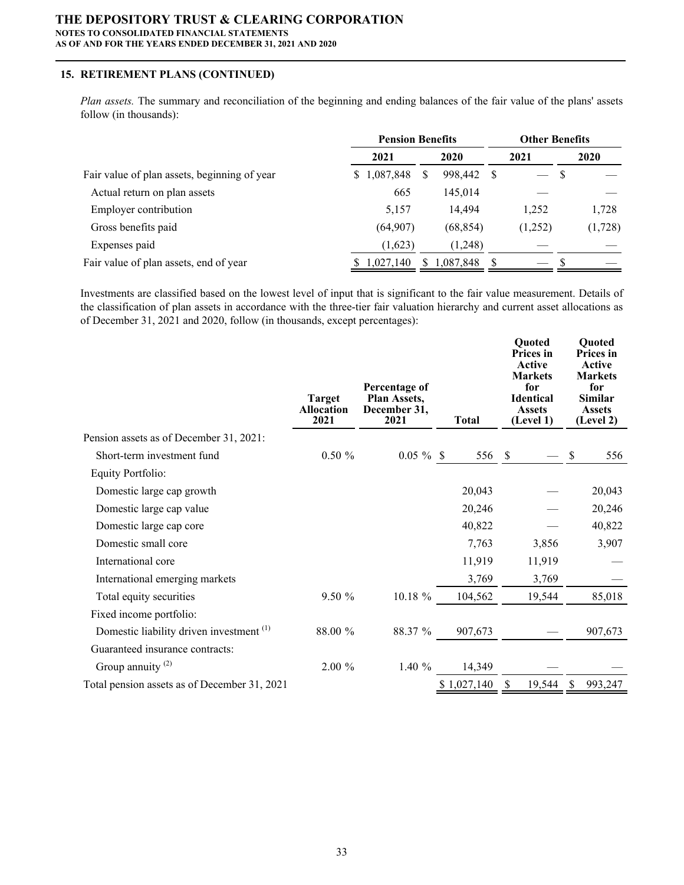## 15. RETIREMENT PLANS (CONTINUED)

*Plan assets.* The summary and reconciliation of the beginning and ending balances of the fair value of the plans' assets follow (in thousands):

| | Pension Benefits | | Other Benefits | |
|---|---|---|---|---|
| | 2021 | 2020 | 2021 | 2020 |
| Fair value of plan assets, beginning of year | $ 1,087,848 | $ 998,442 | $ — | $ — |
| Actual return on plan assets | 665 | 145,014 | — | — |
| Employer contribution | 5,157 | 14,494 | 1,252 | 1,728 |
| Gross benefits paid | (64,907) | (68,854) | (1,252) | (1,728) |
| Expenses paid | (1,623) | (1,248) | — | — |
| Fair value of plan assets, end of year | $ 1,027,140 | $ 1,087,848 | $ — | $ — |

Investments are classified based on the lowest level of input that is significant to the fair value measurement. Details of the classification of plan assets in accordance with the three-tier fair valuation hierarchy and current asset allocations as of December 31, 2021 and 2020, follow (in thousands, except percentages):

| | Target Allocation 2021 | Percentage of Plan Assets, December 31, 2021 | Total | Quoted Prices in Active Markets for Identical Assets (Level 1) | Quoted Prices in Active Markets for Similar Assets (Level 2) |
|---|---|---|---|---|---|
| Pension assets as of December 31, 2021: | | | | | |
| Short-term investment fund | 0.50 % | 0.05 % | $ 556 | $ — | $ 556 |
| Equity Portfolio: | | | | | |
| Domestic large cap growth | | | 20,043 | — | 20,043 |
| Domestic large cap value | | | 20,246 | — | 20,246 |
| Domestic large cap core | | | 40,822 | — | 40,822 |
| Domestic small core | | | 7,763 | 3,856 | 3,907 |
| International core | | | 11,919 | 11,919 | — |
| International emerging markets | | | 3,769 | 3,769 | — |
| Total equity securities | 9.50 % | 10.18 % | 104,562 | 19,544 | 85,018 |
| Fixed income portfolio: | | | | | |
| Domestic liability driven investment [(1)] | 88.00 % | 88.37 % | 907,673 | — | 907,673 |
| Guaranteed insurance contracts: | | | | | |
| Group annuity [(2)] | 2.00 % | 1.40 % | 14,349 | — | — |
| Total pension assets as of December 31, 2021 | | | $ 1,027,140 | $ 19,544 | $ 993,247 |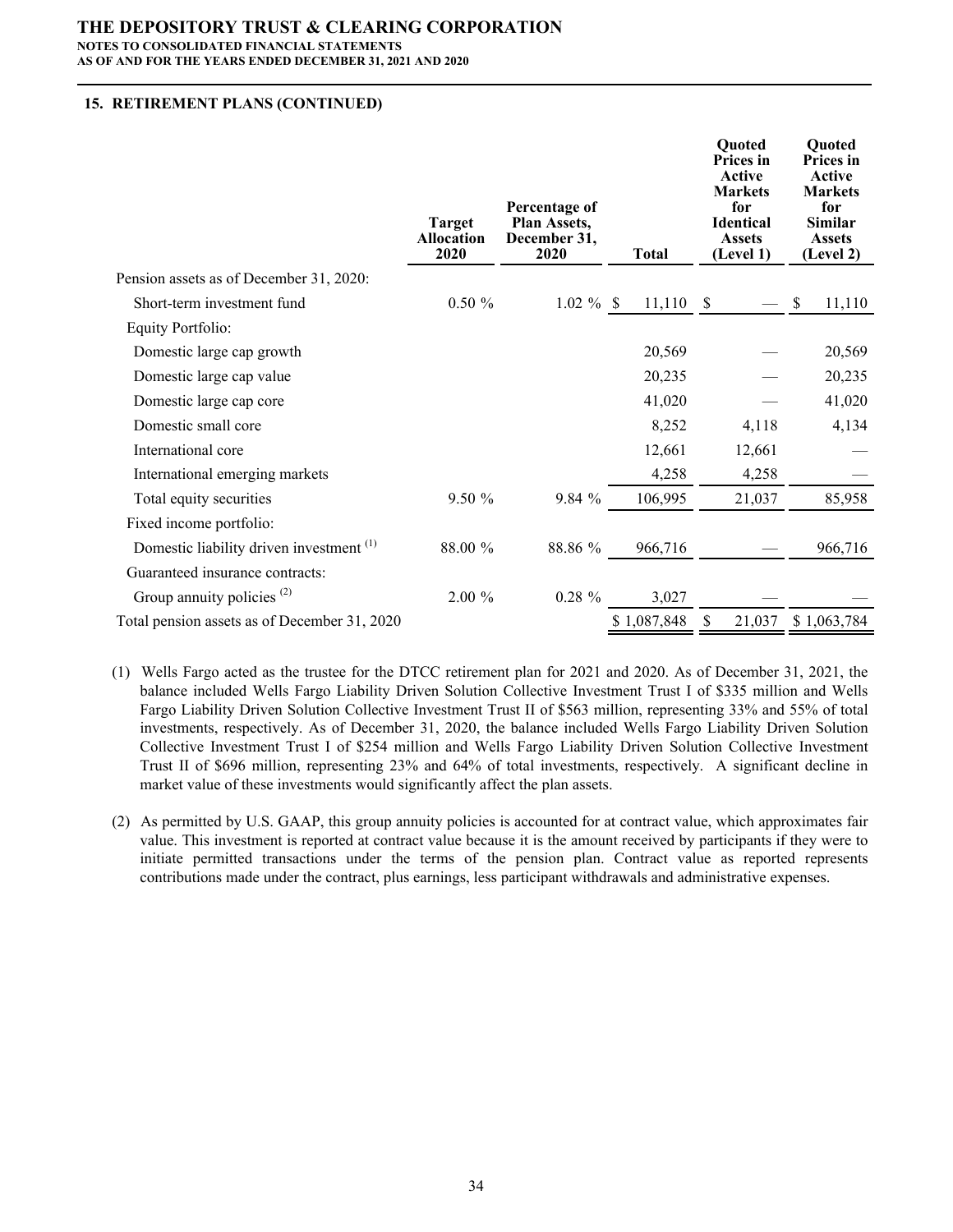## 15. RETIREMENT PLANS (CONTINUED)

| | Target Allocation 2020 | Percentage of Plan Assets, December 31, 2020 | Total | Quoted Prices in Active Markets for Identical Assets (Level 1) | Quoted Prices in Active Markets for Similar Assets (Level 2) |
|---|---|---|---|---|---|
| Pension assets as of December 31, 2020: | | | | | |
| Short-term investment fund | 0.50 % | 1.02 % | $ 11,110 | $ — | $ 11,110 |
| Equity Portfolio: | | | | | |
| Domestic large cap growth | | | 20,569 | — | 20,569 |
| Domestic large cap value | | | 20,235 | — | 20,235 |
| Domestic large cap core | | | 41,020 | — | 41,020 |
| Domestic small core | | | 8,252 | 4,118 | 4,134 |
| International core | | | 12,661 | 12,661 | — |
| International emerging markets | | | 4,258 | 4,258 | — |
| Total equity securities | 9.50 % | 9.84 % | 106,995 | 21,037 | 85,958 |
| Fixed income portfolio: | | | | | |
| Domestic liability driven investment [(1)] | 88.00 % | 88.86 % | 966,716 | — | 966,716 |
| Guaranteed insurance contracts: | | | | | |
| Group annuity policies [(2)] | 2.00 % | 0.28 % | 3,027 | — | — |
| Total pension assets as of December 31, 2020 | | | $ 1,087,848 | $ 21,037 | $ 1,063,784 |

(1) Wells Fargo acted as the trustee for the DTCC retirement plan for 2021 and 2020. As of December 31, 2021, the balance included Wells Fargo Liability Driven Solution Collective Investment Trust I of $335 million and Wells Fargo Liability Driven Solution Collective Investment Trust II of $563 million, representing 33% and 55% of total investments, respectively. As of December 31, 2020, the balance included Wells Fargo Liability Driven Solution Collective Investment Trust I of $254 million and Wells Fargo Liability Driven Solution Collective Investment Trust II of $696 million, representing 23% and 64% of total investments, respectively. A significant decline in market value of these investments would significantly affect the plan assets.

(2) As permitted by U.S. GAAP, this group annuity policies is accounted for at contract value, which approximates fair value. This investment is reported at contract value because it is the amount received by participants if they were to initiate permitted transactions under the terms of the pension plan. Contract value as reported represents contributions made under the contract, plus earnings, less participant withdrawals and administrative expenses.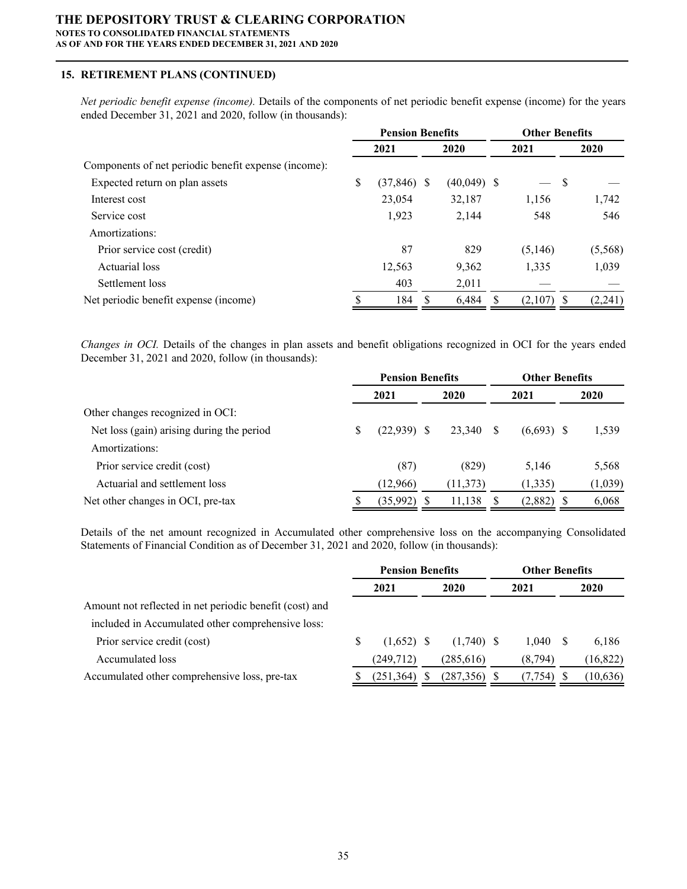## 15. RETIREMENT PLANS (CONTINUED)

*Net periodic benefit expense (income).* Details of the components of net periodic benefit expense (income) for the years ended December 31, 2021 and 2020, follow (in thousands):

| | Pension Benefits | | Other Benefits | |
|---|---|---|---|---|
| | 2021 | 2020 | 2021 | 2020 |
| Components of net periodic benefit expense (income): | | | | |
| Expected return on plan assets | $ (37,846) | $ (40,049) | $ — | $ — |
| Interest cost | 23,054 | 32,187 | 1,156 | 1,742 |
| Service cost | 1,923 | 2,144 | 548 | 546 |
| Amortizations: | | | | |
| Prior service cost (credit) | 87 | 829 | (5,146) | (5,568) |
| Actuarial loss | 12,563 | 9,362 | 1,335 | 1,039 |
| Settlement loss | 403 | 2,011 | — | — |
| Net periodic benefit expense (income) | $ 184 | $ 6,484 | $ (2,107) | $ (2,241) |

*Changes in OCI.* Details of the changes in plan assets and benefit obligations recognized in OCI for the years ended December 31, 2021 and 2020, follow (in thousands):

| | Pension Benefits | | Other Benefits | |
|---|---|---|---|---|
| | 2021 | 2020 | 2021 | 2020 |
| Other changes recognized in OCI: | | | | |
| Net loss (gain) arising during the period | $ (22,939) | $ 23,340 | $ (6,693) | $ 1,539 |
| Amortizations: | | | | |
| Prior service credit (cost) | (87) | (829) | 5,146 | 5,568 |
| Actuarial and settlement loss | (12,966) | (11,373) | (1,335) | (1,039) |
| Net other changes in OCI, pre-tax | $ (35,992) | $ 11,138 | $ (2,882) | $ 6,068 |

Details of the net amount recognized in Accumulated other comprehensive loss on the accompanying Consolidated Statements of Financial Condition as of December 31, 2021 and 2020, follow (in thousands):

| | Pension Benefits | | Other Benefits | |
|---|---|---|---|---|
| | 2021 | 2020 | 2021 | 2020 |
| Amount not reflected in net periodic benefit (cost) and included in Accumulated other comprehensive loss: | | | | |
| Prior service credit (cost) | $ (1,652) | $ (1,740) | $ 1,040 | $ 6,186 |
| Accumulated loss | (249,712) | (285,616) | (8,794) | (16,822) |
| Accumulated other comprehensive loss, pre-tax | $ (251,364) | $ (287,356) | $ (7,754) | $ (10,636) |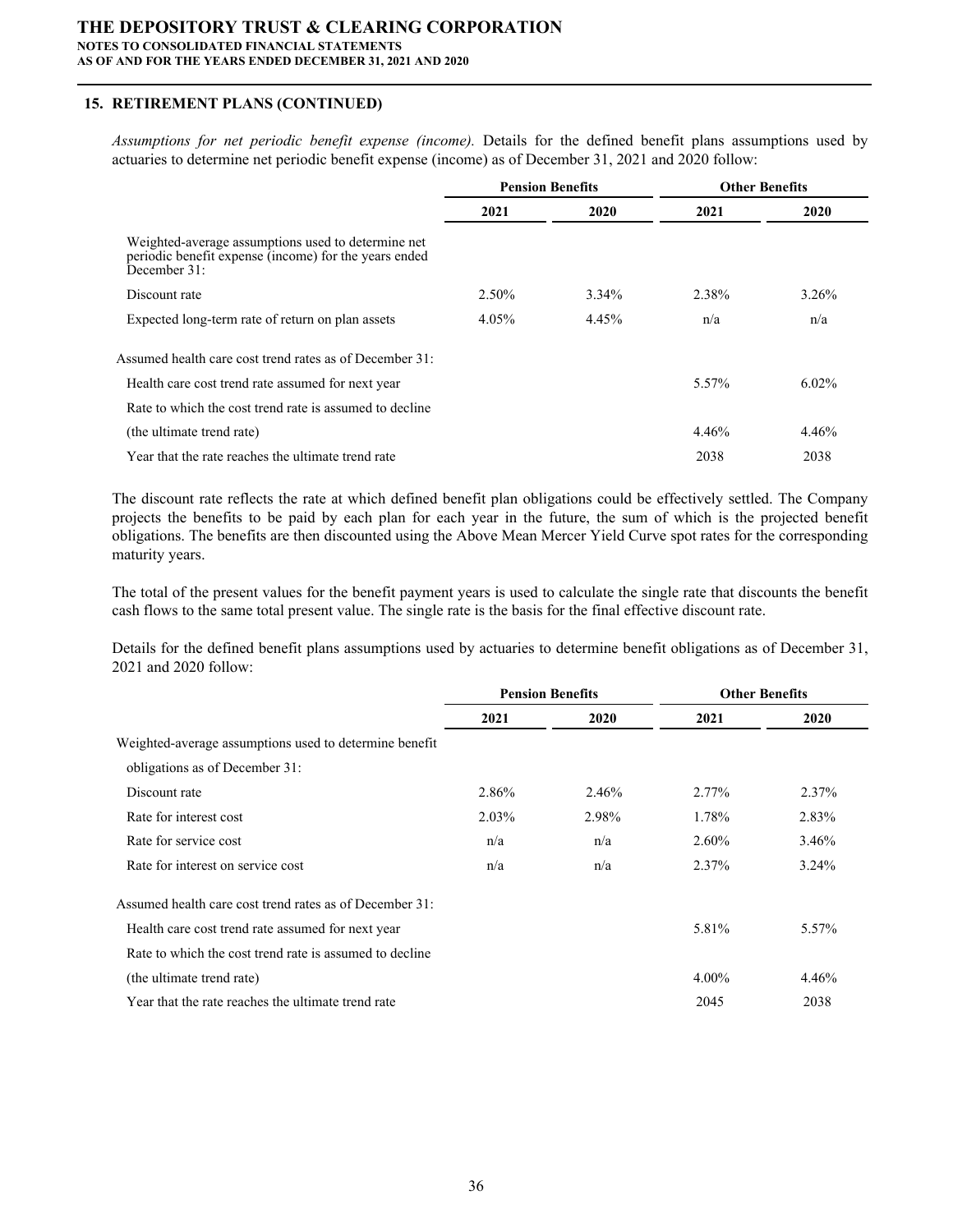## 15. RETIREMENT PLANS (CONTINUED)

*Assumptions for net periodic benefit expense (income).* Details for the defined benefit plans assumptions used by actuaries to determine net periodic benefit expense (income) as of December 31, 2021 and 2020 follow:

| | Pension Benefits | | Other Benefits | |
|---|---|---|---|---|
| | 2021 | 2020 | 2021 | 2020 |
| Weighted-average assumptions used to determine net periodic benefit expense (income) for the years ended December 31: | | | | |
| Discount rate | 2.50% | 3.34% | 2.38% | 3.26% |
| Expected long-term rate of return on plan assets | 4.05% | 4.45% | n/a | n/a |
| Assumed health care cost trend rates as of December 31: | | | | |
| Health care cost trend rate assumed for next year | | | 5.57% | 6.02% |
| Rate to which the cost trend rate is assumed to decline | | | | |
| (the ultimate trend rate) | | | 4.46% | 4.46% |
| Year that the rate reaches the ultimate trend rate | | | 2038 | 2038 |

The discount rate reflects the rate at which defined benefit plan obligations could be effectively settled. The Company projects the benefits to be paid by each plan for each year in the future, the sum of which is the projected benefit obligations. The benefits are then discounted using the Above Mean Mercer Yield Curve spot rates for the corresponding maturity years.

The total of the present values for the benefit payment years is used to calculate the single rate that discounts the benefit cash flows to the same total present value. The single rate is the basis for the final effective discount rate.

Details for the defined benefit plans assumptions used by actuaries to determine benefit obligations as of December 31, 2021 and 2020 follow:

| | Pension Benefits | | Other Benefits | |
|---|---|---|---|---|
| | 2021 | 2020 | 2021 | 2020 |
| Weighted-average assumptions used to determine benefit | | | | |
| obligations as of December 31: | | | | |
| Discount rate | 2.86% | 2.46% | 2.77% | 2.37% |
| Rate for interest cost | 2.03% | 2.98% | 1.78% | 2.83% |
| Rate for service cost | n/a | n/a | 2.60% | 3.46% |
| Rate for interest on service cost | n/a | n/a | 2.37% | 3.24% |
| Assumed health care cost trend rates as of December 31: | | | | |
| Health care cost trend rate assumed for next year | | | 5.81% | 5.57% |
| Rate to which the cost trend rate is assumed to decline | | | | |
| (the ultimate trend rate) | | | 4.00% | 4.46% |
| Year that the rate reaches the ultimate trend rate | | | 2045 | 2038 |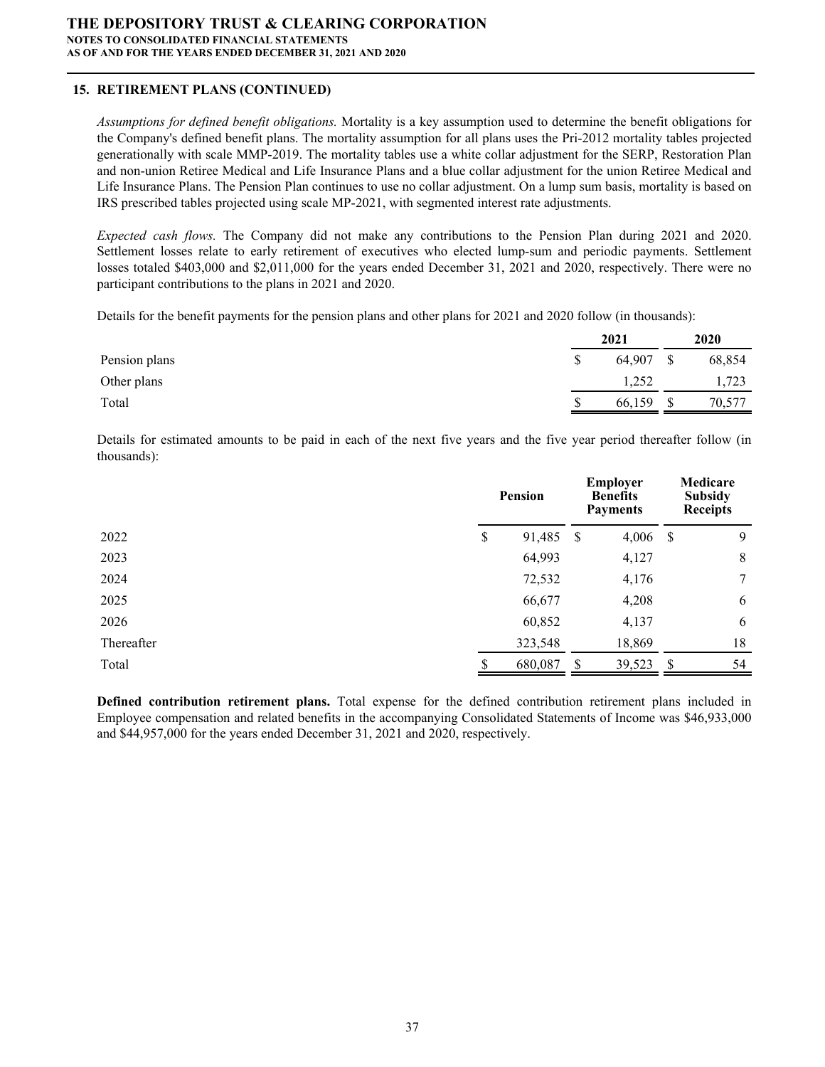## 15. RETIREMENT PLANS (CONTINUED)

*Assumptions for defined benefit obligations.* Mortality is a key assumption used to determine the benefit obligations for the Company's defined benefit plans. The mortality assumption for all plans uses the Pri-2012 mortality tables projected generationally with scale MMP-2019. The mortality tables use a white collar adjustment for the SERP, Restoration Plan and non-union Retiree Medical and Life Insurance Plans and a blue collar adjustment for the union Retiree Medical and Life Insurance Plans. The Pension Plan continues to use no collar adjustment. On a lump sum basis, mortality is based on IRS prescribed tables projected using scale MP-2021, with segmented interest rate adjustments.

*Expected cash flows.* The Company did not make any contributions to the Pension Plan during 2021 and 2020. Settlement losses relate to early retirement of executives who elected lump-sum and periodic payments. Settlement losses totaled $403,000 and $2,011,000 for the years ended December 31, 2021 and 2020, respectively. There were no participant contributions to the plans in 2021 and 2020.

Details for the benefit payments for the pension plans and other plans for 2021 and 2020 follow (in thousands):

| | 2021 | 2020 |
|---|---|---|
| Pension plans | $ 64,907 | $ 68,854 |
| Other plans | 1,252 | 1,723 |
| Total | $ 66,159 | $ 70,577 |

Details for estimated amounts to be paid in each of the next five years and the five year period thereafter follow (in thousands):

| | Pension | Employer Benefits Payments | Medicare Subsidy Receipts |
|---|---|---|---|
| 2022 | $ 91,485 | $ 4,006 | $ 9 |
| 2023 | 64,993 | 4,127 | 8 |
| 2024 | 72,532 | 4,176 | 7 |
| 2025 | 66,677 | 4,208 | 6 |
| 2026 | 60,852 | 4,137 | 6 |
| Thereafter | 323,548 | 18,869 | 18 |
| Total | $ 680,087 | $ 39,523 | $ 54 |

**Defined contribution retirement plans.** Total expense for the defined contribution retirement plans included in Employee compensation and related benefits in the accompanying Consolidated Statements of Income was $46,933,000 and $44,957,000 for the years ended December 31, 2021 and 2020, respectively.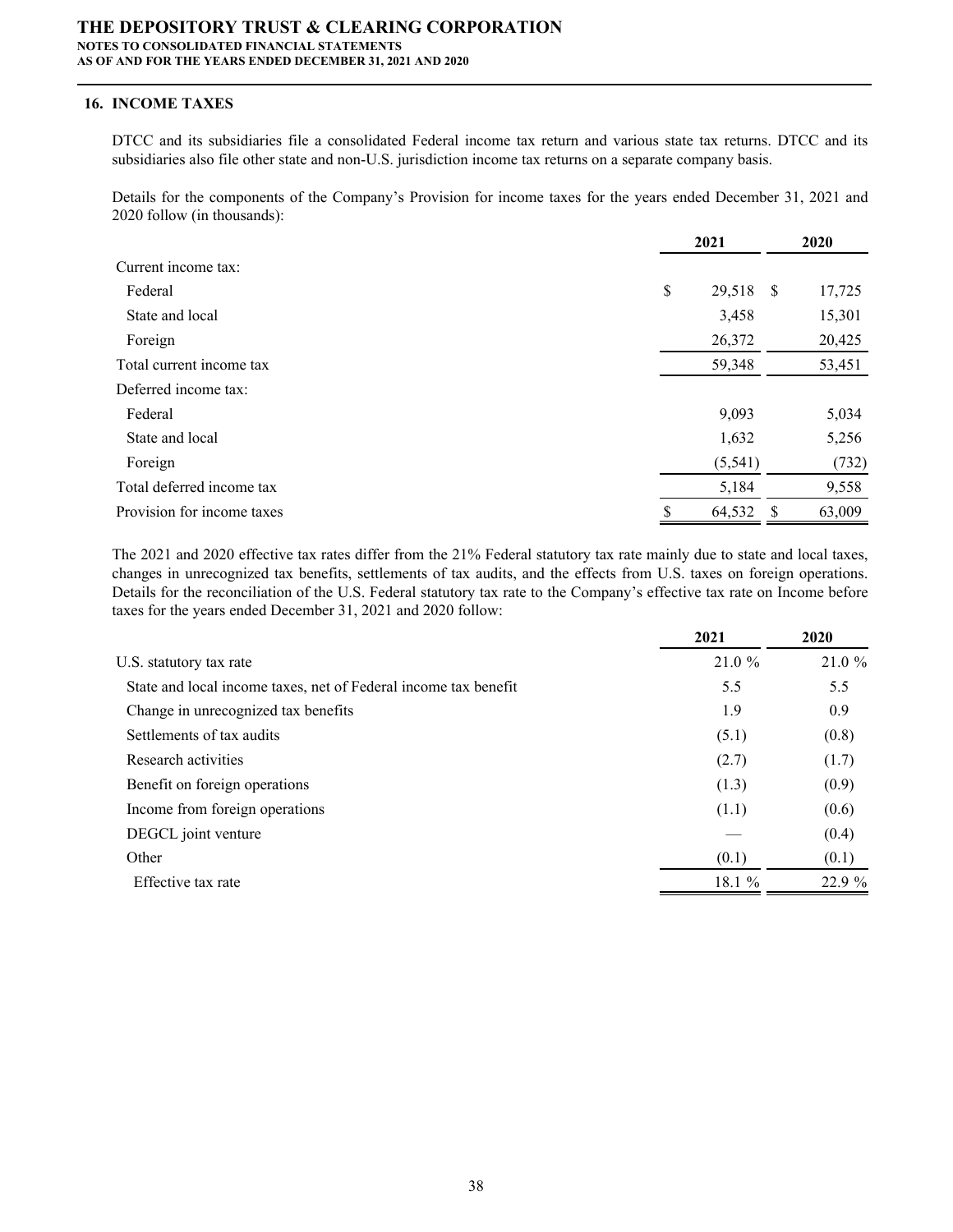## 16. INCOME TAXES

DTCC and its subsidiaries file a consolidated Federal income tax return and various state tax returns. DTCC and its subsidiaries also file other state and non-U.S. jurisdiction income tax returns on a separate company basis.

Details for the components of the Company's Provision for income taxes for the years ended December 31, 2021 and 2020 follow (in thousands):

| | 2021 | 2020 |
|---|---|---|
| Current income tax: | | |
| Federal | $ 29,518 | $ 17,725 |
| State and local | 3,458 | 15,301 |
| Foreign | 26,372 | 20,425 |
| Total current income tax | 59,348 | 53,451 |
| Deferred income tax: | | |
| Federal | 9,093 | 5,034 |
| State and local | 1,632 | 5,256 |
| Foreign | (5,541) | (732) |
| Total deferred income tax | 5,184 | 9,558 |
| Provision for income taxes | $ 64,532 | $ 63,009 |

The 2021 and 2020 effective tax rates differ from the 21% Federal statutory tax rate mainly due to state and local taxes, changes in unrecognized tax benefits, settlements of tax audits, and the effects from U.S. taxes on foreign operations. Details for the reconciliation of the U.S. Federal statutory tax rate to the Company's effective tax rate on Income before taxes for the years ended December 31, 2021 and 2020 follow:

| | 2021 | 2020 |
|---|---|---|
| U.S. statutory tax rate | 21.0 % | 21.0 % |
| State and local income taxes, net of Federal income tax benefit | 5.5 | 5.5 |
| Change in unrecognized tax benefits | 1.9 | 0.9 |
| Settlements of tax audits | (5.1) | (0.8) |
| Research activities | (2.7) | (1.7) |
| Benefit on foreign operations | (1.3) | (0.9) |
| Income from foreign operations | (1.1) | (0.6) |
| DEGCL joint venture | — | (0.4) |
| Other | (0.1) | (0.1) |
| Effective tax rate | 18.1 % | 22.9 % |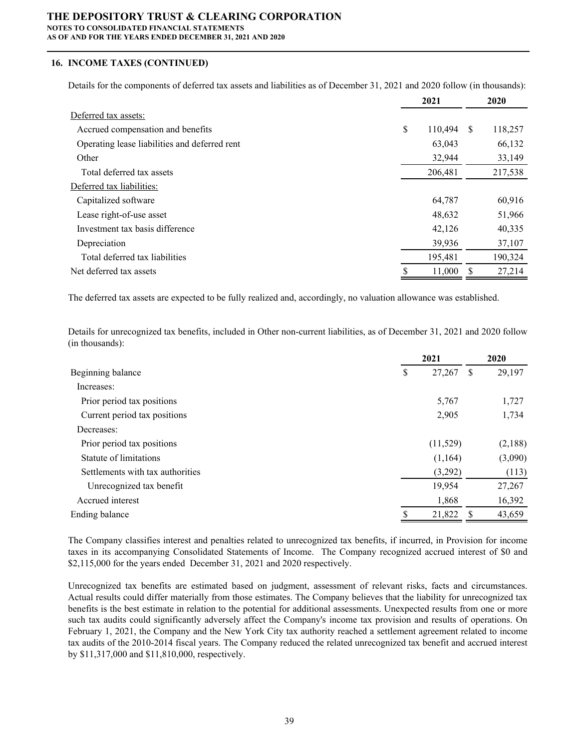### 16. INCOME TAXES (CONTINUED)

Details for the components of deferred tax assets and liabilities as of December 31, 2021 and 2020 follow (in thousands):

| | 2021 | 2020 |
|---|---|---|
| Deferred tax assets: | | |
| Accrued compensation and benefits | $ 110,494 | $ 118,257 |
| Operating lease liabilities and deferred rent | 63,043 | 66,132 |
| Other | 32,944 | 33,149 |
| Total deferred tax assets | 206,481 | 217,538 |
| Deferred tax liabilities: | | |
| Capitalized software | 64,787 | 60,916 |
| Lease right-of-use asset | 48,632 | 51,966 |
| Investment tax basis difference | 42,126 | 40,335 |
| Depreciation | 39,936 | 37,107 |
| Total deferred tax liabilities | 195,481 | 190,324 |
| Net deferred tax assets | $ 11,000 | $ 27,214 |

The deferred tax assets are expected to be fully realized and, accordingly, no valuation allowance was established.

Details for unrecognized tax benefits, included in Other non-current liabilities, as of December 31, 2021 and 2020 follow (in thousands):

| | 2021 | 2020 |
|---|---|---|
| Beginning balance | $ 27,267 | $ 29,197 |
| Increases: | | |
| Prior period tax positions | 5,767 | 1,727 |
| Current period tax positions | 2,905 | 1,734 |
| Decreases: | | |
| Prior period tax positions | (11,529) | (2,188) |
| Statute of limitations | (1,164) | (3,090) |
| Settlements with tax authorities | (3,292) | (113) |
| Unrecognized tax benefit | 19,954 | 27,267 |
| Accrued interest | 1,868 | 16,392 |
| Ending balance | $ 21,822 | $ 43,659 |

The Company classifies interest and penalties related to unrecognized tax benefits, if incurred, in Provision for income taxes in its accompanying Consolidated Statements of Income. The Company recognized accrued interest of $0 and $2,115,000 for the years ended December 31, 2021 and 2020 respectively.

Unrecognized tax benefits are estimated based on judgment, assessment of relevant risks, facts and circumstances. Actual results could differ materially from those estimates. The Company believes that the liability for unrecognized tax benefits is the best estimate in relation to the potential for additional assessments. Unexpected results from one or more such tax audits could significantly adversely affect the Company's income tax provision and results of operations. On February 1, 2021, the Company and the New York City tax authority reached a settlement agreement related to income tax audits of the 2010-2014 fiscal years. The Company reduced the related unrecognized tax benefit and accrued interest by $11,317,000 and $11,810,000, respectively.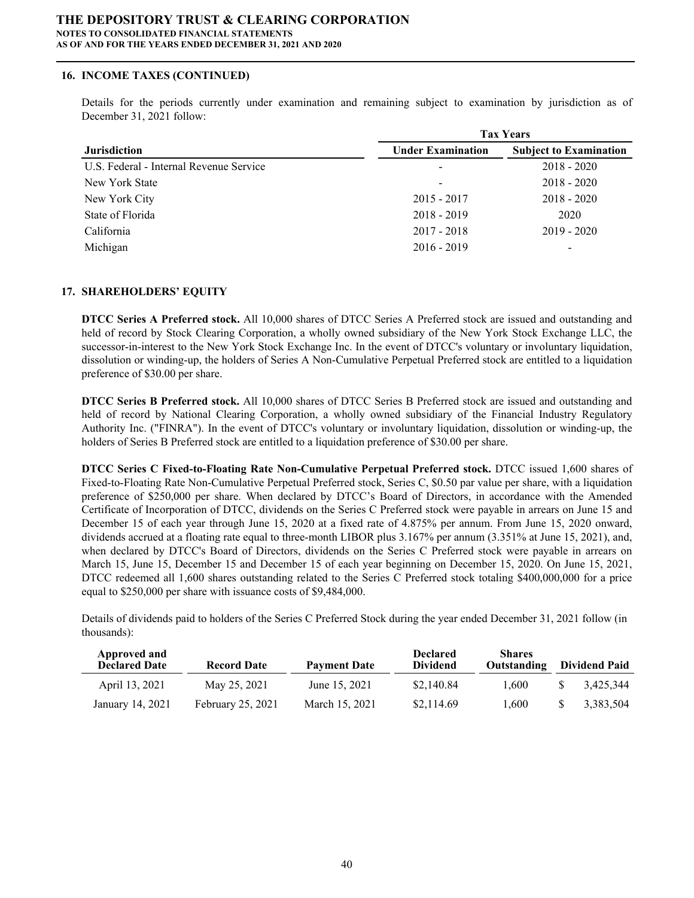## 16. INCOME TAXES (CONTINUED)

Details for the periods currently under examination and remaining subject to examination by jurisdiction as of December 31, 2021 follow:

| | Tax Years | |
|---|---|---|
| **Jurisdiction** | **Under Examination** | **Subject to Examination** |
| U.S. Federal - Internal Revenue Service | - | 2018 - 2020 |
| New York State | - | 2018 - 2020 |
| New York City | 2015 - 2017 | 2018 - 2020 |
| State of Florida | 2018 - 2019 | 2020 |
| California | 2017 - 2018 | 2019 - 2020 |
| Michigan | 2016 - 2019 | - |

## 17. SHAREHOLDERS' EQUITY

**DTCC Series A Preferred stock.** All 10,000 shares of DTCC Series A Preferred stock are issued and outstanding and held of record by Stock Clearing Corporation, a wholly owned subsidiary of the New York Stock Exchange LLC, the successor-in-interest to the New York Stock Exchange Inc. In the event of DTCC's voluntary or involuntary liquidation, dissolution or winding-up, the holders of Series A Non-Cumulative Perpetual Preferred stock are entitled to a liquidation preference of $30.00 per share.

**DTCC Series B Preferred stock.** All 10,000 shares of DTCC Series B Preferred stock are issued and outstanding and held of record by National Clearing Corporation, a wholly owned subsidiary of the Financial Industry Regulatory Authority Inc. ("FINRA"). In the event of DTCC's voluntary or involuntary liquidation, dissolution or winding-up, the holders of Series B Preferred stock are entitled to a liquidation preference of $30.00 per share.

**DTCC Series C Fixed-to-Floating Rate Non-Cumulative Perpetual Preferred stock.** DTCC issued 1,600 shares of Fixed-to-Floating Rate Non-Cumulative Perpetual Preferred stock, Series C, $0.50 par value per share, with a liquidation preference of $250,000 per share. When declared by DTCC's Board of Directors, in accordance with the Amended Certificate of Incorporation of DTCC, dividends on the Series C Preferred stock were payable in arrears on June 15 and December 15 of each year through June 15, 2020 at a fixed rate of 4.875% per annum. From June 15, 2020 onward, dividends accrued at a floating rate equal to three-month LIBOR plus 3.167% per annum (3.351% at June 15, 2021), and, when declared by DTCC's Board of Directors, dividends on the Series C Preferred stock were payable in arrears on March 15, June 15, December 15 and December 15 of each year beginning on December 15, 2020. On June 15, 2021, DTCC redeemed all 1,600 shares outstanding related to the Series C Preferred stock totaling $400,000,000 for a price equal to $250,000 per share with issuance costs of $9,484,000.

Details of dividends paid to holders of the Series C Preferred Stock during the year ended December 31, 2021 follow (in thousands):

| Approved and Declared Date | Record Date | Payment Date | Declared Dividend | Shares Outstanding | Dividend Paid |
|---|---|---|---|---|---|
| April 13, 2021 | May 25, 2021 | June 15, 2021 | $2,140.84 | 1,600 | $ 3,425,344 |
| January 14, 2021 | February 25, 2021 | March 15, 2021 | $2,114.69 | 1,600 | $ 3,383,504 |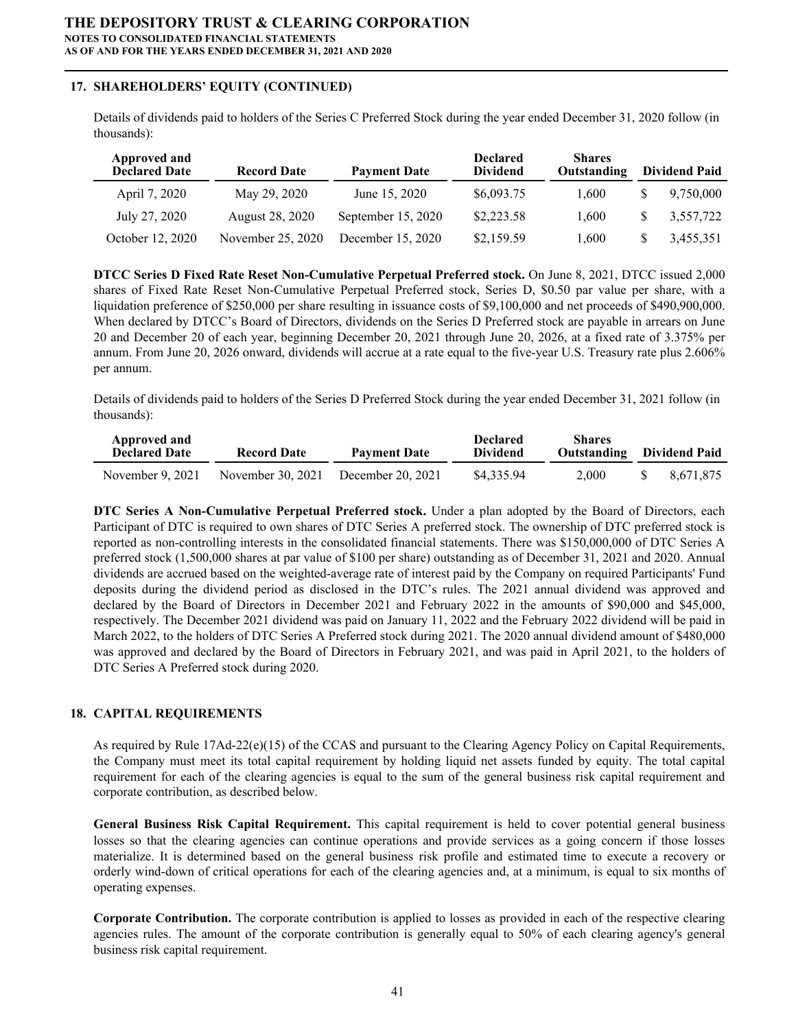## 17. SHAREHOLDERS' EQUITY (CONTINUED)

Details of dividends paid to holders of the Series C Preferred Stock during the year ended December 31, 2020 follow (in thousands):

| Approved and Declared Date | Record Date | Payment Date | Declared Dividend | Shares Outstanding | Dividend Paid |
|---|---|---|---|---|---|
| April 7, 2020 | May 29, 2020 | June 15, 2020 | $6,093.75 | 1,600 | $ 9,750,000 |
| July 27, 2020 | August 28, 2020 | September 15, 2020 | $2,223.58 | 1,600 | $ 3,557,722 |
| October 12, 2020 | November 25, 2020 | December 15, 2020 | $2,159.59 | 1,600 | $ 3,455,351 |

**DTCC Series D Fixed Rate Reset Non-Cumulative Perpetual Preferred stock.** On June 8, 2021, DTCC issued 2,000 shares of Fixed Rate Reset Non-Cumulative Perpetual Preferred stock, Series D, \$0.50 par value per share, with a liquidation preference of \$250,000 per share resulting in issuance costs of \$9,100,000 and net proceeds of \$490,900,000. When declared by DTCC's Board of Directors, dividends on the Series D Preferred stock are payable in arrears on June 20 and December 20 of each year, beginning December 20, 2021 through June 20, 2026, at a fixed rate of 3.375% per annum. From June 20, 2026 onward, dividends will accrue at a rate equal to the five-year U.S. Treasury rate plus 2.606% per annum.

Details of dividends paid to holders of the Series D Preferred Stock during the year ended December 31, 2021 follow (in thousands):

| Approved and Declared Date | Record Date | Payment Date | Declared Dividend | Shares Outstanding | Dividend Paid |
|---|---|---|---|---|---|
| November 9, 2021 | November 30, 2021 | December 20, 2021 | $4,335.94 | 2,000 | $ 8,671,875 |

**DTC Series A Non-Cumulative Perpetual Preferred stock.** Under a plan adopted by the Board of Directors, each Participant of DTC is required to own shares of DTC Series A preferred stock. The ownership of DTC preferred stock is reported as non-controlling interests in the consolidated financial statements. There was \$150,000,000 of DTC Series A preferred stock (1,500,000 shares at par value of \$100 per share) outstanding as of December 31, 2021 and 2020. Annual dividends are accrued based on the weighted-average rate of interest paid by the Company on required Participants' Fund deposits during the dividend period as disclosed in the DTC's rules. The 2021 annual dividend was approved and declared by the Board of Directors in December 2021 and February 2022 in the amounts of \$90,000 and \$45,000, respectively. The December 2021 dividend was paid on January 11, 2022 and the February 2022 dividend will be paid in March 2022, to the holders of DTC Series A Preferred stock during 2021. The 2020 annual dividend amount of \$480,000 was approved and declared by the Board of Directors in February 2021, and was paid in April 2021, to the holders of DTC Series A Preferred stock during 2020.

## 18. CAPITAL REQUIREMENTS

As required by Rule 17Ad-22(e)(15) of the CCAS and pursuant to the Clearing Agency Policy on Capital Requirements, the Company must meet its total capital requirement by holding liquid net assets funded by equity. The total capital requirement for each of the clearing agencies is equal to the sum of the general business risk capital requirement and corporate contribution, as described below.

**General Business Risk Capital Requirement.** This capital requirement is held to cover potential general business losses so that the clearing agencies can continue operations and provide services as a going concern if those losses materialize. It is determined based on the general business risk profile and estimated time to execute a recovery or orderly wind-down of critical operations for each of the clearing agencies and, at a minimum, is equal to six months of operating expenses.

**Corporate Contribution.** The corporate contribution is applied to losses as provided in each of the respective clearing agencies rules. The amount of the corporate contribution is generally equal to 50% of each clearing agency's general business risk capital requirement.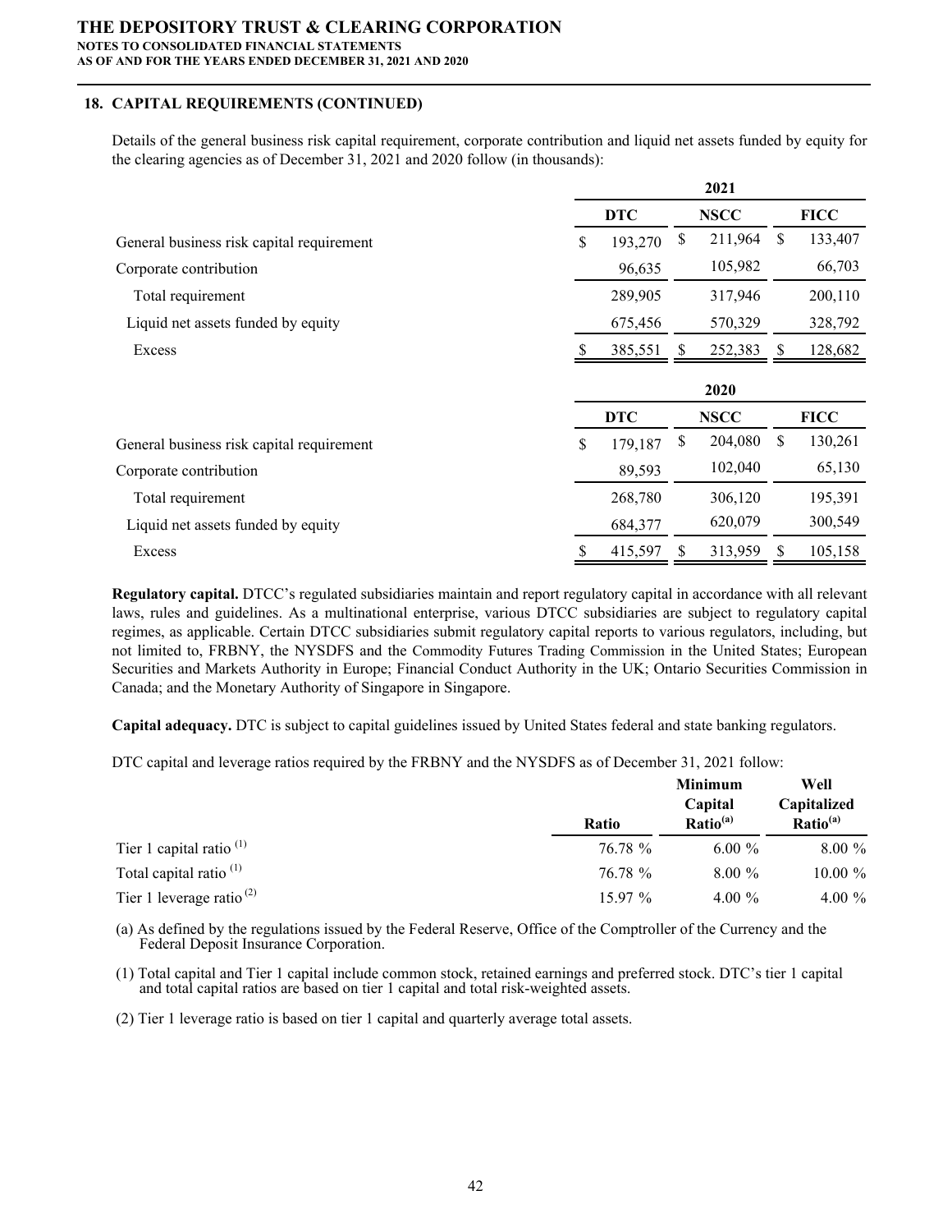## 18. CAPITAL REQUIREMENTS (CONTINUED)

Details of the general business risk capital requirement, corporate contribution and liquid net assets funded by equity for the clearing agencies as of December 31, 2021 and 2020 follow (in thousands):

| | 2021 | | |
|---|---|---|---|
| | DTC | NSCC | FICC |
| General business risk capital requirement | $ 193,270 | $ 211,964 | $ 133,407 |
| Corporate contribution | 96,635 | 105,982 | 66,703 |
| Total requirement | 289,905 | 317,946 | 200,110 |
| Liquid net assets funded by equity | 675,456 | 570,329 | 328,792 |
| Excess | $ 385,551 | $ 252,383 | $ 128,682 |

| | 2020 | | |
|---|---|---|---|
| | DTC | NSCC | FICC |
| General business risk capital requirement | $ 179,187 | $ 204,080 | $ 130,261 |
| Corporate contribution | 89,593 | 102,040 | 65,130 |
| Total requirement | 268,780 | 306,120 | 195,391 |
| Liquid net assets funded by equity | 684,377 | 620,079 | 300,549 |
| Excess | $ 415,597 | $ 313,959 | $ 105,158 |

**Regulatory capital.** DTCC's regulated subsidiaries maintain and report regulatory capital in accordance with all relevant laws, rules and guidelines. As a multinational enterprise, various DTCC subsidiaries are subject to regulatory capital regimes, as applicable. Certain DTCC subsidiaries submit regulatory capital reports to various regulators, including, but not limited to, FRBNY, the NYSDFS and the Commodity Futures Trading Commission in the United States; European Securities and Markets Authority in Europe; Financial Conduct Authority in the UK; Ontario Securities Commission in Canada; and the Monetary Authority of Singapore in Singapore.

**Capital adequacy.** DTC is subject to capital guidelines issued by United States federal and state banking regulators.

DTC capital and leverage ratios required by the FRBNY and the NYSDFS as of December 31, 2021 follow:

| | Ratio | Minimum Capital Ratio[(a)] | Well Capitalized Ratio[(a)] |
|---|---|---|---|
| Tier 1 capital ratio [(1)] | 76.78 % | 6.00 % | 8.00 % |
| Total capital ratio [(1)] | 76.78 % | 8.00 % | 10.00 % |
| Tier 1 leverage ratio [(2)] | 15.97 % | 4.00 % | 4.00 % |

(a) As defined by the regulations issued by the Federal Reserve, Office of the Comptroller of the Currency and the Federal Deposit Insurance Corporation.

(1) Total capital and Tier 1 capital include common stock, retained earnings and preferred stock. DTC's tier 1 capital and total capital ratios are based on tier 1 capital and total risk-weighted assets.

(2) Tier 1 leverage ratio is based on tier 1 capital and quarterly average total assets.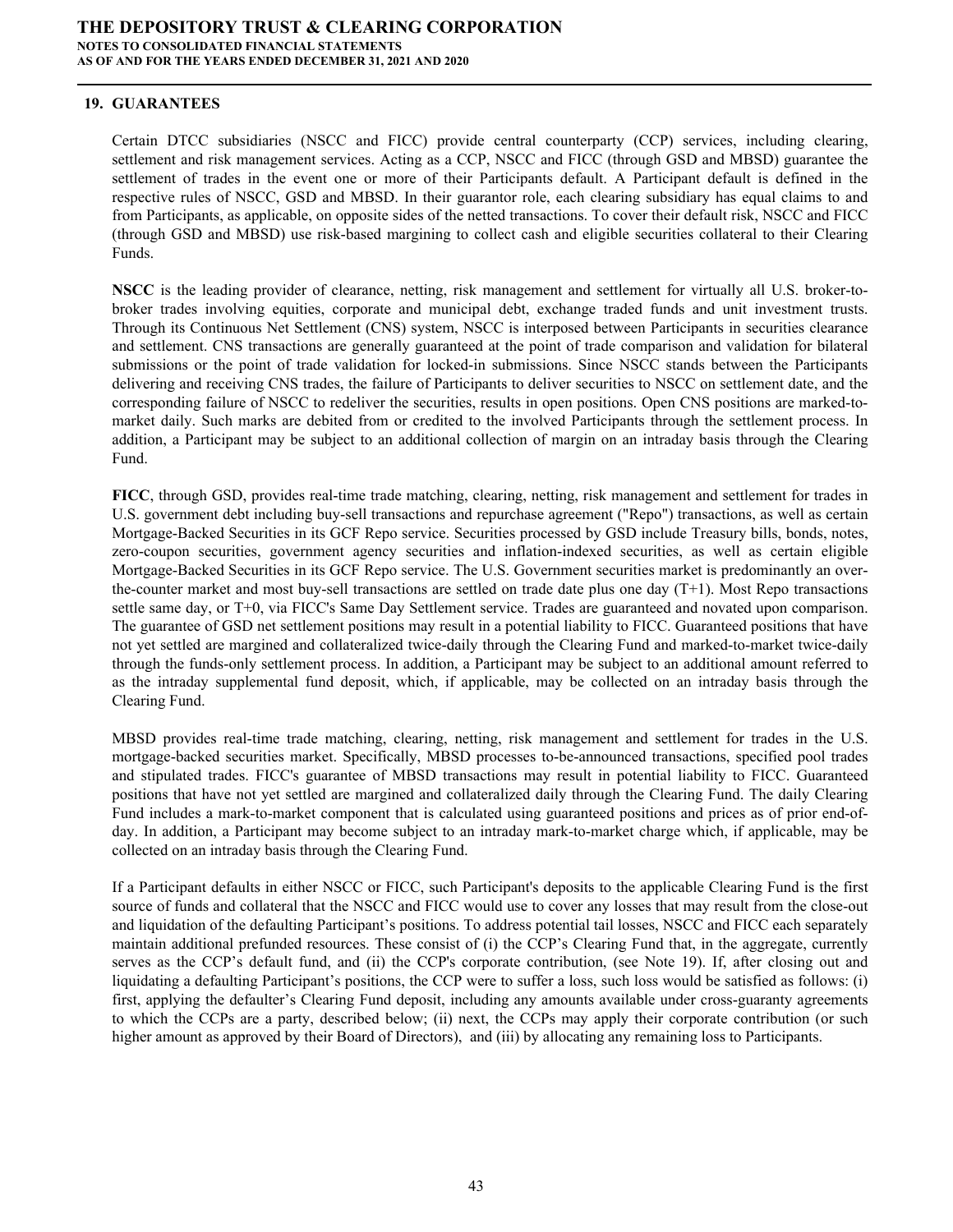## 19. GUARANTEES

Certain DTCC subsidiaries (NSCC and FICC) provide central counterparty (CCP) services, including clearing, settlement and risk management services. Acting as a CCP, NSCC and FICC (through GSD and MBSD) guarantee the settlement of trades in the event one or more of their Participants default. A Participant default is defined in the respective rules of NSCC, GSD and MBSD. In their guarantor role, each clearing subsidiary has equal claims to and from Participants, as applicable, on opposite sides of the netted transactions. To cover their default risk, NSCC and FICC (through GSD and MBSD) use risk-based margining to collect cash and eligible securities collateral to their Clearing Funds.

**NSCC** is the leading provider of clearance, netting, risk management and settlement for virtually all U.S. broker-to-broker trades involving equities, corporate and municipal debt, exchange traded funds and unit investment trusts. Through its Continuous Net Settlement (CNS) system, NSCC is interposed between Participants in securities clearance and settlement. CNS transactions are generally guaranteed at the point of trade comparison and validation for bilateral submissions or the point of trade validation for locked-in submissions. Since NSCC stands between the Participants delivering and receiving CNS trades, the failure of Participants to deliver securities to NSCC on settlement date, and the corresponding failure of NSCC to redeliver the securities, results in open positions. Open CNS positions are marked-to-market daily. Such marks are debited from or credited to the involved Participants through the settlement process. In addition, a Participant may be subject to an additional collection of margin on an intraday basis through the Clearing Fund.

**FICC**, through GSD, provides real-time trade matching, clearing, netting, risk management and settlement for trades in U.S. government debt including buy-sell transactions and repurchase agreement ("Repo") transactions, as well as certain Mortgage-Backed Securities in its GCF Repo service. Securities processed by GSD include Treasury bills, bonds, notes, zero-coupon securities, government agency securities and inflation-indexed securities, as well as certain eligible Mortgage-Backed Securities in its GCF Repo service. The U.S. Government securities market is predominantly an over-the-counter market and most buy-sell transactions are settled on trade date plus one day (T+1). Most Repo transactions settle same day, or T+0, via FICC's Same Day Settlement service. Trades are guaranteed and novated upon comparison. The guarantee of GSD net settlement positions may result in a potential liability to FICC. Guaranteed positions that have not yet settled are margined and collateralized twice-daily through the Clearing Fund and marked-to-market twice-daily through the funds-only settlement process. In addition, a Participant may be subject to an additional amount referred to as the intraday supplemental fund deposit, which, if applicable, may be collected on an intraday basis through the Clearing Fund.

MBSD provides real-time trade matching, clearing, netting, risk management and settlement for trades in the U.S. mortgage-backed securities market. Specifically, MBSD processes to-be-announced transactions, specified pool trades and stipulated trades. FICC's guarantee of MBSD transactions may result in potential liability to FICC. Guaranteed positions that have not yet settled are margined and collateralized daily through the Clearing Fund. The daily Clearing Fund includes a mark-to-market component that is calculated using guaranteed positions and prices as of prior end-of-day. In addition, a Participant may become subject to an intraday mark-to-market charge which, if applicable, may be collected on an intraday basis through the Clearing Fund.

If a Participant defaults in either NSCC or FICC, such Participant's deposits to the applicable Clearing Fund is the first source of funds and collateral that the NSCC and FICC would use to cover any losses that may result from the close-out and liquidation of the defaulting Participant's positions. To address potential tail losses, NSCC and FICC each separately maintain additional prefunded resources. These consist of (i) the CCP's Clearing Fund that, in the aggregate, currently serves as the CCP's default fund, and (ii) the CCP's corporate contribution, (see Note 19). If, after closing out and liquidating a defaulting Participant's positions, the CCP were to suffer a loss, such loss would be satisfied as follows: (i) first, applying the defaulter's Clearing Fund deposit, including any amounts available under cross-guaranty agreements to which the CCPs are a party, described below; (ii) next, the CCPs may apply their corporate contribution (or such higher amount as approved by their Board of Directors), and (iii) by allocating any remaining loss to Participants.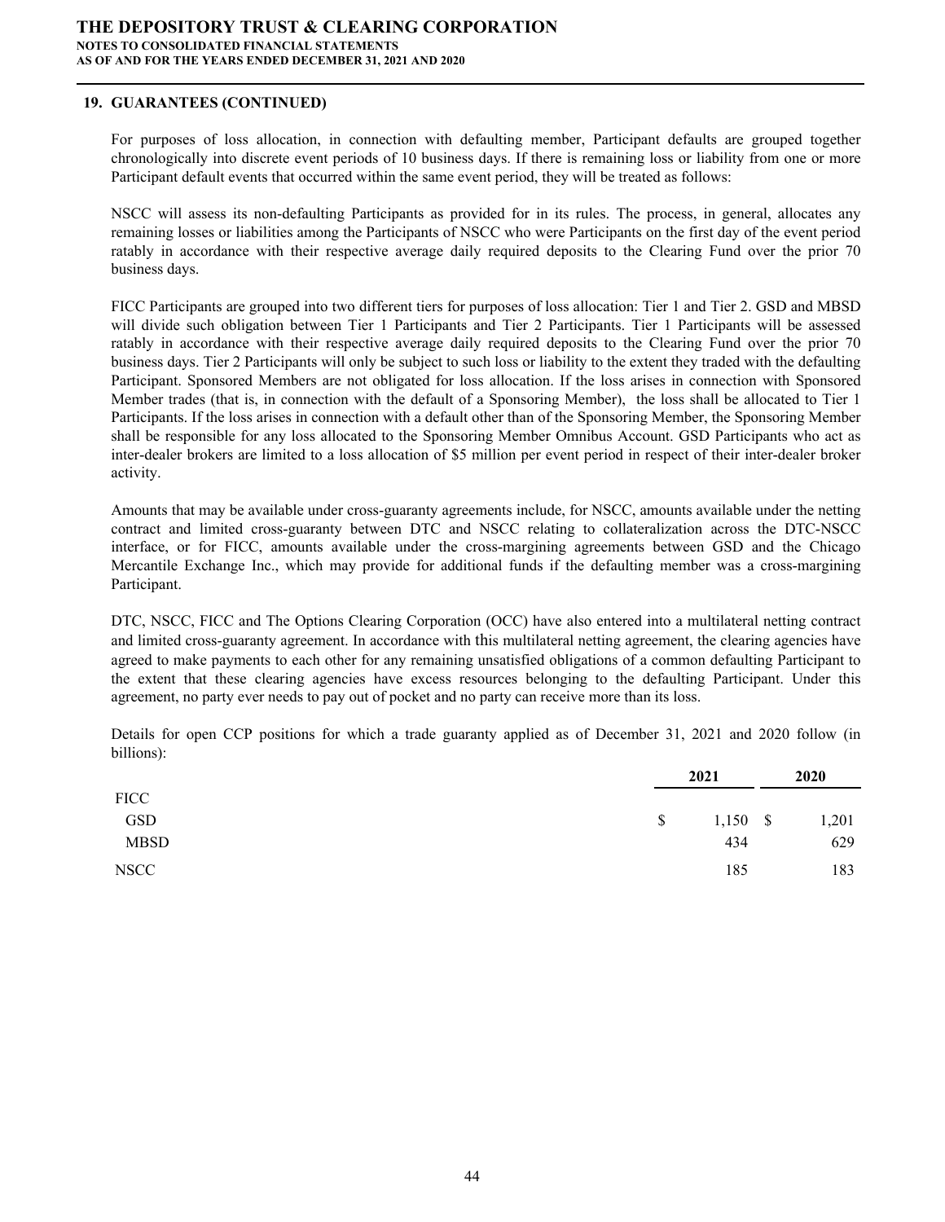## 19. GUARANTEES (CONTINUED)

For purposes of loss allocation, in connection with defaulting member, Participant defaults are grouped together chronologically into discrete event periods of 10 business days. If there is remaining loss or liability from one or more Participant default events that occurred within the same event period, they will be treated as follows:

NSCC will assess its non-defaulting Participants as provided for in its rules. The process, in general, allocates any remaining losses or liabilities among the Participants of NSCC who were Participants on the first day of the event period ratably in accordance with their respective average daily required deposits to the Clearing Fund over the prior 70 business days.

FICC Participants are grouped into two different tiers for purposes of loss allocation: Tier 1 and Tier 2. GSD and MBSD will divide such obligation between Tier 1 Participants and Tier 2 Participants. Tier 1 Participants will be assessed ratably in accordance with their respective average daily required deposits to the Clearing Fund over the prior 70 business days. Tier 2 Participants will only be subject to such loss or liability to the extent they traded with the defaulting Participant. Sponsored Members are not obligated for loss allocation. If the loss arises in connection with Sponsored Member trades (that is, in connection with the default of a Sponsoring Member), the loss shall be allocated to Tier 1 Participants. If the loss arises in connection with a default other than of the Sponsoring Member, the Sponsoring Member shall be responsible for any loss allocated to the Sponsoring Member Omnibus Account. GSD Participants who act as inter-dealer brokers are limited to a loss allocation of $5 million per event period in respect of their inter-dealer broker activity.

Amounts that may be available under cross-guaranty agreements include, for NSCC, amounts available under the netting contract and limited cross-guaranty between DTC and NSCC relating to collateralization across the DTC-NSCC interface, or for FICC, amounts available under the cross-margining agreements between GSD and the Chicago Mercantile Exchange Inc., which may provide for additional funds if the defaulting member was a cross-margining Participant.

DTC, NSCC, FICC and The Options Clearing Corporation (OCC) have also entered into a multilateral netting contract and limited cross-guaranty agreement. In accordance with this multilateral netting agreement, the clearing agencies have agreed to make payments to each other for any remaining unsatisfied obligations of a common defaulting Participant to the extent that these clearing agencies have excess resources belonging to the defaulting Participant. Under this agreement, no party ever needs to pay out of pocket and no party can receive more than its loss.

Details for open CCP positions for which a trade guaranty applied as of December 31, 2021 and 2020 follow (in billions):

| | 2021 | 2020 |
|---|---|---|
| FICC | | |
| GSD | $ 1,150 | $ 1,201 |
| MBSD | 434 | 629 |
| NSCC | 185 | 183 |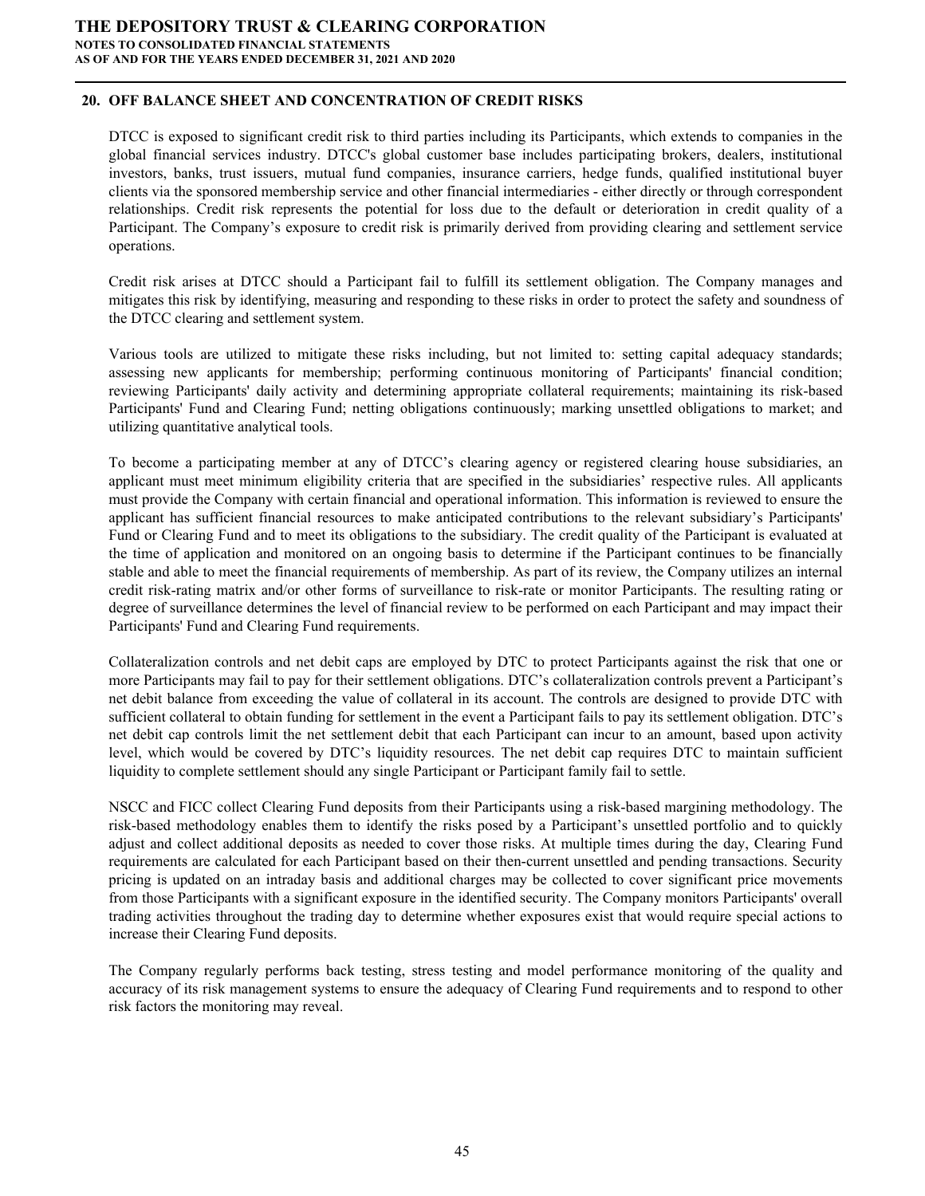## 20. OFF BALANCE SHEET AND CONCENTRATION OF CREDIT RISKS

DTCC is exposed to significant credit risk to third parties including its Participants, which extends to companies in the global financial services industry. DTCC's global customer base includes participating brokers, dealers, institutional investors, banks, trust issuers, mutual fund companies, insurance carriers, hedge funds, qualified institutional buyer clients via the sponsored membership service and other financial intermediaries - either directly or through correspondent relationships. Credit risk represents the potential for loss due to the default or deterioration in credit quality of a Participant. The Company's exposure to credit risk is primarily derived from providing clearing and settlement service operations.

Credit risk arises at DTCC should a Participant fail to fulfill its settlement obligation. The Company manages and mitigates this risk by identifying, measuring and responding to these risks in order to protect the safety and soundness of the DTCC clearing and settlement system.

Various tools are utilized to mitigate these risks including, but not limited to: setting capital adequacy standards; assessing new applicants for membership; performing continuous monitoring of Participants' financial condition; reviewing Participants' daily activity and determining appropriate collateral requirements; maintaining its risk-based Participants' Fund and Clearing Fund; netting obligations continuously; marking unsettled obligations to market; and utilizing quantitative analytical tools.

To become a participating member at any of DTCC's clearing agency or registered clearing house subsidiaries, an applicant must meet minimum eligibility criteria that are specified in the subsidiaries' respective rules. All applicants must provide the Company with certain financial and operational information. This information is reviewed to ensure the applicant has sufficient financial resources to make anticipated contributions to the relevant subsidiary's Participants' Fund or Clearing Fund and to meet its obligations to the subsidiary. The credit quality of the Participant is evaluated at the time of application and monitored on an ongoing basis to determine if the Participant continues to be financially stable and able to meet the financial requirements of membership. As part of its review, the Company utilizes an internal credit risk-rating matrix and/or other forms of surveillance to risk-rate or monitor Participants. The resulting rating or degree of surveillance determines the level of financial review to be performed on each Participant and may impact their Participants' Fund and Clearing Fund requirements.

Collateralization controls and net debit caps are employed by DTC to protect Participants against the risk that one or more Participants may fail to pay for their settlement obligations. DTC's collateralization controls prevent a Participant's net debit balance from exceeding the value of collateral in its account. The controls are designed to provide DTC with sufficient collateral to obtain funding for settlement in the event a Participant fails to pay its settlement obligation. DTC's net debit cap controls limit the net settlement debit that each Participant can incur to an amount, based upon activity level, which would be covered by DTC's liquidity resources. The net debit cap requires DTC to maintain sufficient liquidity to complete settlement should any single Participant or Participant family fail to settle.

NSCC and FICC collect Clearing Fund deposits from their Participants using a risk-based margining methodology. The risk-based methodology enables them to identify the risks posed by a Participant's unsettled portfolio and to quickly adjust and collect additional deposits as needed to cover those risks. At multiple times during the day, Clearing Fund requirements are calculated for each Participant based on their then-current unsettled and pending transactions. Security pricing is updated on an intraday basis and additional charges may be collected to cover significant price movements from those Participants with a significant exposure in the identified security. The Company monitors Participants' overall trading activities throughout the trading day to determine whether exposures exist that would require special actions to increase their Clearing Fund deposits.

The Company regularly performs back testing, stress testing and model performance monitoring of the quality and accuracy of its risk management systems to ensure the adequacy of Clearing Fund requirements and to respond to other risk factors the monitoring may reveal.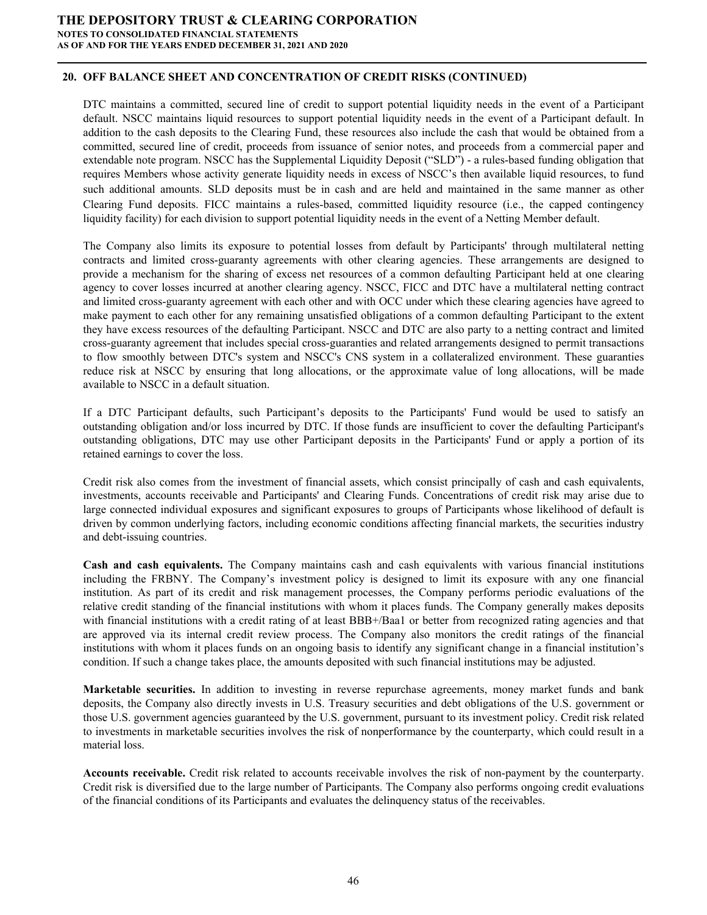## 20. OFF BALANCE SHEET AND CONCENTRATION OF CREDIT RISKS (CONTINUED)

DTC maintains a committed, secured line of credit to support potential liquidity needs in the event of a Participant default. NSCC maintains liquid resources to support potential liquidity needs in the event of a Participant default. In addition to the cash deposits to the Clearing Fund, these resources also include the cash that would be obtained from a committed, secured line of credit, proceeds from issuance of senior notes, and proceeds from a commercial paper and extendable note program. NSCC has the Supplemental Liquidity Deposit ("SLD") - a rules-based funding obligation that requires Members whose activity generate liquidity needs in excess of NSCC's then available liquid resources, to fund such additional amounts. SLD deposits must be in cash and are held and maintained in the same manner as other Clearing Fund deposits. FICC maintains a rules-based, committed liquidity resource (i.e., the capped contingency liquidity facility) for each division to support potential liquidity needs in the event of a Netting Member default.

The Company also limits its exposure to potential losses from default by Participants' through multilateral netting contracts and limited cross-guaranty agreements with other clearing agencies. These arrangements are designed to provide a mechanism for the sharing of excess net resources of a common defaulting Participant held at one clearing agency to cover losses incurred at another clearing agency. NSCC, FICC and DTC have a multilateral netting contract and limited cross-guaranty agreement with each other and with OCC under which these clearing agencies have agreed to make payment to each other for any remaining unsatisfied obligations of a common defaulting Participant to the extent they have excess resources of the defaulting Participant. NSCC and DTC are also party to a netting contract and limited cross-guaranty agreement that includes special cross-guaranties and related arrangements designed to permit transactions to flow smoothly between DTC's system and NSCC's CNS system in a collateralized environment. These guaranties reduce risk at NSCC by ensuring that long allocations, or the approximate value of long allocations, will be made available to NSCC in a default situation.

If a DTC Participant defaults, such Participant's deposits to the Participants' Fund would be used to satisfy an outstanding obligation and/or loss incurred by DTC. If those funds are insufficient to cover the defaulting Participant's outstanding obligations, DTC may use other Participant deposits in the Participants' Fund or apply a portion of its retained earnings to cover the loss.

Credit risk also comes from the investment of financial assets, which consist principally of cash and cash equivalents, investments, accounts receivable and Participants' and Clearing Funds. Concentrations of credit risk may arise due to large connected individual exposures and significant exposures to groups of Participants whose likelihood of default is driven by common underlying factors, including economic conditions affecting financial markets, the securities industry and debt-issuing countries.

**Cash and cash equivalents.** The Company maintains cash and cash equivalents with various financial institutions including the FRBNY. The Company's investment policy is designed to limit its exposure with any one financial institution. As part of its credit and risk management processes, the Company performs periodic evaluations of the relative credit standing of the financial institutions with whom it places funds. The Company generally makes deposits with financial institutions with a credit rating of at least BBB+/Baa1 or better from recognized rating agencies and that are approved via its internal credit review process. The Company also monitors the credit ratings of the financial institutions with whom it places funds on an ongoing basis to identify any significant change in a financial institution's condition. If such a change takes place, the amounts deposited with such financial institutions may be adjusted.

**Marketable securities.** In addition to investing in reverse repurchase agreements, money market funds and bank deposits, the Company also directly invests in U.S. Treasury securities and debt obligations of the U.S. government or those U.S. government agencies guaranteed by the U.S. government, pursuant to its investment policy. Credit risk related to investments in marketable securities involves the risk of nonperformance by the counterparty, which could result in a material loss.

**Accounts receivable.** Credit risk related to accounts receivable involves the risk of non-payment by the counterparty. Credit risk is diversified due to the large number of Participants. The Company also performs ongoing credit evaluations of the financial conditions of its Participants and evaluates the delinquency status of the receivables.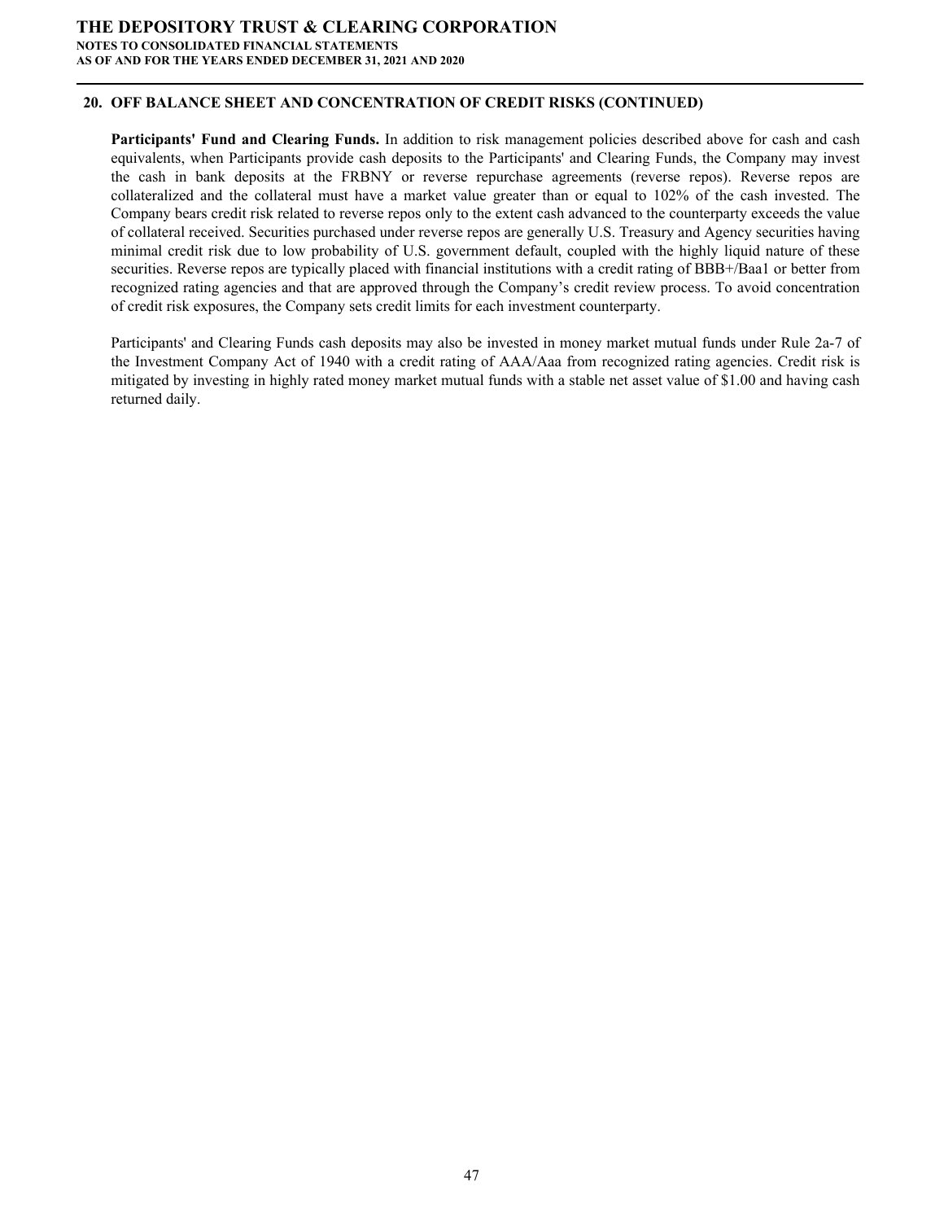## 20. OFF BALANCE SHEET AND CONCENTRATION OF CREDIT RISKS (CONTINUED)

**Participants' Fund and Clearing Funds.** In addition to risk management policies described above for cash and cash equivalents, when Participants provide cash deposits to the Participants' and Clearing Funds, the Company may invest the cash in bank deposits at the FRBNY or reverse repurchase agreements (reverse repos). Reverse repos are collateralized and the collateral must have a market value greater than or equal to 102% of the cash invested. The Company bears credit risk related to reverse repos only to the extent cash advanced to the counterparty exceeds the value of collateral received. Securities purchased under reverse repos are generally U.S. Treasury and Agency securities having minimal credit risk due to low probability of U.S. government default, coupled with the highly liquid nature of these securities. Reverse repos are typically placed with financial institutions with a credit rating of BBB+/Baa1 or better from recognized rating agencies and that are approved through the Company's credit review process. To avoid concentration of credit risk exposures, the Company sets credit limits for each investment counterparty.

Participants' and Clearing Funds cash deposits may also be invested in money market mutual funds under Rule 2a-7 of the Investment Company Act of 1940 with a credit rating of AAA/Aaa from recognized rating agencies. Credit risk is mitigated by investing in highly rated money market mutual funds with a stable net asset value of $1.00 and having cash returned daily.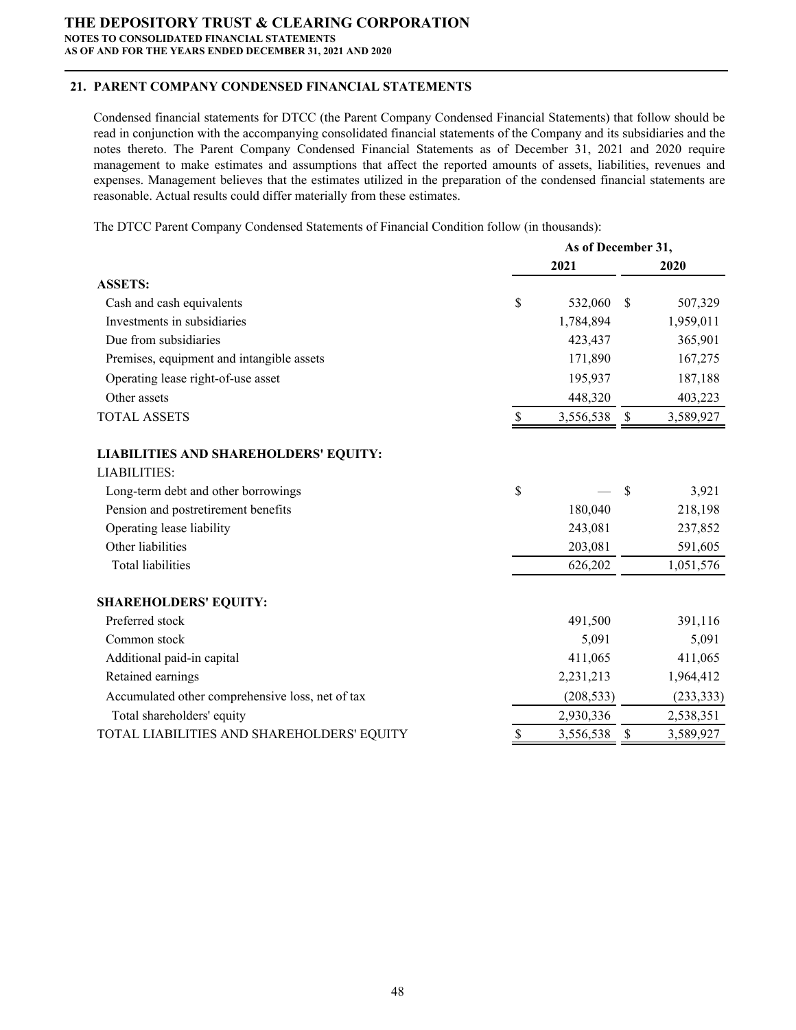## 21. PARENT COMPANY CONDENSED FINANCIAL STATEMENTS

Condensed financial statements for DTCC (the Parent Company Condensed Financial Statements) that follow should be read in conjunction with the accompanying consolidated financial statements of the Company and its subsidiaries and the notes thereto. The Parent Company Condensed Financial Statements as of December 31, 2021 and 2020 require management to make estimates and assumptions that affect the reported amounts of assets, liabilities, revenues and expenses. Management believes that the estimates utilized in the preparation of the condensed financial statements are reasonable. Actual results could differ materially from these estimates.

The DTCC Parent Company Condensed Statements of Financial Condition follow (in thousands):

| | As of December 31, | |
|---|---|---|
| | 2021 | 2020 |
| **ASSETS:** | | |
| Cash and cash equivalents | $ 532,060 | $ 507,329 |
| Investments in subsidiaries | 1,784,894 | 1,959,011 |
| Due from subsidiaries | 423,437 | 365,901 |
| Premises, equipment and intangible assets | 171,890 | 167,275 |
| Operating lease right-of-use asset | 195,937 | 187,188 |
| Other assets | 448,320 | 403,223 |
| TOTAL ASSETS | $ 3,556,538 | $ 3,589,927 |
| **LIABILITIES AND SHAREHOLDERS' EQUITY:** | | |
| LIABILITIES: | | |
| Long-term debt and other borrowings | $ — | $ 3,921 |
| Pension and postretirement benefits | 180,040 | 218,198 |
| Operating lease liability | 243,081 | 237,852 |
| Other liabilities | 203,081 | 591,605 |
| Total liabilities | 626,202 | 1,051,576 |
| **SHAREHOLDERS' EQUITY:** | | |
| Preferred stock | 491,500 | 391,116 |
| Common stock | 5,091 | 5,091 |
| Additional paid-in capital | 411,065 | 411,065 |
| Retained earnings | 2,231,213 | 1,964,412 |
| Accumulated other comprehensive loss, net of tax | (208,533) | (233,333) |
| Total shareholders' equity | 2,930,336 | 2,538,351 |
| TOTAL LIABILITIES AND SHAREHOLDERS' EQUITY | $ 3,556,538 | $ 3,589,927 |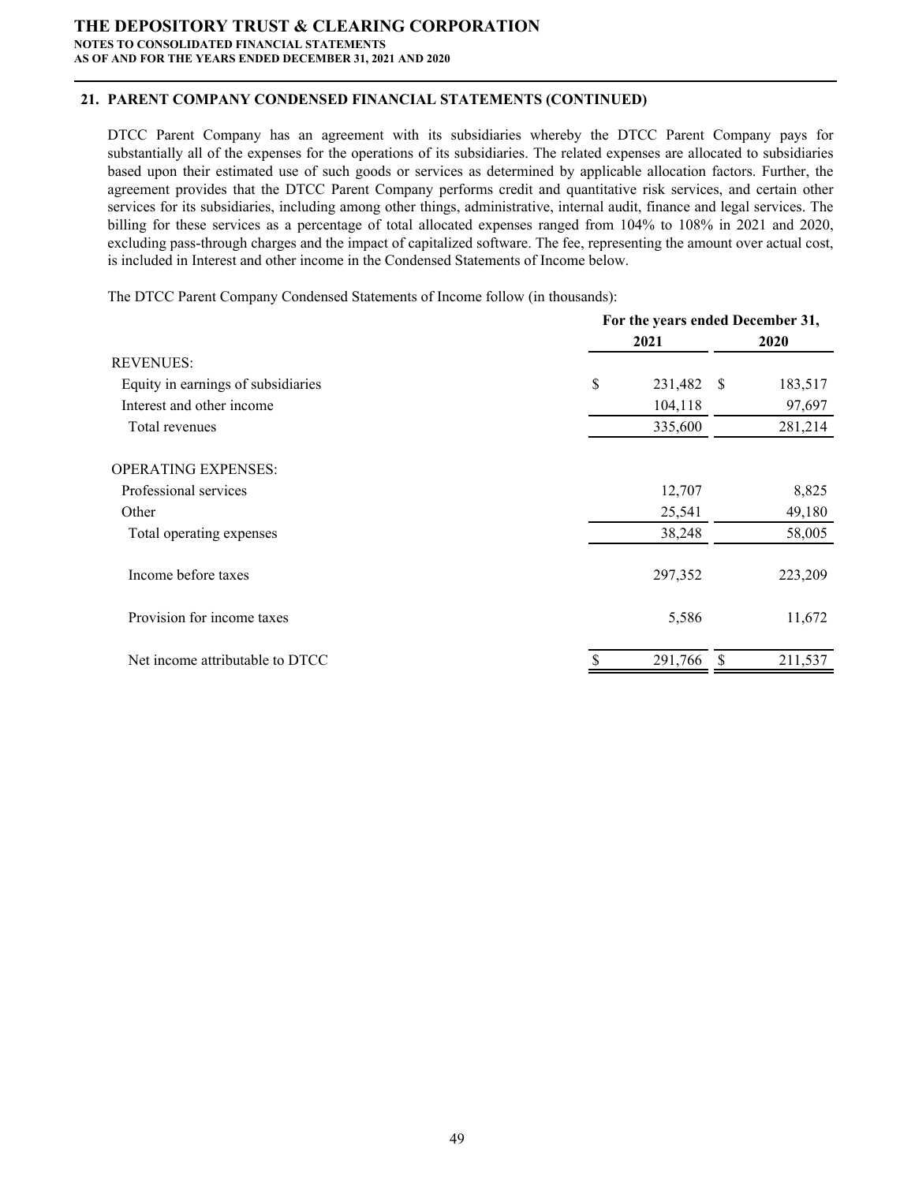## 21. PARENT COMPANY CONDENSED FINANCIAL STATEMENTS (CONTINUED)

DTCC Parent Company has an agreement with its subsidiaries whereby the DTCC Parent Company pays for substantially all of the expenses for the operations of its subsidiaries. The related expenses are allocated to subsidiaries based upon their estimated use of such goods or services as determined by applicable allocation factors. Further, the agreement provides that the DTCC Parent Company performs credit and quantitative risk services, and certain other services for its subsidiaries, including among other things, administrative, internal audit, finance and legal services. The billing for these services as a percentage of total allocated expenses ranged from 104% to 108% in 2021 and 2020, excluding pass-through charges and the impact of capitalized software. The fee, representing the amount over actual cost, is included in Interest and other income in the Condensed Statements of Income below.

The DTCC Parent Company Condensed Statements of Income follow (in thousands):

| | For the years ended December 31, | |
|---|---|---|
| | 2021 | 2020 |
| REVENUES: | | |
| Equity in earnings of subsidiaries | $ 231,482 | $ 183,517 |
| Interest and other income | 104,118 | 97,697 |
| Total revenues | 335,600 | 281,214 |
| OPERATING EXPENSES: | | |
| Professional services | 12,707 | 8,825 |
| Other | 25,541 | 49,180 |
| Total operating expenses | 38,248 | 58,005 |
| Income before taxes | 297,352 | 223,209 |
| Provision for income taxes | 5,586 | 11,672 |
| Net income attributable to DTCC | $ 291,766 | $ 211,537 |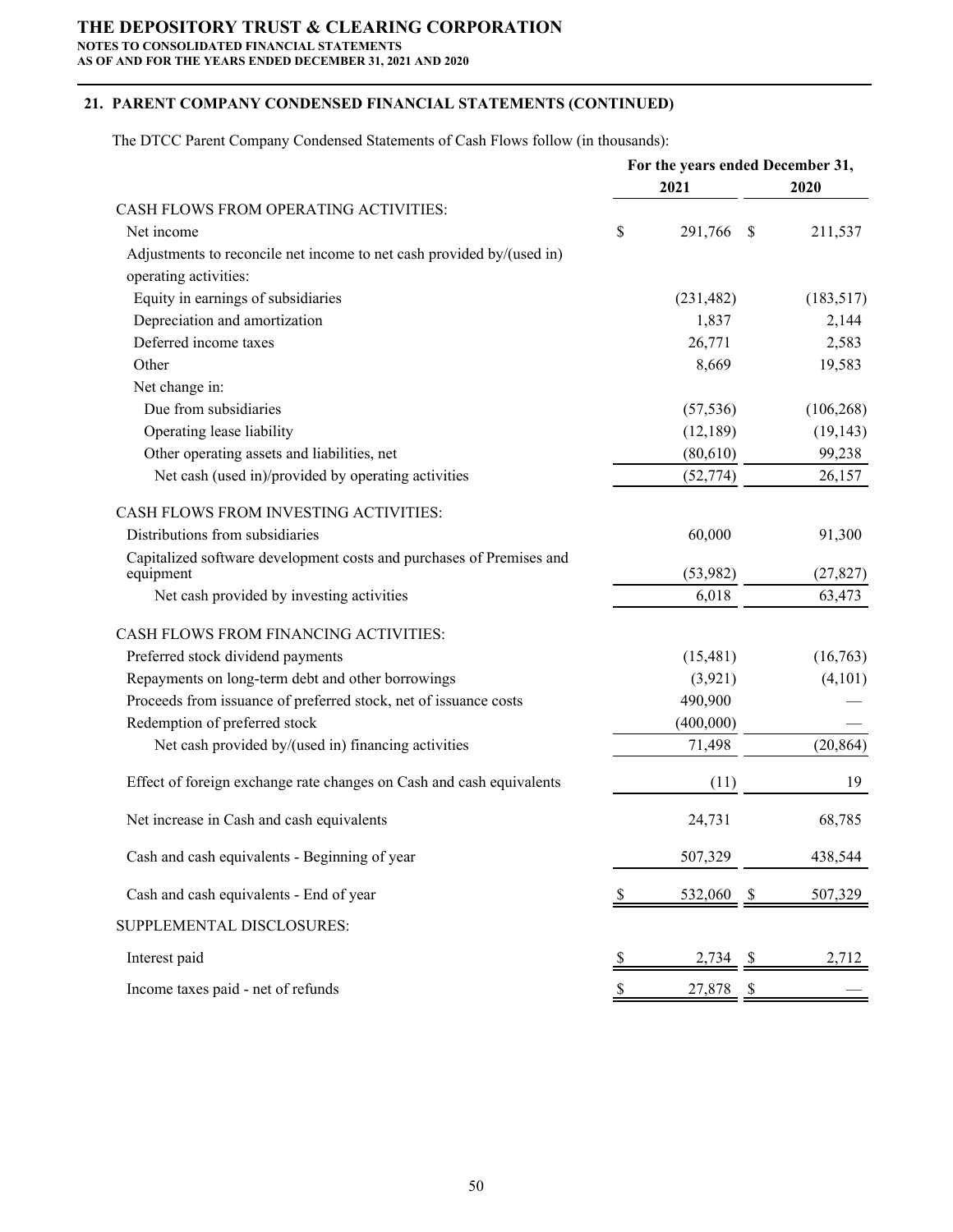## 21. PARENT COMPANY CONDENSED FINANCIAL STATEMENTS (CONTINUED)

The DTCC Parent Company Condensed Statements of Cash Flows follow (in thousands):

| | For the years ended December 31, | |
|---|---|---|
| | 2021 | 2020 |
| CASH FLOWS FROM OPERATING ACTIVITIES: | | |
| Net income | $ 291,766 | $ 211,537 |
| Adjustments to reconcile net income to net cash provided by/(used in) operating activities: | | |
| Equity in earnings of subsidiaries | (231,482) | (183,517) |
| Depreciation and amortization | 1,837 | 2,144 |
| Deferred income taxes | 26,771 | 2,583 |
| Other | 8,669 | 19,583 |
| Net change in: | | |
| Due from subsidiaries | (57,536) | (106,268) |
| Operating lease liability | (12,189) | (19,143) |
| Other operating assets and liabilities, net | (80,610) | 99,238 |
| Net cash (used in)/provided by operating activities | (52,774) | 26,157 |
| CASH FLOWS FROM INVESTING ACTIVITIES: | | |
| Distributions from subsidiaries | 60,000 | 91,300 |
| Capitalized software development costs and purchases of Premises and equipment | (53,982) | (27,827) |
| Net cash provided by investing activities | 6,018 | 63,473 |
| CASH FLOWS FROM FINANCING ACTIVITIES: | | |
| Preferred stock dividend payments | (15,481) | (16,763) |
| Repayments on long-term debt and other borrowings | (3,921) | (4,101) |
| Proceeds from issuance of preferred stock, net of issuance costs | 490,900 | — |
| Redemption of preferred stock | (400,000) | — |
| Net cash provided by/(used in) financing activities | 71,498 | (20,864) |
| Effect of foreign exchange rate changes on Cash and cash equivalents | (11) | 19 |
| Net increase in Cash and cash equivalents | 24,731 | 68,785 |
| Cash and cash equivalents - Beginning of year | 507,329 | 438,544 |
| Cash and cash equivalents - End of year | $ 532,060 | $ 507,329 |
| SUPPLEMENTAL DISCLOSURES: | | |
| Interest paid | $ 2,734 | $ 2,712 |
| Income taxes paid - net of refunds | $ 27,878 | $ — |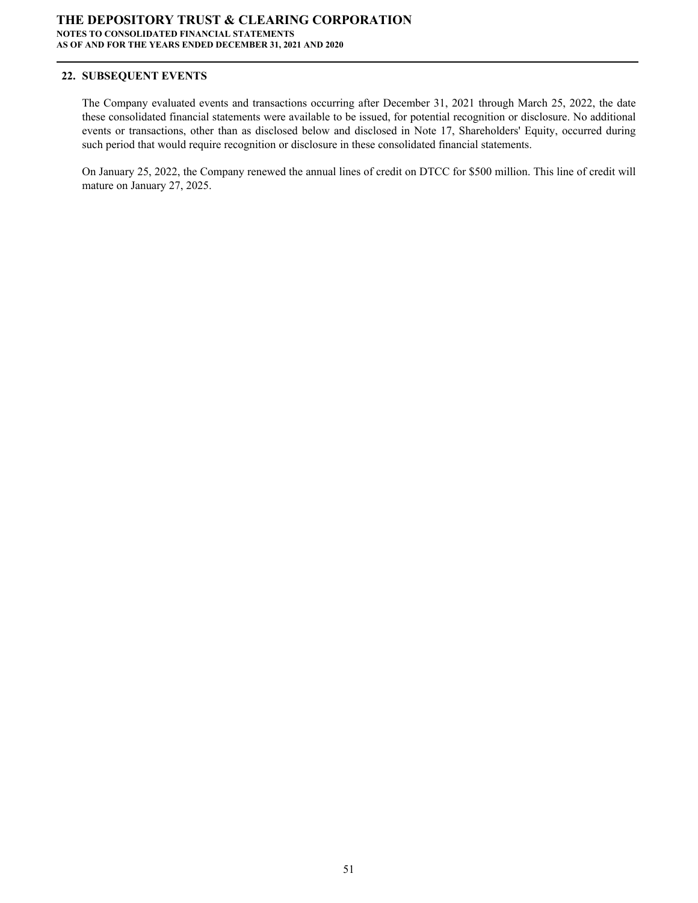## 22. SUBSEQUENT EVENTS

The Company evaluated events and transactions occurring after December 31, 2021 through March 25, 2022, the date these consolidated financial statements were available to be issued, for potential recognition or disclosure. No additional events or transactions, other than as disclosed below and disclosed in Note 17, Shareholders' Equity, occurred during such period that would require recognition or disclosure in these consolidated financial statements.

On January 25, 2022, the Company renewed the annual lines of credit on DTCC for $500 million. This line of credit will mature on January 27, 2025.